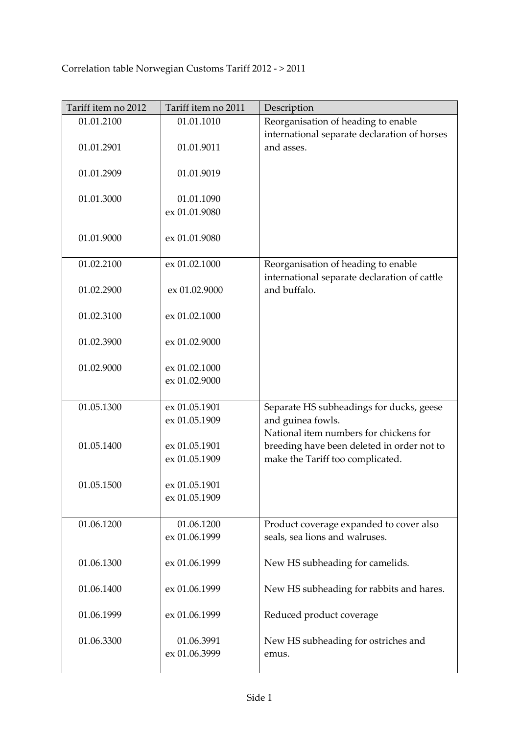Correlation table Norwegian Customs Tariff 2012 - > 2011

| Tariff item no 2012 | Tariff item no 2011 | Description |
|---|---|---|
| 01.01.2100 | 01.01.1010 | Reorganisation of heading to enable international separate declaration of horses and asses. |
| 01.01.2901 | 01.01.9011 | |
| 01.01.2909 | 01.01.9019 | |
| 01.01.3000 | 01.01.1090<br>ex 01.01.9080 | |
| 01.01.9000 | ex 01.01.9080 | |
| 01.02.2100 | ex 01.02.1000 | Reorganisation of heading to enable international separate declaration of cattle and buffalo. |
| 01.02.2900 | ex 01.02.9000 | |
| 01.02.3100 | ex 01.02.1000 | |
| 01.02.3900 | ex 01.02.9000 | |
| 01.02.9000 | ex 01.02.1000<br>ex 01.02.9000 | |
| 01.05.1300 | ex 01.05.1901<br>ex 01.05.1909 | Separate HS subheadings for ducks, geese and guinea fowls.<br>National item numbers for chickens for breeding have been deleted in order not to make the Tariff too complicated. |
| 01.05.1400 | ex 01.05.1901<br>ex 01.05.1909 | |
| 01.05.1500 | ex 01.05.1901<br>ex 01.05.1909 | |
| 01.06.1200 | 01.06.1200<br>ex 01.06.1999 | Product coverage expanded to cover also seals, sea lions and walruses. |
| 01.06.1300 | ex 01.06.1999 | New HS subheading for camelids. |
| 01.06.1400 | ex 01.06.1999 | New HS subheading for rabbits and hares. |
| 01.06.1999 | ex 01.06.1999 | Reduced product coverage |
| 01.06.3300 | 01.06.3991<br>ex 01.06.3999 | New HS subheading for ostriches and emus. |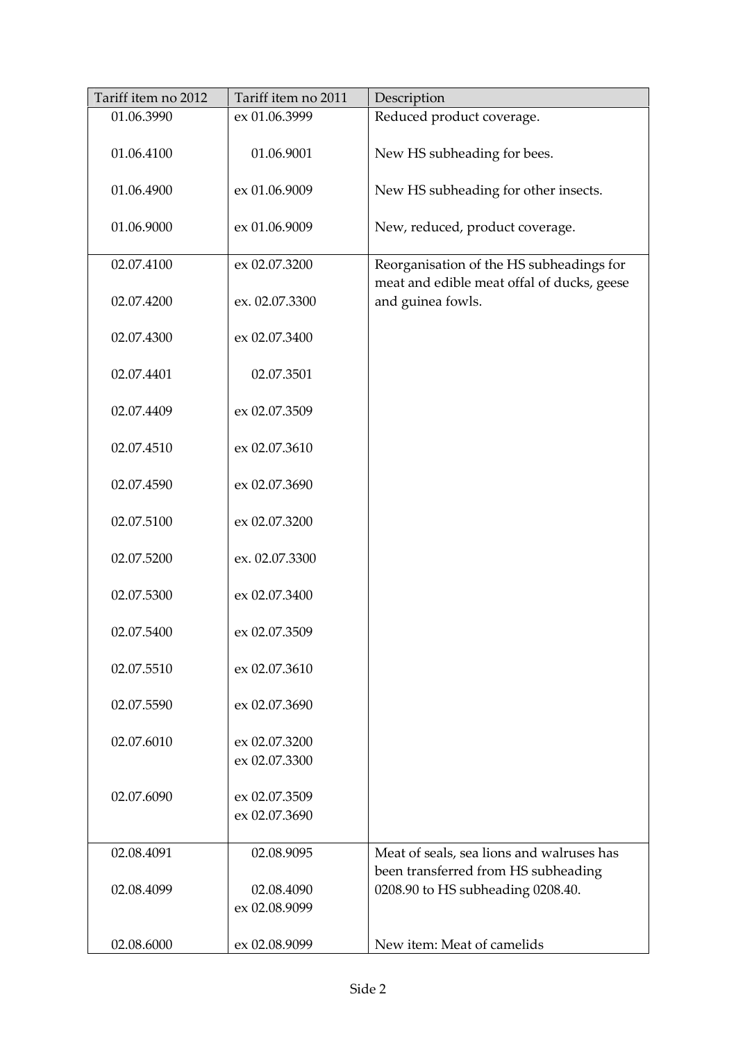| Tariff item no 2012 | Tariff item no 2011 | Description |
|---|---|---|
| 01.06.3990 | ex 01.06.3999 | Reduced product coverage. |
| 01.06.4100 | 01.06.9001 | New HS subheading for bees. |
| 01.06.4900 | ex 01.06.9009 | New HS subheading for other insects. |
| 01.06.9000 | ex 01.06.9009 | New, reduced, product coverage. |
| 02.07.4100 | ex 02.07.3200 | Reorganisation of the HS subheadings for meat and edible meat offal of ducks, geese and guinea fowls. |
| 02.07.4200 | ex. 02.07.3300 | |
| 02.07.4300 | ex 02.07.3400 | |
| 02.07.4401 | 02.07.3501 | |
| 02.07.4409 | ex 02.07.3509 | |
| 02.07.4510 | ex 02.07.3610 | |
| 02.07.4590 | ex 02.07.3690 | |
| 02.07.5100 | ex 02.07.3200 | |
| 02.07.5200 | ex. 02.07.3300 | |
| 02.07.5300 | ex 02.07.3400 | |
| 02.07.5400 | ex 02.07.3509 | |
| 02.07.5510 | ex 02.07.3610 | |
| 02.07.5590 | ex 02.07.3690 | |
| 02.07.6010 | ex 02.07.3200<br>ex 02.07.3300 | |
| 02.07.6090 | ex 02.07.3509<br>ex 02.07.3690 | |
| 02.08.4091 | 02.08.9095 | Meat of seals, sea lions and walruses has been transferred from HS subheading 0208.90 to HS subheading 0208.40. |
| 02.08.4099 | 02.08.4090<br>ex 02.08.9099 | |
| 02.08.6000 | ex 02.08.9099 | New item: Meat of camelids |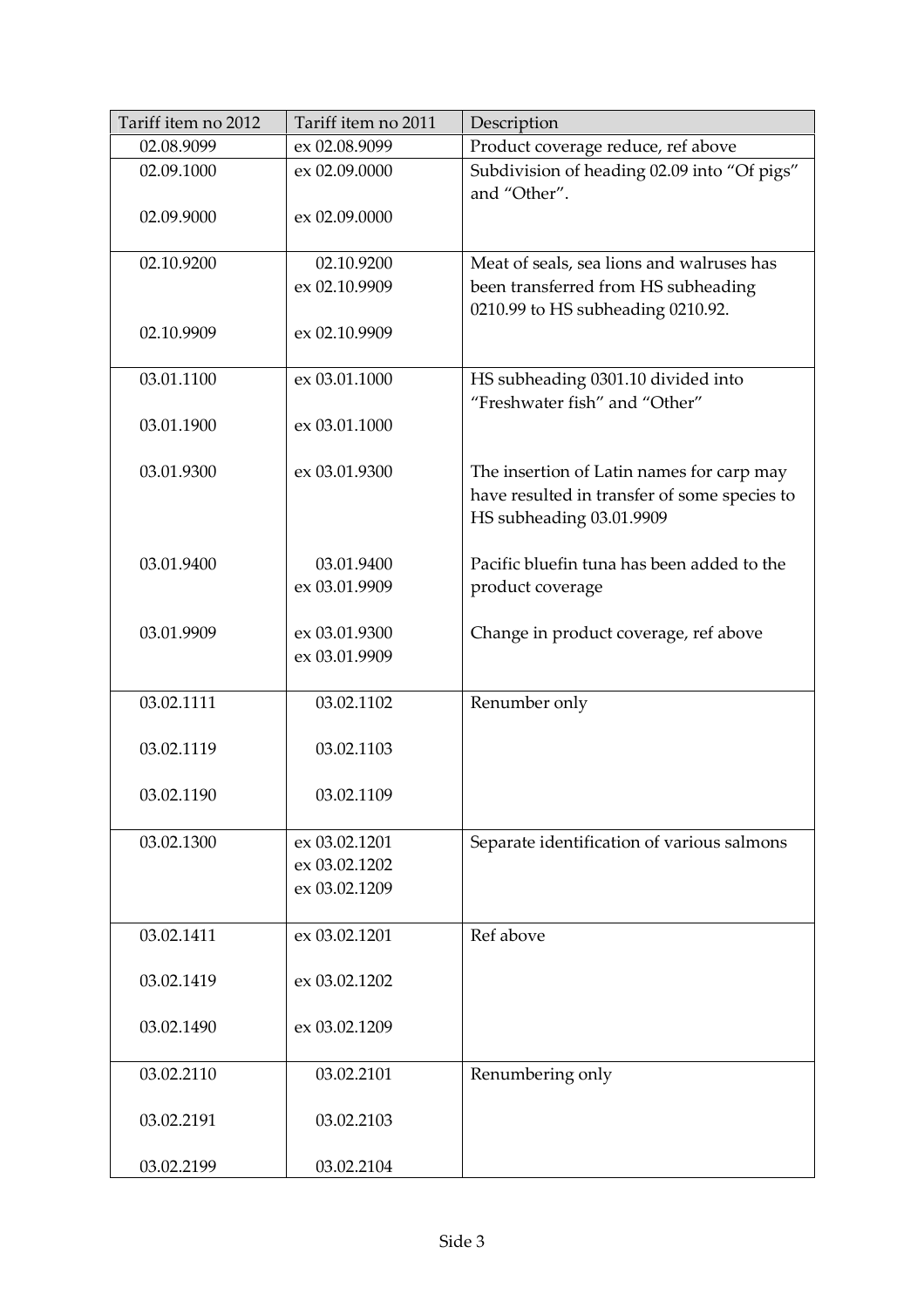| Tariff item no 2012 | Tariff item no 2011 | Description |
| --- | --- | --- |
| 02.08.9099 | ex 02.08.9099 | Product coverage reduce, ref above |
| 02.09.1000 | ex 02.09.0000 | Subdivision of heading 02.09 into "Of pigs" and "Other". |
| 02.09.9000 | ex 02.09.0000 | |
| 02.10.9200 | 02.10.9200<br>ex 02.10.9909 | Meat of seals, sea lions and walruses has been transferred from HS subheading 0210.99 to HS subheading 0210.92. |
| 02.10.9909 | ex 02.10.9909 | |
| 03.01.1100 | ex 03.01.1000 | HS subheading 0301.10 divided into "Freshwater fish" and "Other" |
| 03.01.1900 | ex 03.01.1000 | |
| 03.01.9300 | ex 03.01.9300 | The insertion of Latin names for carp may have resulted in transfer of some species to HS subheading 03.01.9909 |
| 03.01.9400 | 03.01.9400<br>ex 03.01.9909 | Pacific bluefin tuna has been added to the product coverage |
| 03.01.9909 | ex 03.01.9300<br>ex 03.01.9909 | Change in product coverage, ref above |
| 03.02.1111 | 03.02.1102 | Renumber only |
| 03.02.1119 | 03.02.1103 | |
| 03.02.1190 | 03.02.1109 | |
| 03.02.1300 | ex 03.02.1201<br>ex 03.02.1202<br>ex 03.02.1209 | Separate identification of various salmons |
| 03.02.1411 | ex 03.02.1201 | Ref above |
| 03.02.1419 | ex 03.02.1202 | |
| 03.02.1490 | ex 03.02.1209 | |
| 03.02.2110 | 03.02.2101 | Renumbering only |
| 03.02.2191 | 03.02.2103 | |
| 03.02.2199 | 03.02.2104 | |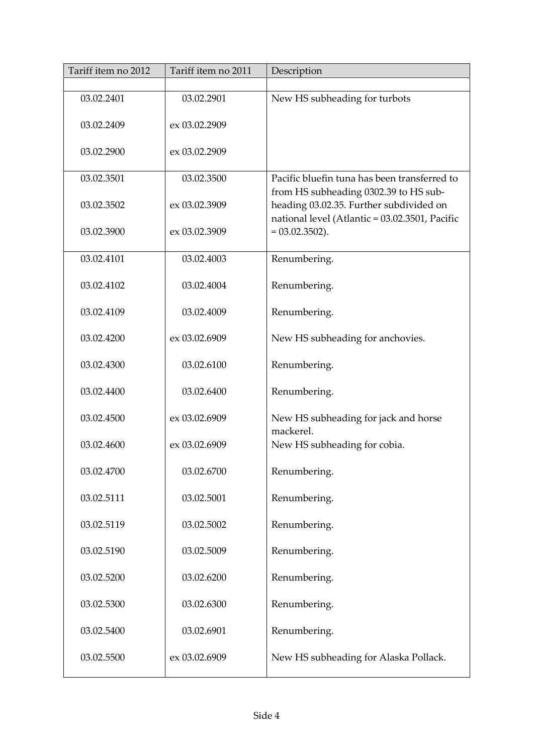| Tariff item no 2012 | Tariff item no 2011 | Description |
|---|---|---|
| | | |
| 03.02.2401 | 03.02.2901 | New HS subheading for turbots |
| 03.02.2409 | ex 03.02.2909 | |
| 03.02.2900 | ex 03.02.2909 | |
| 03.02.3501 | 03.02.3500 | Pacific bluefin tuna has been transferred to from HS subheading 0302.39 to HS sub-heading 03.02.35. Further subdivided on national level (Atlantic = 03.02.3501, Pacific = 03.02.3502). |
| 03.02.3502 | ex 03.02.3909 | |
| 03.02.3900 | ex 03.02.3909 | |
| 03.02.4101 | 03.02.4003 | Renumbering. |
| 03.02.4102 | 03.02.4004 | Renumbering. |
| 03.02.4109 | 03.02.4009 | Renumbering. |
| 03.02.4200 | ex 03.02.6909 | New HS subheading for anchovies. |
| 03.02.4300 | 03.02.6100 | Renumbering. |
| 03.02.4400 | 03.02.6400 | Renumbering. |
| 03.02.4500 | ex 03.02.6909 | New HS subheading for jack and horse mackerel. |
| 03.02.4600 | ex 03.02.6909 | New HS subheading for cobia. |
| 03.02.4700 | 03.02.6700 | Renumbering. |
| 03.02.5111 | 03.02.5001 | Renumbering. |
| 03.02.5119 | 03.02.5002 | Renumbering. |
| 03.02.5190 | 03.02.5009 | Renumbering. |
| 03.02.5200 | 03.02.6200 | Renumbering. |
| 03.02.5300 | 03.02.6300 | Renumbering. |
| 03.02.5400 | 03.02.6901 | Renumbering. |
| 03.02.5500 | ex 03.02.6909 | New HS subheading for Alaska Pollack. |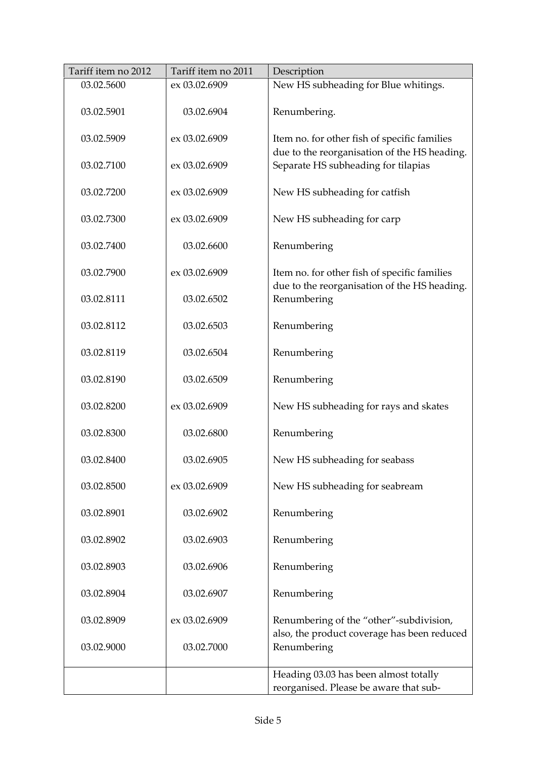| Tariff item no 2012 | Tariff item no 2011 | Description |
|---|---|---|
| 03.02.5600 | ex 03.02.6909 | New HS subheading for Blue whitings. |
| 03.02.5901 | 03.02.6904 | Renumbering. |
| 03.02.5909 | ex 03.02.6909 | Item no. for other fish of specific families due to the reorganisation of the HS heading. |
| 03.02.7100 | ex 03.02.6909 | Separate HS subheading for tilapias |
| 03.02.7200 | ex 03.02.6909 | New HS subheading for catfish |
| 03.02.7300 | ex 03.02.6909 | New HS subheading for carp |
| 03.02.7400 | 03.02.6600 | Renumbering |
| 03.02.7900 | ex 03.02.6909 | Item no. for other fish of specific families due to the reorganisation of the HS heading. |
| 03.02.8111 | 03.02.6502 | Renumbering |
| 03.02.8112 | 03.02.6503 | Renumbering |
| 03.02.8119 | 03.02.6504 | Renumbering |
| 03.02.8190 | 03.02.6509 | Renumbering |
| 03.02.8200 | ex 03.02.6909 | New HS subheading for rays and skates |
| 03.02.8300 | 03.02.6800 | Renumbering |
| 03.02.8400 | 03.02.6905 | New HS subheading for seabass |
| 03.02.8500 | ex 03.02.6909 | New HS subheading for seabream |
| 03.02.8901 | 03.02.6902 | Renumbering |
| 03.02.8902 | 03.02.6903 | Renumbering |
| 03.02.8903 | 03.02.6906 | Renumbering |
| 03.02.8904 | 03.02.6907 | Renumbering |
| 03.02.8909 | ex 03.02.6909 | Renumbering of the "other"-subdivision, also, the product coverage has been reduced |
| 03.02.9000 | 03.02.7000 | Renumbering |
| | | Heading 03.03 has been almost totally reorganised. Please be aware that sub- |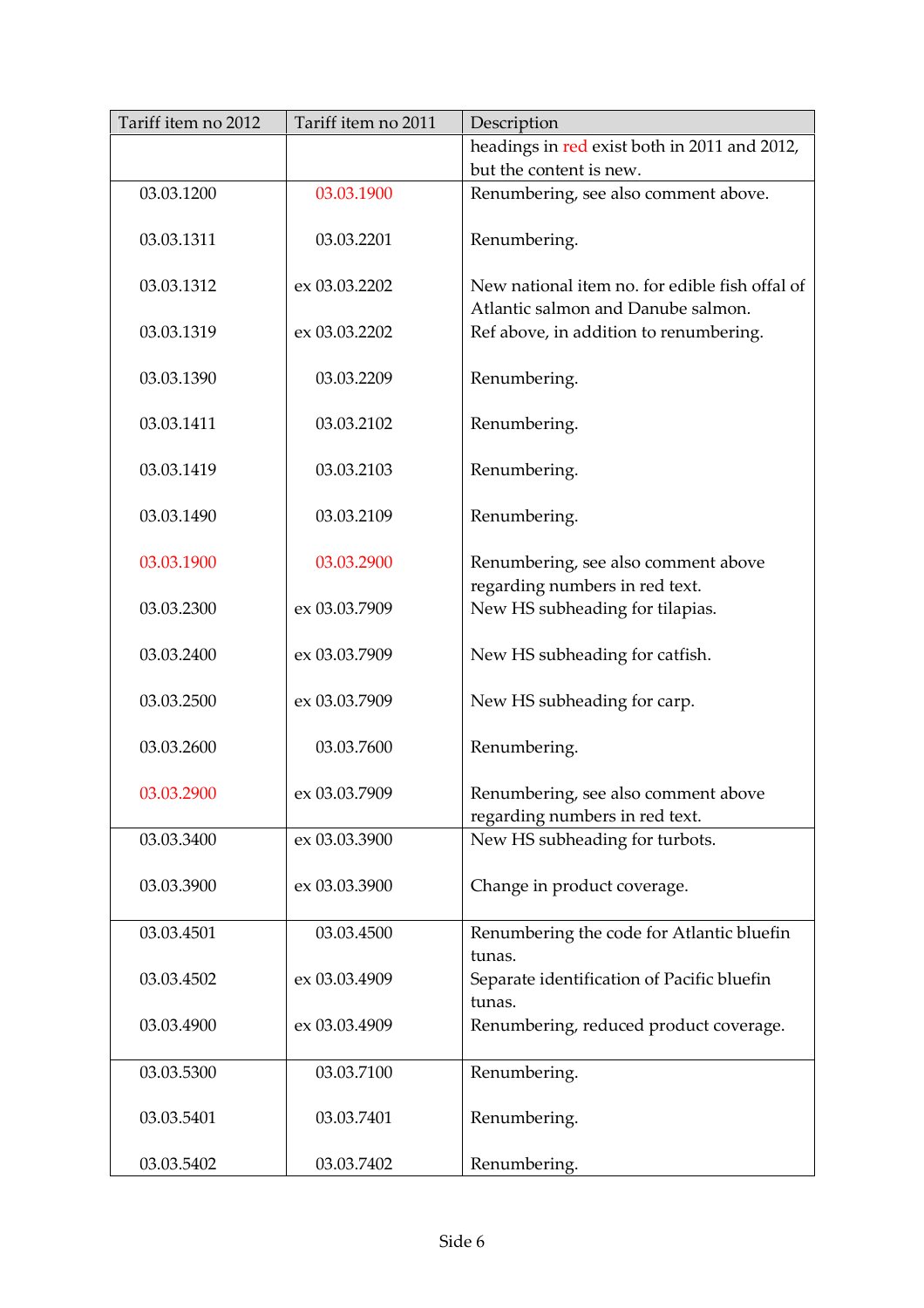| Tariff item no 2012 | Tariff item no 2011 | Description |
|---|---|---|
| | | headings in red exist both in 2011 and 2012, but the content is new. |
| 03.03.1200 | 03.03.1900 | Renumbering, see also comment above. |
| 03.03.1311 | 03.03.2201 | Renumbering. |
| 03.03.1312 | ex 03.03.2202 | New national item no. for edible fish offal of Atlantic salmon and Danube salmon. |
| 03.03.1319 | ex 03.03.2202 | Ref above, in addition to renumbering. |
| 03.03.1390 | 03.03.2209 | Renumbering. |
| 03.03.1411 | 03.03.2102 | Renumbering. |
| 03.03.1419 | 03.03.2103 | Renumbering. |
| 03.03.1490 | 03.03.2109 | Renumbering. |
| 03.03.1900 | 03.03.2900 | Renumbering, see also comment above regarding numbers in red text. |
| 03.03.2300 | ex 03.03.7909 | New HS subheading for tilapias. |
| 03.03.2400 | ex 03.03.7909 | New HS subheading for catfish. |
| 03.03.2500 | ex 03.03.7909 | New HS subheading for carp. |
| 03.03.2600 | 03.03.7600 | Renumbering. |
| 03.03.2900 | ex 03.03.7909 | Renumbering, see also comment above regarding numbers in red text. |
| 03.03.3400 | ex 03.03.3900 | New HS subheading for turbots. |
| 03.03.3900 | ex 03.03.3900 | Change in product coverage. |
| 03.03.4501 | 03.03.4500 | Renumbering the code for Atlantic bluefin tunas. |
| 03.03.4502 | ex 03.03.4909 | Separate identification of Pacific bluefin tunas. |
| 03.03.4900 | ex 03.03.4909 | Renumbering, reduced product coverage. |
| 03.03.5300 | 03.03.7100 | Renumbering. |
| 03.03.5401 | 03.03.7401 | Renumbering. |
| 03.03.5402 | 03.03.7402 | Renumbering. |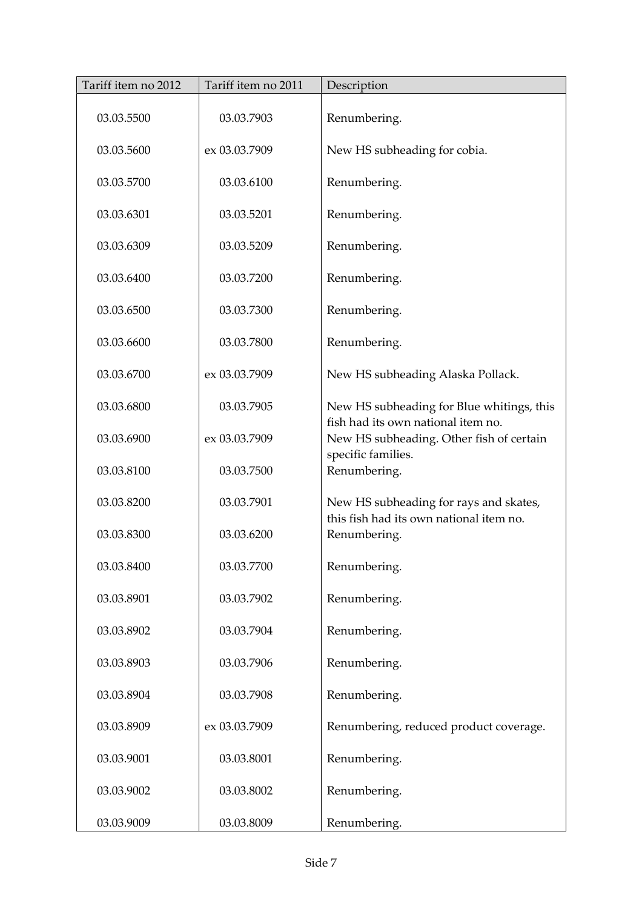| Tariff item no 2012 | Tariff item no 2011 | Description |
| --- | --- | --- |
| 03.03.5500 | 03.03.7903 | Renumbering. |
| 03.03.5600 | ex 03.03.7909 | New HS subheading for cobia. |
| 03.03.5700 | 03.03.6100 | Renumbering. |
| 03.03.6301 | 03.03.5201 | Renumbering. |
| 03.03.6309 | 03.03.5209 | Renumbering. |
| 03.03.6400 | 03.03.7200 | Renumbering. |
| 03.03.6500 | 03.03.7300 | Renumbering. |
| 03.03.6600 | 03.03.7800 | Renumbering. |
| 03.03.6700 | ex 03.03.7909 | New HS subheading Alaska Pollack. |
| 03.03.6800 | 03.03.7905 | New HS subheading for Blue whitings, this fish had its own national item no. |
| 03.03.6900 | ex 03.03.7909 | New HS subheading. Other fish of certain specific families. |
| 03.03.8100 | 03.03.7500 | Renumbering. |
| 03.03.8200 | 03.03.7901 | New HS subheading for rays and skates, this fish had its own national item no. |
| 03.03.8300 | 03.03.6200 | Renumbering. |
| 03.03.8400 | 03.03.7700 | Renumbering. |
| 03.03.8901 | 03.03.7902 | Renumbering. |
| 03.03.8902 | 03.03.7904 | Renumbering. |
| 03.03.8903 | 03.03.7906 | Renumbering. |
| 03.03.8904 | 03.03.7908 | Renumbering. |
| 03.03.8909 | ex 03.03.7909 | Renumbering, reduced product coverage. |
| 03.03.9001 | 03.03.8001 | Renumbering. |
| 03.03.9002 | 03.03.8002 | Renumbering. |
| 03.03.9009 | 03.03.8009 | Renumbering. |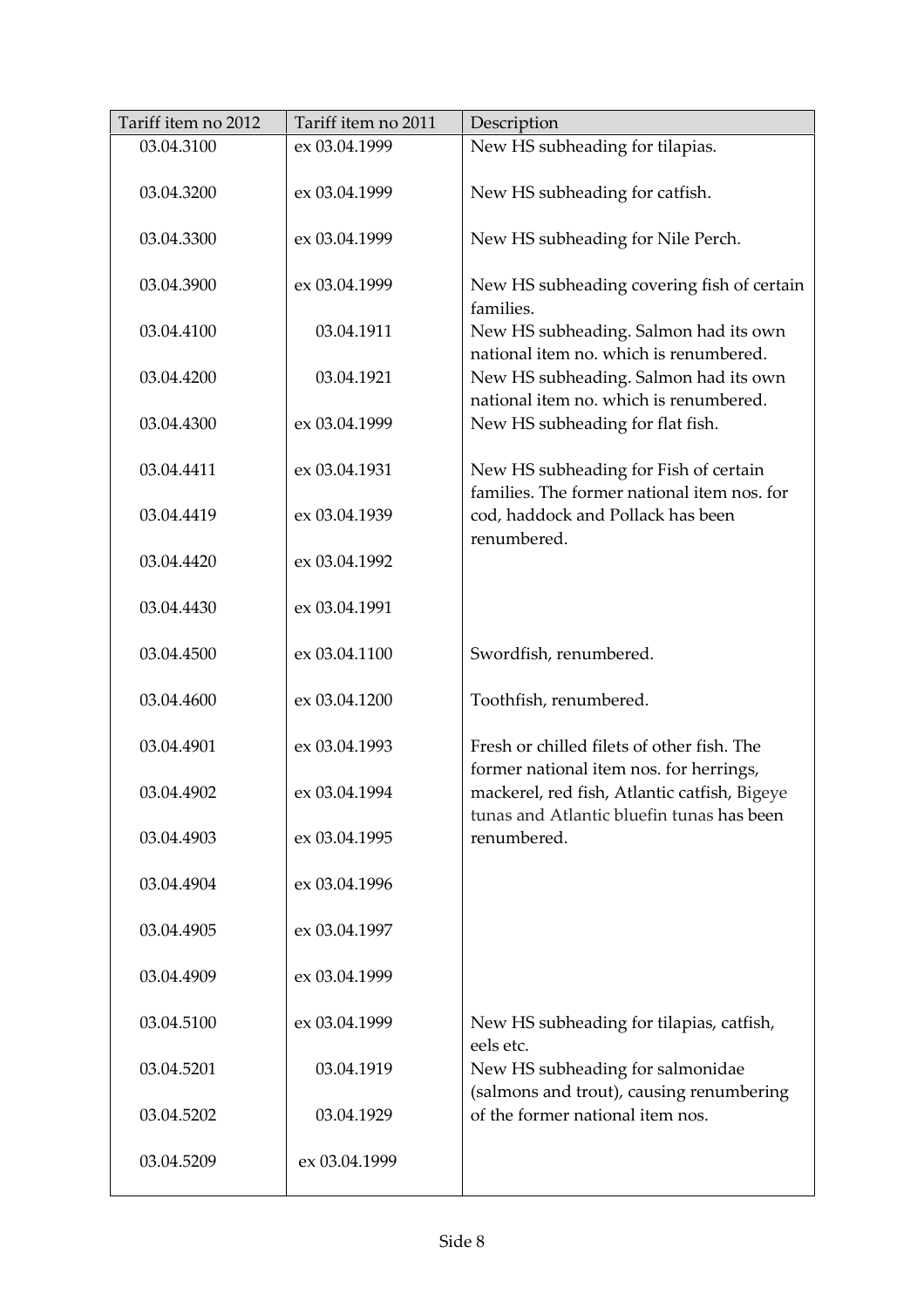| Tariff item no 2012 | Tariff item no 2011 | Description |
|---|---|---|
| 03.04.3100 | ex 03.04.1999 | New HS subheading for tilapias. |
| 03.04.3200 | ex 03.04.1999 | New HS subheading for catfish. |
| 03.04.3300 | ex 03.04.1999 | New HS subheading for Nile Perch. |
| 03.04.3900 | ex 03.04.1999 | New HS subheading covering fish of certain families. |
| 03.04.4100 | 03.04.1911 | New HS subheading. Salmon had its own national item no. which is renumbered. |
| 03.04.4200 | 03.04.1921 | New HS subheading. Salmon had its own national item no. which is renumbered. |
| 03.04.4300 | ex 03.04.1999 | New HS subheading for flat fish. |
| 03.04.4411 | ex 03.04.1931 | New HS subheading for Fish of certain families. The former national item nos. for cod, haddock and Pollack has been renumbered. |
| 03.04.4419 | ex 03.04.1939 | |
| 03.04.4420 | ex 03.04.1992 | |
| 03.04.4430 | ex 03.04.1991 | |
| 03.04.4500 | ex 03.04.1100 | Swordfish, renumbered. |
| 03.04.4600 | ex 03.04.1200 | Toothfish, renumbered. |
| 03.04.4901 | ex 03.04.1993 | Fresh or chilled filets of other fish. The former national item nos. for herrings, mackerel, red fish, Atlantic catfish, Bigeye tunas and Atlantic bluefin tunas has been renumbered. |
| 03.04.4902 | ex 03.04.1994 | |
| 03.04.4903 | ex 03.04.1995 | |
| 03.04.4904 | ex 03.04.1996 | |
| 03.04.4905 | ex 03.04.1997 | |
| 03.04.4909 | ex 03.04.1999 | |
| 03.04.5100 | ex 03.04.1999 | New HS subheading for tilapias, catfish, eels etc. |
| 03.04.5201 | 03.04.1919 | New HS subheading for salmonidae (salmons and trout), causing renumbering of the former national item nos. |
| 03.04.5202 | 03.04.1929 | |
| 03.04.5209 | ex 03.04.1999 | |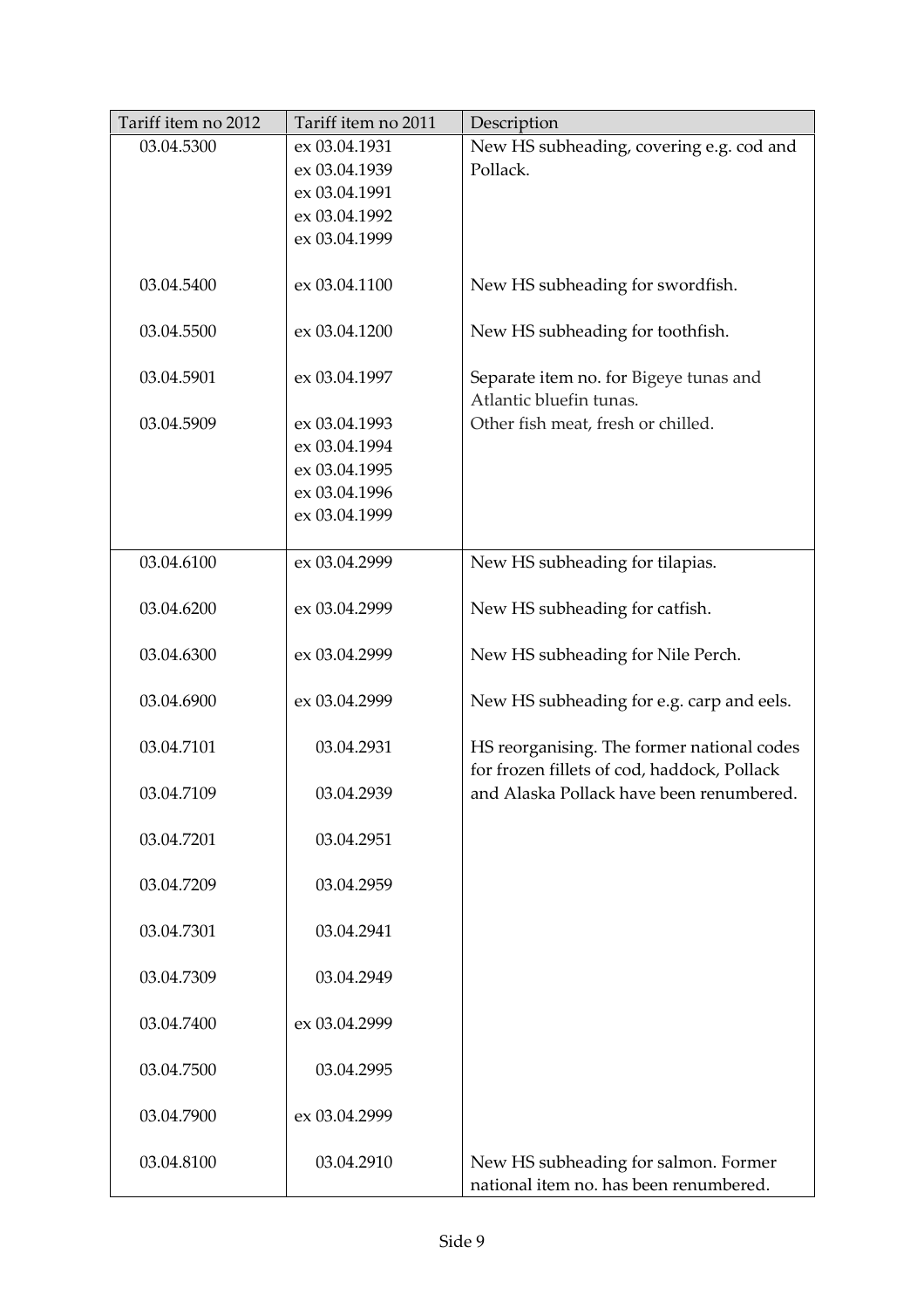| Tariff item no 2012 | Tariff item no 2011 | Description |
|---|---|---|
| 03.04.5300 | ex 03.04.1931<br>ex 03.04.1939<br>ex 03.04.1991<br>ex 03.04.1992<br>ex 03.04.1999 | New HS subheading, covering e.g. cod and Pollack. |
| 03.04.5400 | ex 03.04.1100 | New HS subheading for swordfish. |
| 03.04.5500 | ex 03.04.1200 | New HS subheading for toothfish. |
| 03.04.5901 | ex 03.04.1997 | Separate item no. for Bigeye tunas and Atlantic bluefin tunas. |
| 03.04.5909 | ex 03.04.1993<br>ex 03.04.1994<br>ex 03.04.1995<br>ex 03.04.1996<br>ex 03.04.1999 | Other fish meat, fresh or chilled. |
| 03.04.6100 | ex 03.04.2999 | New HS subheading for tilapias. |
| 03.04.6200 | ex 03.04.2999 | New HS subheading for catfish. |
| 03.04.6300 | ex 03.04.2999 | New HS subheading for Nile Perch. |
| 03.04.6900 | ex 03.04.2999 | New HS subheading for e.g. carp and eels. |
| 03.04.7101 | 03.04.2931 | HS reorganising. The former national codes for frozen fillets of cod, haddock, Pollack and Alaska Pollack have been renumbered. |
| 03.04.7109 | 03.04.2939 | |
| 03.04.7201 | 03.04.2951 | |
| 03.04.7209 | 03.04.2959 | |
| 03.04.7301 | 03.04.2941 | |
| 03.04.7309 | 03.04.2949 | |
| 03.04.7400 | ex 03.04.2999 | |
| 03.04.7500 | 03.04.2995 | |
| 03.04.7900 | ex 03.04.2999 | |
| 03.04.8100 | 03.04.2910 | New HS subheading for salmon. Former national item no. has been renumbered. |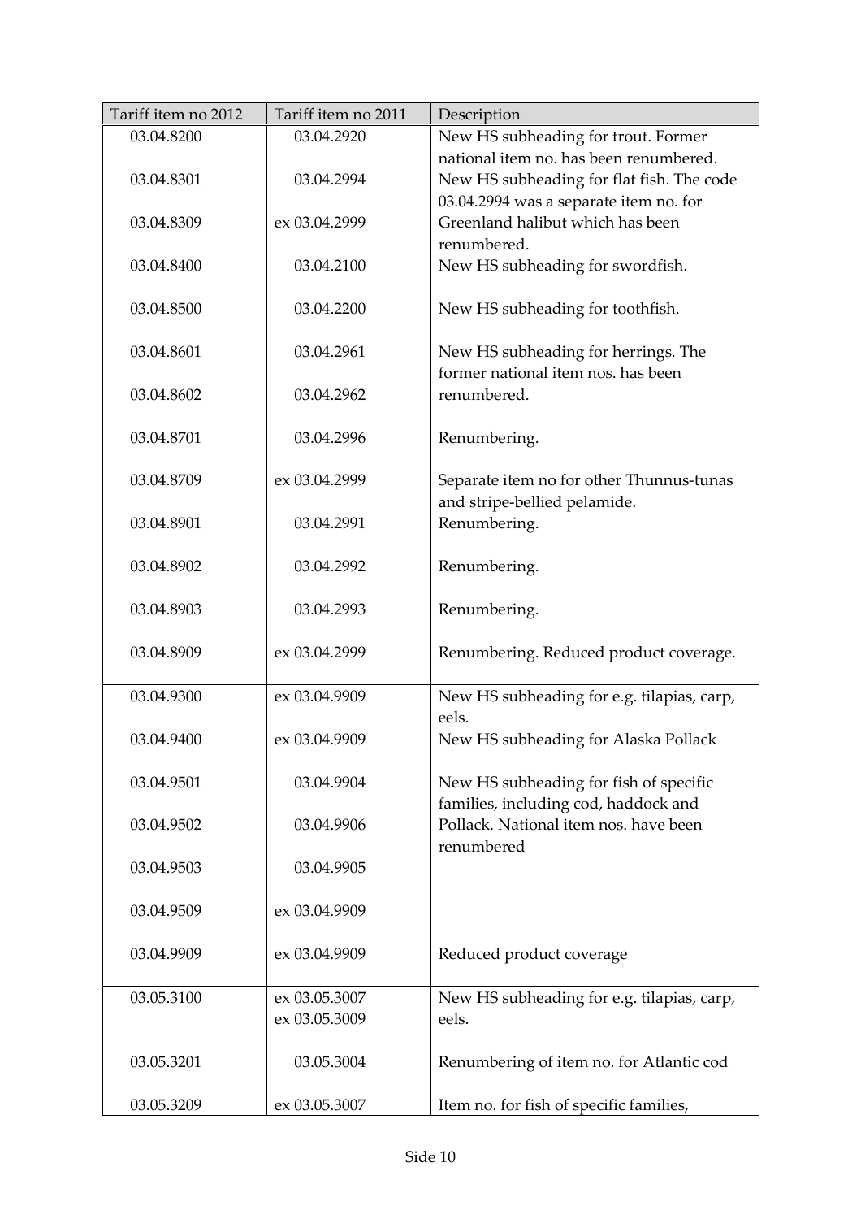| Tariff item no 2012 | Tariff item no 2011 | Description |
|---|---|---|
| 03.04.8200 | 03.04.2920 | New HS subheading for trout. Former national item no. has been renumbered. |
| 03.04.8301 | 03.04.2994 | New HS subheading for flat fish. The code 03.04.2994 was a separate item no. for |
| 03.04.8309 | ex 03.04.2999 | Greenland halibut which has been renumbered. |
| 03.04.8400 | 03.04.2100 | New HS subheading for swordfish. |
| 03.04.8500 | 03.04.2200 | New HS subheading for toothfish. |
| 03.04.8601 | 03.04.2961 | New HS subheading for herrings. The former national item nos. has been |
| 03.04.8602 | 03.04.2962 | renumbered. |
| 03.04.8701 | 03.04.2996 | Renumbering. |
| 03.04.8709 | ex 03.04.2999 | Separate item no for other Thunnus-tunas and stripe-bellied pelamide. |
| 03.04.8901 | 03.04.2991 | Renumbering. |
| 03.04.8902 | 03.04.2992 | Renumbering. |
| 03.04.8903 | 03.04.2993 | Renumbering. |
| 03.04.8909 | ex 03.04.2999 | Renumbering. Reduced product coverage. |
| 03.04.9300 | ex 03.04.9909 | New HS subheading for e.g. tilapias, carp, eels. |
| 03.04.9400 | ex 03.04.9909 | New HS subheading for Alaska Pollack |
| 03.04.9501 | 03.04.9904 | New HS subheading for fish of specific families, including cod, haddock and |
| 03.04.9502 | 03.04.9906 | Pollack. National item nos. have been renumbered |
| 03.04.9503 | 03.04.9905 | |
| 03.04.9509 | ex 03.04.9909 | |
| 03.04.9909 | ex 03.04.9909 | Reduced product coverage |
| 03.05.3100 | ex 03.05.3007<br>ex 03.05.3009 | New HS subheading for e.g. tilapias, carp, eels. |
| 03.05.3201 | 03.05.3004 | Renumbering of item no. for Atlantic cod |
| 03.05.3209 | ex 03.05.3007 | Item no. for fish of specific families, |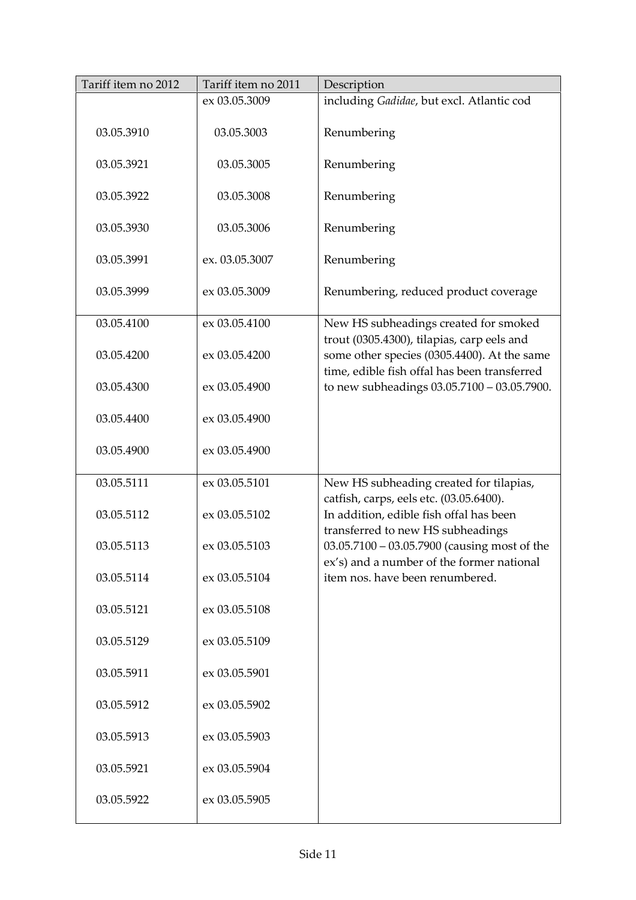| Tariff item no 2012 | Tariff item no 2011 | Description |
|---|---|---|
| | ex 03.05.3009 | including *Gadidae*, but excl. Atlantic cod |
| 03.05.3910 | 03.05.3003 | Renumbering |
| 03.05.3921 | 03.05.3005 | Renumbering |
| 03.05.3922 | 03.05.3008 | Renumbering |
| 03.05.3930 | 03.05.3006 | Renumbering |
| 03.05.3991 | ex. 03.05.3007 | Renumbering |
| 03.05.3999 | ex 03.05.3009 | Renumbering, reduced product coverage |
| 03.05.4100 | ex 03.05.4100 | New HS subheadings created for smoked trout (0305.4300), tilapias, carp eels and some other species (0305.4400). At the same time, edible fish offal has been transferred to new subheadings 03.05.7100 – 03.05.7900. |
| 03.05.4200 | ex 03.05.4200 | |
| 03.05.4300 | ex 03.05.4900 | |
| 03.05.4400 | ex 03.05.4900 | |
| 03.05.4900 | ex 03.05.4900 | |
| 03.05.5111 | ex 03.05.5101 | New HS subheading created for tilapias, catfish, carps, eels etc. (03.05.6400). In addition, edible fish offal has been transferred to new HS subheadings 03.05.7100 – 03.05.7900 (causing most of the ex's) and a number of the former national item nos. have been renumbered. |
| 03.05.5112 | ex 03.05.5102 | |
| 03.05.5113 | ex 03.05.5103 | |
| 03.05.5114 | ex 03.05.5104 | |
| 03.05.5121 | ex 03.05.5108 | |
| 03.05.5129 | ex 03.05.5109 | |
| 03.05.5911 | ex 03.05.5901 | |
| 03.05.5912 | ex 03.05.5902 | |
| 03.05.5913 | ex 03.05.5903 | |
| 03.05.5921 | ex 03.05.5904 | |
| 03.05.5922 | ex 03.05.5905 | |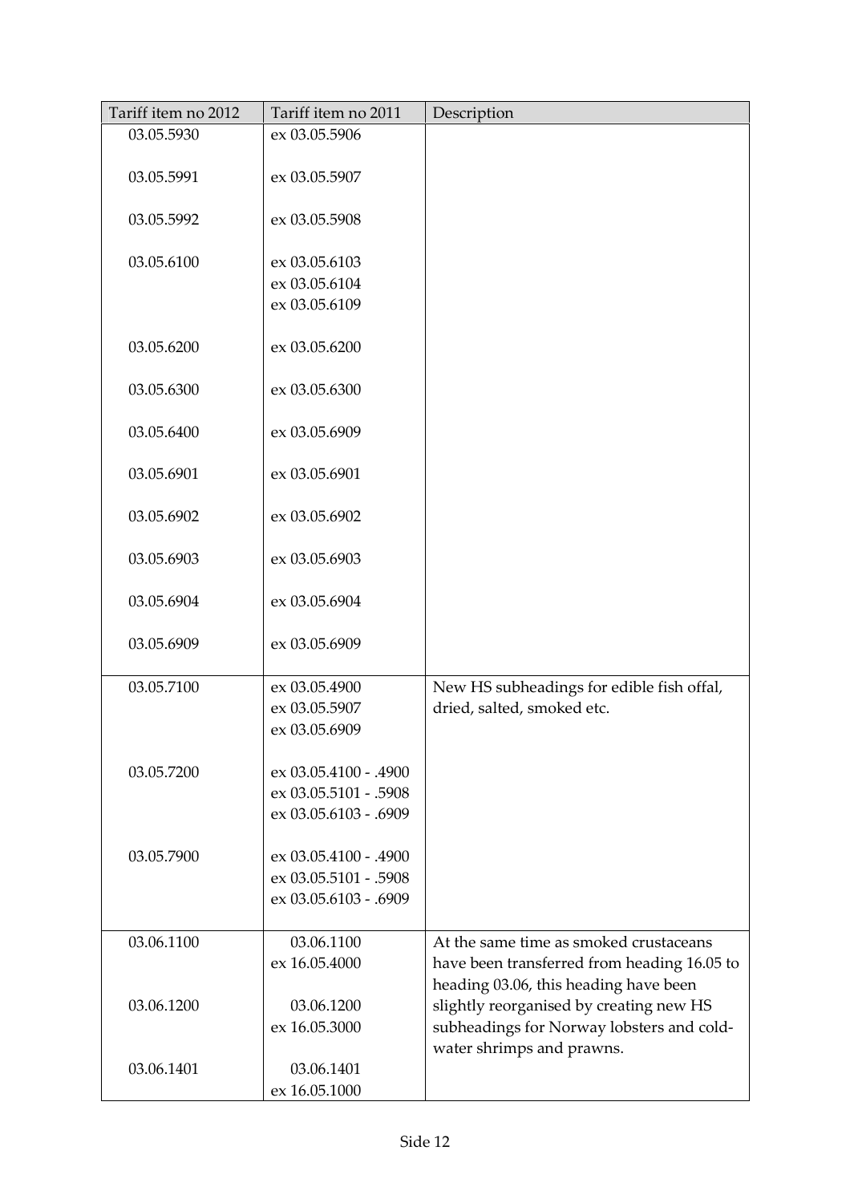| Tariff item no 2012 | Tariff item no 2011 | Description |
|---|---|---|
| 03.05.5930 | ex 03.05.5906 | |
| 03.05.5991 | ex 03.05.5907 | |
| 03.05.5992 | ex 03.05.5908 | |
| 03.05.6100 | ex 03.05.6103<br>ex 03.05.6104<br>ex 03.05.6109 | |
| 03.05.6200 | ex 03.05.6200 | |
| 03.05.6300 | ex 03.05.6300 | |
| 03.05.6400 | ex 03.05.6909 | |
| 03.05.6901 | ex 03.05.6901 | |
| 03.05.6902 | ex 03.05.6902 | |
| 03.05.6903 | ex 03.05.6903 | |
| 03.05.6904 | ex 03.05.6904 | |
| 03.05.6909 | ex 03.05.6909 | |
| 03.05.7100 | ex 03.05.4900<br>ex 03.05.5907<br>ex 03.05.6909 | New HS subheadings for edible fish offal, dried, salted, smoked etc. |
| 03.05.7200 | ex 03.05.4100 - .4900<br>ex 03.05.5101 - .5908<br>ex 03.05.6103 - .6909 | |
| 03.05.7900 | ex 03.05.4100 - .4900<br>ex 03.05.5101 - .5908<br>ex 03.05.6103 - .6909 | |
| 03.06.1100 | 03.06.1100<br>ex 16.05.4000 | At the same time as smoked crustaceans have been transferred from heading 16.05 to heading 03.06, this heading have been slightly reorganised by creating new HS subheadings for Norway lobsters and cold-water shrimps and prawns. |
| 03.06.1200 | 03.06.1200<br>ex 16.05.3000 | |
| 03.06.1401 | 03.06.1401<br>ex 16.05.1000 | |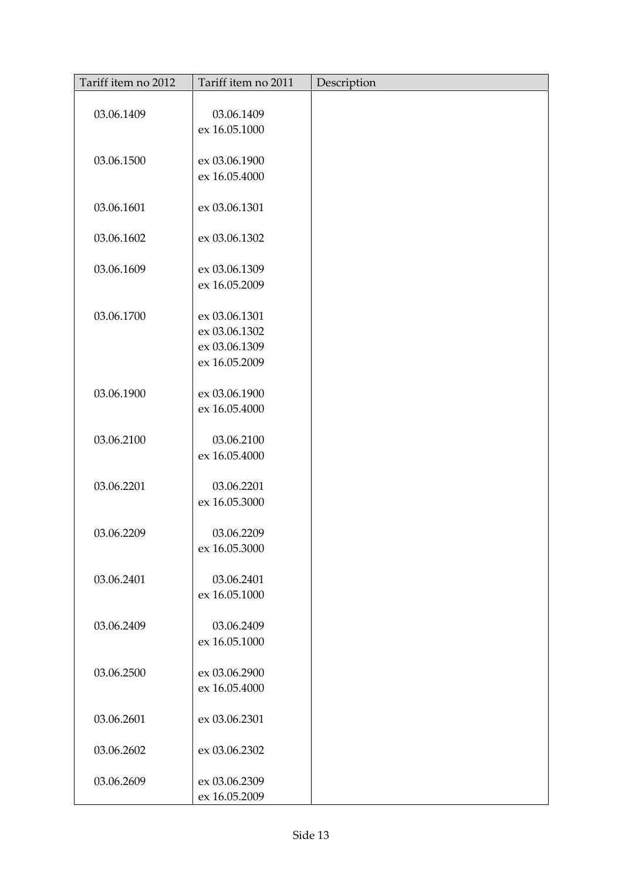| Tariff item no 2012 | Tariff item no 2011 | Description |
|---|---|---|
| 03.06.1409 | 03.06.1409<br>ex 16.05.1000 | |
| 03.06.1500 | ex 03.06.1900<br>ex 16.05.4000 | |
| 03.06.1601 | ex 03.06.1301 | |
| 03.06.1602 | ex 03.06.1302 | |
| 03.06.1609 | ex 03.06.1309<br>ex 16.05.2009 | |
| 03.06.1700 | ex 03.06.1301<br>ex 03.06.1302<br>ex 03.06.1309<br>ex 16.05.2009 | |
| 03.06.1900 | ex 03.06.1900<br>ex 16.05.4000 | |
| 03.06.2100 | 03.06.2100<br>ex 16.05.4000 | |
| 03.06.2201 | 03.06.2201<br>ex 16.05.3000 | |
| 03.06.2209 | 03.06.2209<br>ex 16.05.3000 | |
| 03.06.2401 | 03.06.2401<br>ex 16.05.1000 | |
| 03.06.2409 | 03.06.2409<br>ex 16.05.1000 | |
| 03.06.2500 | ex 03.06.2900<br>ex 16.05.4000 | |
| 03.06.2601 | ex 03.06.2301 | |
| 03.06.2602 | ex 03.06.2302 | |
| 03.06.2609 | ex 03.06.2309<br>ex 16.05.2009 | |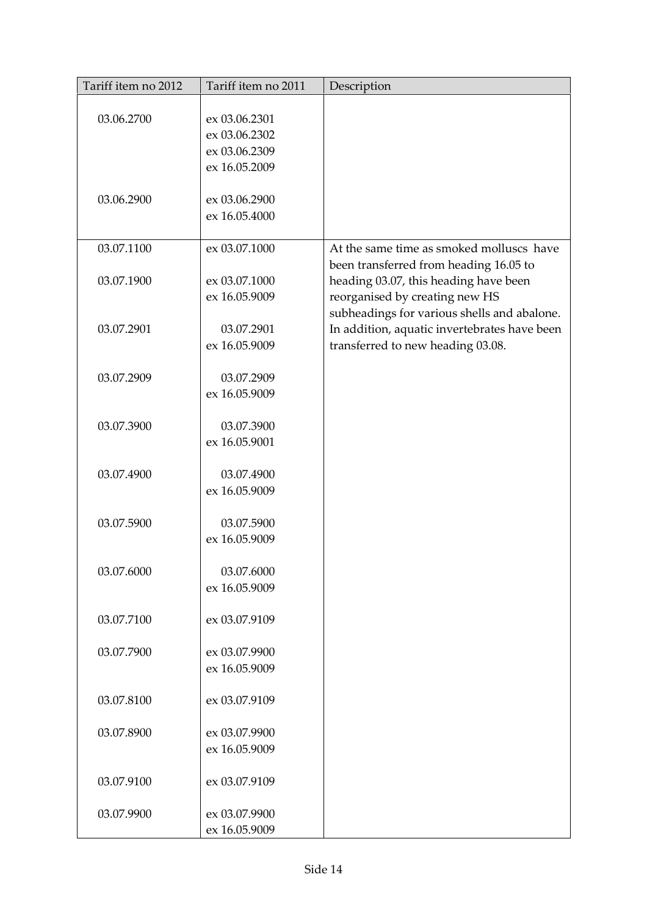| Tariff item no 2012 | Tariff item no 2011 | Description |
|---|---|---|
| 03.06.2700 | ex 03.06.2301<br>ex 03.06.2302<br>ex 03.06.2309<br>ex 16.05.2009 | |
| 03.06.2900 | ex 03.06.2900<br>ex 16.05.4000 | |
| 03.07.1100 | ex 03.07.1000 | At the same time as smoked molluscs have been transferred from heading 16.05 to heading 03.07, this heading have been reorganised by creating new HS subheadings for various shells and abalone. In addition, aquatic invertebrates have been transferred to new heading 03.08. |
| 03.07.1900 | ex 03.07.1000<br>ex 16.05.9009 | |
| 03.07.2901 | 03.07.2901<br>ex 16.05.9009 | |
| 03.07.2909 | 03.07.2909<br>ex 16.05.9009 | |
| 03.07.3900 | 03.07.3900<br>ex 16.05.9001 | |
| 03.07.4900 | 03.07.4900<br>ex 16.05.9009 | |
| 03.07.5900 | 03.07.5900<br>ex 16.05.9009 | |
| 03.07.6000 | 03.07.6000<br>ex 16.05.9009 | |
| 03.07.7100 | ex 03.07.9109 | |
| 03.07.7900 | ex 03.07.9900<br>ex 16.05.9009 | |
| 03.07.8100 | ex 03.07.9109 | |
| 03.07.8900 | ex 03.07.9900<br>ex 16.05.9009 | |
| 03.07.9100 | ex 03.07.9109 | |
| 03.07.9900 | ex 03.07.9900<br>ex 16.05.9009 | |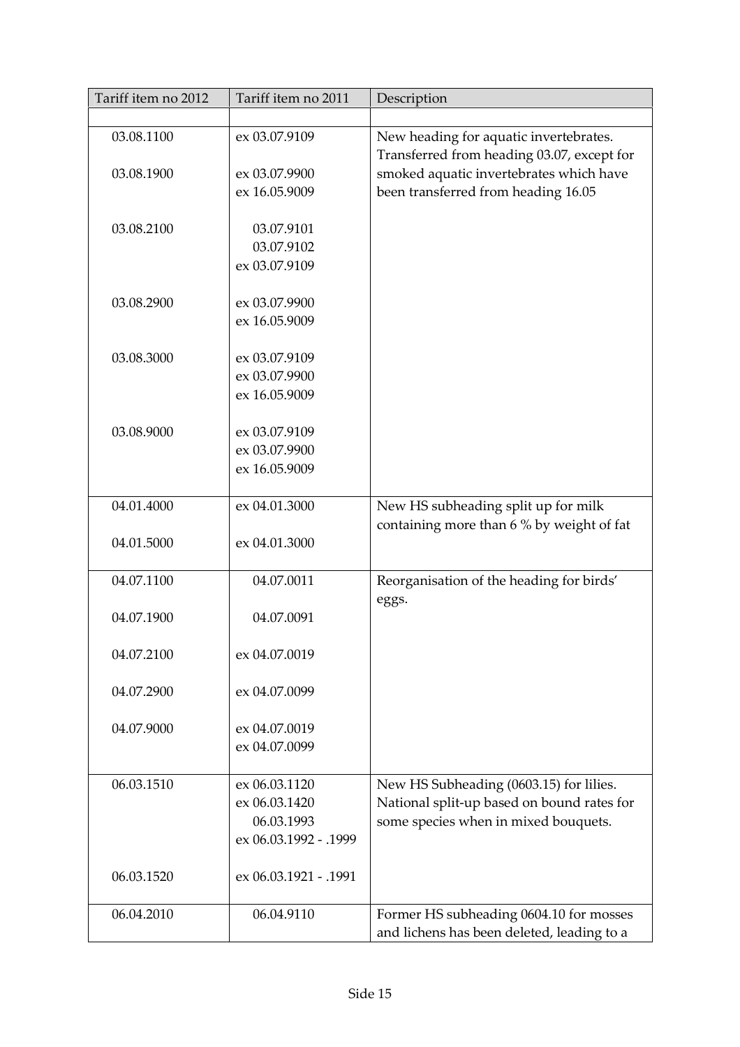| Tariff item no 2012 | Tariff item no 2011 | Description |
|---|---|---|
| | | |
| 03.08.1100<br><br>03.08.1900<br><br><br>03.08.2100<br><br><br><br>03.08.2900<br><br><br>03.08.3000<br><br><br><br>03.08.9000 | ex 03.07.9109<br><br>ex 03.07.9900<br>ex 16.05.9009<br><br>03.07.9101<br>03.07.9102<br>ex 03.07.9109<br><br>ex 03.07.9900<br>ex 16.05.9009<br><br>ex 03.07.9109<br>ex 03.07.9900<br>ex 16.05.9009<br><br>ex 03.07.9109<br>ex 03.07.9900<br>ex 16.05.9009 | New heading for aquatic invertebrates. Transferred from heading 03.07, except for smoked aquatic invertebrates which have been transferred from heading 16.05 |
| 04.01.4000<br><br>04.01.5000 | ex 04.01.3000<br><br>ex 04.01.3000 | New HS subheading split up for milk containing more than 6 % by weight of fat |
| 04.07.1100<br><br>04.07.1900<br><br>04.07.2100<br><br>04.07.2900<br><br>04.07.9000 | 04.07.0011<br><br>04.07.0091<br><br>ex 04.07.0019<br><br>ex 04.07.0099<br><br>ex 04.07.0019<br>ex 04.07.0099 | Reorganisation of the heading for birds' eggs. |
| 06.03.1510<br><br><br><br><br>06.03.1520 | ex 06.03.1120<br>ex 06.03.1420<br>06.03.1993<br>ex 06.03.1992 - .1999<br><br>ex 06.03.1921 - .1991 | New HS Subheading (0603.15) for lilies. National split-up based on bound rates for some species when in mixed bouquets. |
| 06.04.2010 | 06.04.9110 | Former HS subheading 0604.10 for mosses and lichens has been deleted, leading to a |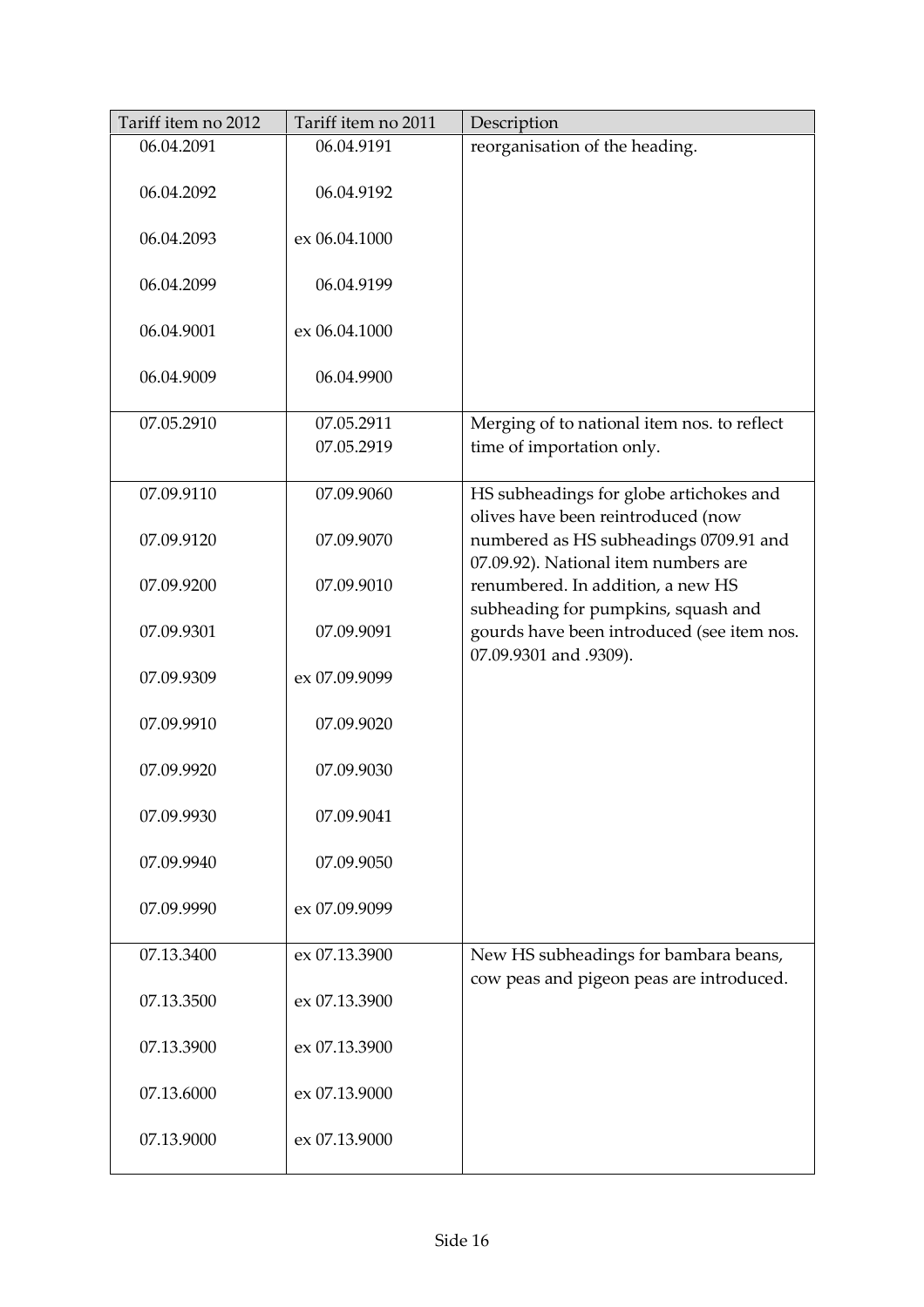| Tariff item no 2012 | Tariff item no 2011 | Description |
|---|---|---|
| 06.04.2091<br><br>06.04.2092<br><br>06.04.2093<br><br>06.04.2099<br><br>06.04.9001<br><br>06.04.9009 | 06.04.9191<br><br>06.04.9192<br><br>ex 06.04.1000<br><br>06.04.9199<br><br>ex 06.04.1000<br><br>06.04.9900 | reorganisation of the heading. |
| 07.05.2910 | 07.05.2911<br>07.05.2919 | Merging of to national item nos. to reflect time of importation only. |
| 07.09.9110<br><br>07.09.9120<br><br>07.09.9200<br><br>07.09.9301<br><br>07.09.9309<br><br>07.09.9910<br><br>07.09.9920<br><br>07.09.9930<br><br>07.09.9940<br><br>07.09.9990 | 07.09.9060<br><br>07.09.9070<br><br>07.09.9010<br><br>07.09.9091<br><br>ex 07.09.9099<br><br>07.09.9020<br><br>07.09.9030<br><br>07.09.9041<br><br>07.09.9050<br><br>ex 07.09.9099 | HS subheadings for globe artichokes and olives have been reintroduced (now numbered as HS subheadings 0709.91 and 07.09.92). National item numbers are renumbered. In addition, a new HS subheading for pumpkins, squash and gourds have been introduced (see item nos. 07.09.9301 and .9309). |
| 07.13.3400<br><br>07.13.3500<br><br>07.13.3900<br><br>07.13.6000<br><br>07.13.9000 | ex 07.13.3900<br><br>ex 07.13.3900<br><br>ex 07.13.3900<br><br>ex 07.13.9000<br><br>ex 07.13.9000 | New HS subheadings for bambara beans, cow peas and pigeon peas are introduced. |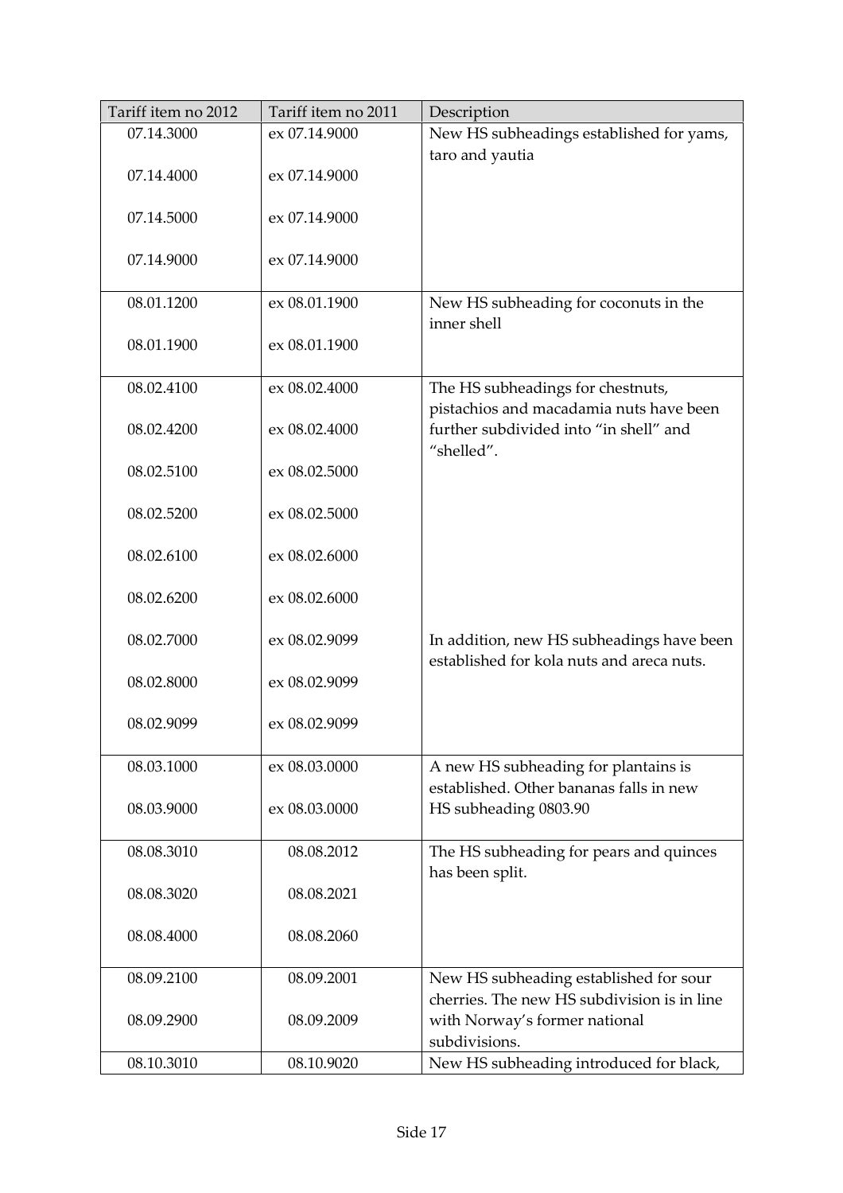| Tariff item no 2012 | Tariff item no 2011 | Description |
|---|---|---|
| 07.14.3000 | ex 07.14.9000 | New HS subheadings established for yams, taro and yautia |
| 07.14.4000 | ex 07.14.9000 | |
| 07.14.5000 | ex 07.14.9000 | |
| 07.14.9000 | ex 07.14.9000 | |
| 08.01.1200 | ex 08.01.1900 | New HS subheading for coconuts in the inner shell |
| 08.01.1900 | ex 08.01.1900 | |
| 08.02.4100 | ex 08.02.4000 | The HS subheadings for chestnuts, pistachios and macadamia nuts have been further subdivided into "in shell" and "shelled". |
| 08.02.4200 | ex 08.02.4000 | |
| 08.02.5100 | ex 08.02.5000 | |
| 08.02.5200 | ex 08.02.5000 | |
| 08.02.6100 | ex 08.02.6000 | |
| 08.02.6200 | ex 08.02.6000 | |
| 08.02.7000 | ex 08.02.9099 | In addition, new HS subheadings have been established for kola nuts and areca nuts. |
| 08.02.8000 | ex 08.02.9099 | |
| 08.02.9099 | ex 08.02.9099 | |
| 08.03.1000 | ex 08.03.0000 | A new HS subheading for plantains is established. Other bananas falls in new HS subheading 0803.90 |
| 08.03.9000 | ex 08.03.0000 | |
| 08.08.3010 | 08.08.2012 | The HS subheading for pears and quinces has been split. |
| 08.08.3020 | 08.08.2021 | |
| 08.08.4000 | 08.08.2060 | |
| 08.09.2100 | 08.09.2001 | New HS subheading established for sour cherries. The new HS subdivision is in line with Norway's former national subdivisions. |
| 08.09.2900 | 08.09.2009 | |
| 08.10.3010 | 08.10.9020 | New HS subheading introduced for black, |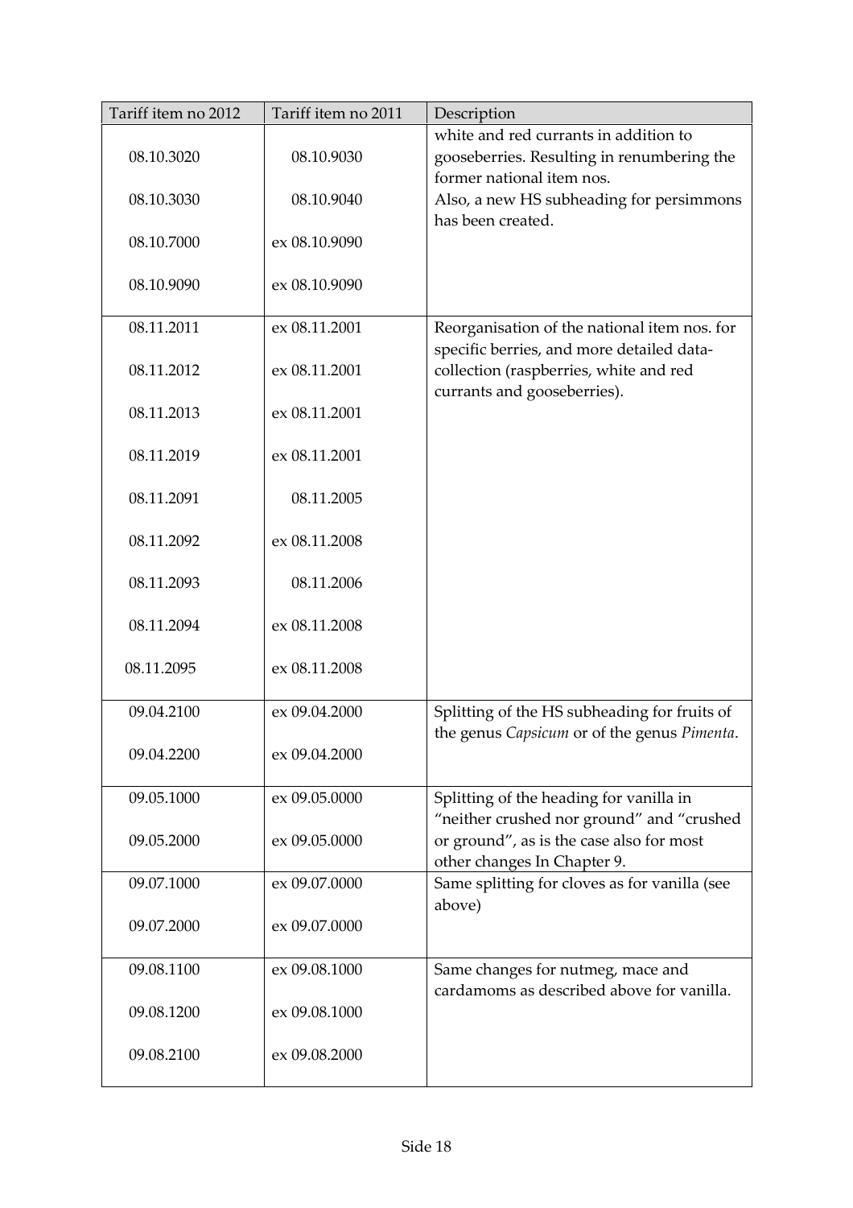| Tariff item no 2012 | Tariff item no 2011 | Description |
|---|---|---|
| 08.10.3020 | 08.10.9030 | white and red currants in addition to gooseberries. Resulting in renumbering the former national item nos. |
| 08.10.3030 | 08.10.9040 | Also, a new HS subheading for persimmons has been created. |
| 08.10.7000 | ex 08.10.9090 | |
| 08.10.9090 | ex 08.10.9090 | |
| 08.11.2011 | ex 08.11.2001 | Reorganisation of the national item nos. for specific berries, and more detailed data-collection (raspberries, white and red currants and gooseberries). |
| 08.11.2012 | ex 08.11.2001 | |
| 08.11.2013 | ex 08.11.2001 | |
| 08.11.2019 | ex 08.11.2001 | |
| 08.11.2091 | 08.11.2005 | |
| 08.11.2092 | ex 08.11.2008 | |
| 08.11.2093 | 08.11.2006 | |
| 08.11.2094 | ex 08.11.2008 | |
| 08.11.2095 | ex 08.11.2008 | |
| 09.04.2100 | ex 09.04.2000 | Splitting of the HS subheading for fruits of the genus *Capsicum* or of the genus *Pimenta*. |
| 09.04.2200 | ex 09.04.2000 | |
| 09.05.1000 | ex 09.05.0000 | Splitting of the heading for vanilla in "neither crushed nor ground" and "crushed or ground", as is the case also for most other changes In Chapter 9. |
| 09.05.2000 | ex 09.05.0000 | |
| 09.07.1000 | ex 09.07.0000 | Same splitting for cloves as for vanilla (see above) |
| 09.07.2000 | ex 09.07.0000 | |
| 09.08.1100 | ex 09.08.1000 | Same changes for nutmeg, mace and cardamoms as described above for vanilla. |
| 09.08.1200 | ex 09.08.1000 | |
| 09.08.2100 | ex 09.08.2000 | |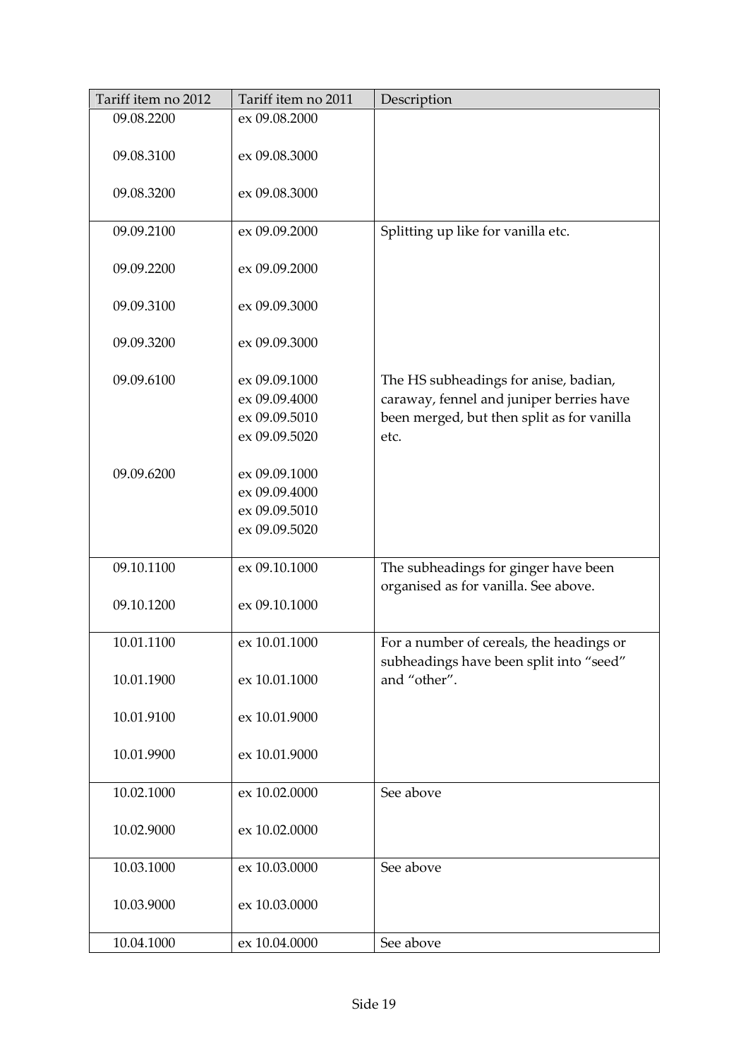| Tariff item no 2012 | Tariff item no 2011 | Description |
| --- | --- | --- |
| 09.08.2200 | ex 09.08.2000 | |
| 09.08.3100 | ex 09.08.3000 | |
| 09.08.3200 | ex 09.08.3000 | |
| 09.09.2100 | ex 09.09.2000 | Splitting up like for vanilla etc. |
| 09.09.2200 | ex 09.09.2000 | |
| 09.09.3100 | ex 09.09.3000 | |
| 09.09.3200 | ex 09.09.3000 | |
| 09.09.6100 | ex 09.09.1000<br>ex 09.09.4000<br>ex 09.09.5010<br>ex 09.09.5020 | The HS subheadings for anise, badian, caraway, fennel and juniper berries have been merged, but then split as for vanilla etc. |
| 09.09.6200 | ex 09.09.1000<br>ex 09.09.4000<br>ex 09.09.5010<br>ex 09.09.5020 | |
| 09.10.1100 | ex 09.10.1000 | The subheadings for ginger have been organised as for vanilla. See above. |
| 09.10.1200 | ex 09.10.1000 | |
| 10.01.1100 | ex 10.01.1000 | For a number of cereals, the headings or subheadings have been split into "seed" and "other". |
| 10.01.1900 | ex 10.01.1000 | |
| 10.01.9100 | ex 10.01.9000 | |
| 10.01.9900 | ex 10.01.9000 | |
| 10.02.1000 | ex 10.02.0000 | See above |
| 10.02.9000 | ex 10.02.0000 | |
| 10.03.1000 | ex 10.03.0000 | See above |
| 10.03.9000 | ex 10.03.0000 | |
| 10.04.1000 | ex 10.04.0000 | See above |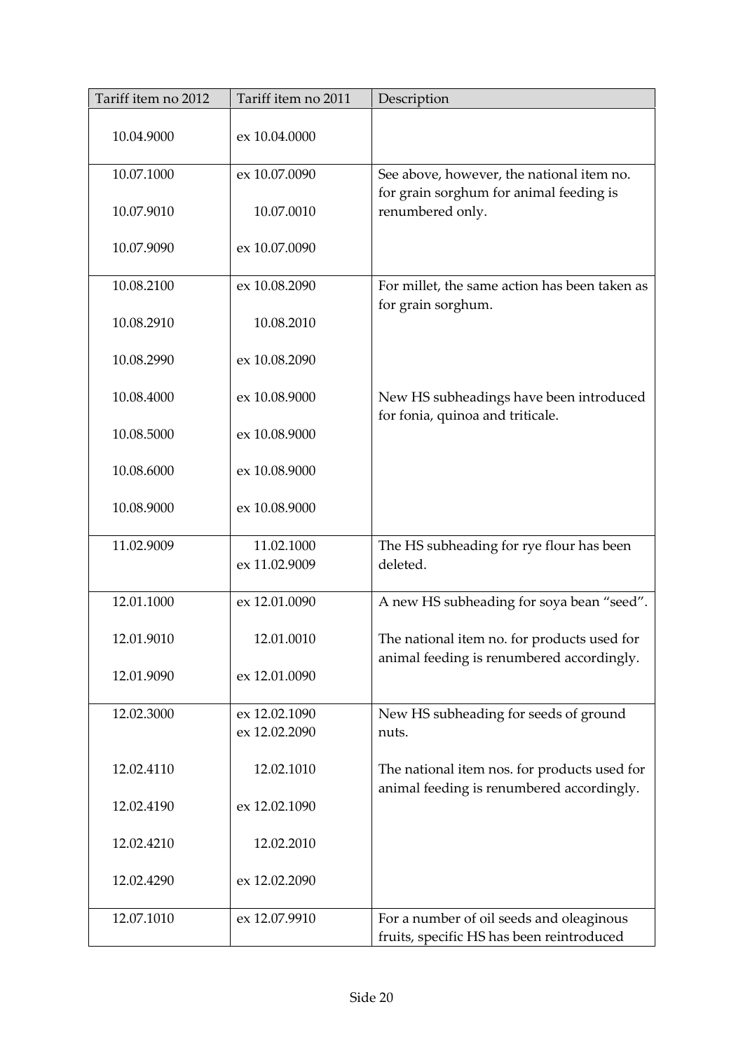| Tariff item no 2012 | Tariff item no 2011 | Description |
|---|---|---|
| 10.04.9000 | ex 10.04.0000 | |
| 10.07.1000 | ex 10.07.0090 | See above, however, the national item no. for grain sorghum for animal feeding is renumbered only. |
| 10.07.9010 | 10.07.0010 | |
| 10.07.9090 | ex 10.07.0090 | |
| 10.08.2100 | ex 10.08.2090 | For millet, the same action has been taken as for grain sorghum. |
| 10.08.2910 | 10.08.2010 | |
| 10.08.2990 | ex 10.08.2090 | |
| 10.08.4000 | ex 10.08.9000 | New HS subheadings have been introduced for fonia, quinoa and triticale. |
| 10.08.5000 | ex 10.08.9000 | |
| 10.08.6000 | ex 10.08.9000 | |
| 10.08.9000 | ex 10.08.9000 | |
| 11.02.9009 | 11.02.1000<br>ex 11.02.9009 | The HS subheading for rye flour has been deleted. |
| 12.01.1000 | ex 12.01.0090 | A new HS subheading for soya bean "seed". |
| 12.01.9010 | 12.01.0010 | The national item no. for products used for animal feeding is renumbered accordingly. |
| 12.01.9090 | ex 12.01.0090 | |
| 12.02.3000 | ex 12.02.1090<br>ex 12.02.2090 | New HS subheading for seeds of ground nuts. |
| 12.02.4110 | 12.02.1010 | The national item nos. for products used for animal feeding is renumbered accordingly. |
| 12.02.4190 | ex 12.02.1090 | |
| 12.02.4210 | 12.02.2010 | |
| 12.02.4290 | ex 12.02.2090 | |
| 12.07.1010 | ex 12.07.9910 | For a number of oil seeds and oleaginous fruits, specific HS has been reintroduced |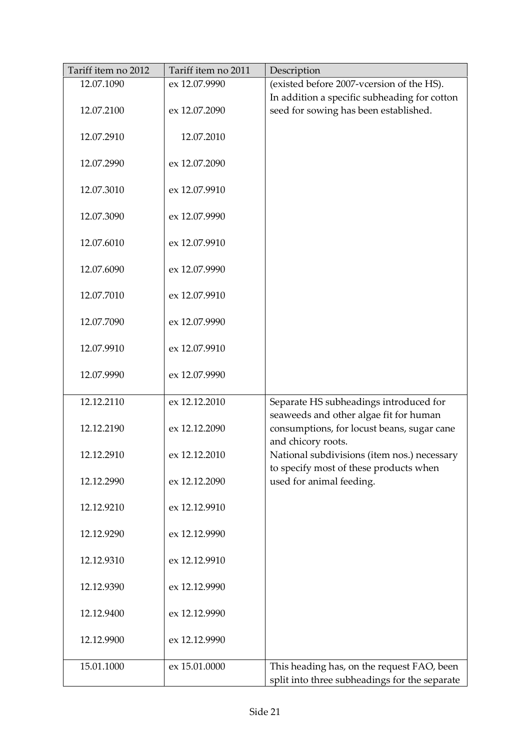| Tariff item no 2012 | Tariff item no 2011 | Description |
|---|---|---|
| 12.07.1090 | ex 12.07.9990 | (existed before 2007-vcersion of the HS). In addition a specific subheading for cotton seed for sowing has been established. |
| 12.07.2100 | ex 12.07.2090 | |
| 12.07.2910 | 12.07.2010 | |
| 12.07.2990 | ex 12.07.2090 | |
| 12.07.3010 | ex 12.07.9910 | |
| 12.07.3090 | ex 12.07.9990 | |
| 12.07.6010 | ex 12.07.9910 | |
| 12.07.6090 | ex 12.07.9990 | |
| 12.07.7010 | ex 12.07.9910 | |
| 12.07.7090 | ex 12.07.9990 | |
| 12.07.9910 | ex 12.07.9910 | |
| 12.07.9990 | ex 12.07.9990 | |
| 12.12.2110 | ex 12.12.2010 | Separate HS subheadings introduced for seaweeds and other algae fit for human consumptions, for locust beans, sugar cane and chicory roots. National subdivisions (item nos.) necessary to specify most of these products when used for animal feeding. |
| 12.12.2190 | ex 12.12.2090 | |
| 12.12.2910 | ex 12.12.2010 | |
| 12.12.2990 | ex 12.12.2090 | |
| 12.12.9210 | ex 12.12.9910 | |
| 12.12.9290 | ex 12.12.9990 | |
| 12.12.9310 | ex 12.12.9910 | |
| 12.12.9390 | ex 12.12.9990 | |
| 12.12.9400 | ex 12.12.9990 | |
| 12.12.9900 | ex 12.12.9990 | |
| 15.01.1000 | ex 15.01.0000 | This heading has, on the request FAO, been split into three subheadings for the separate |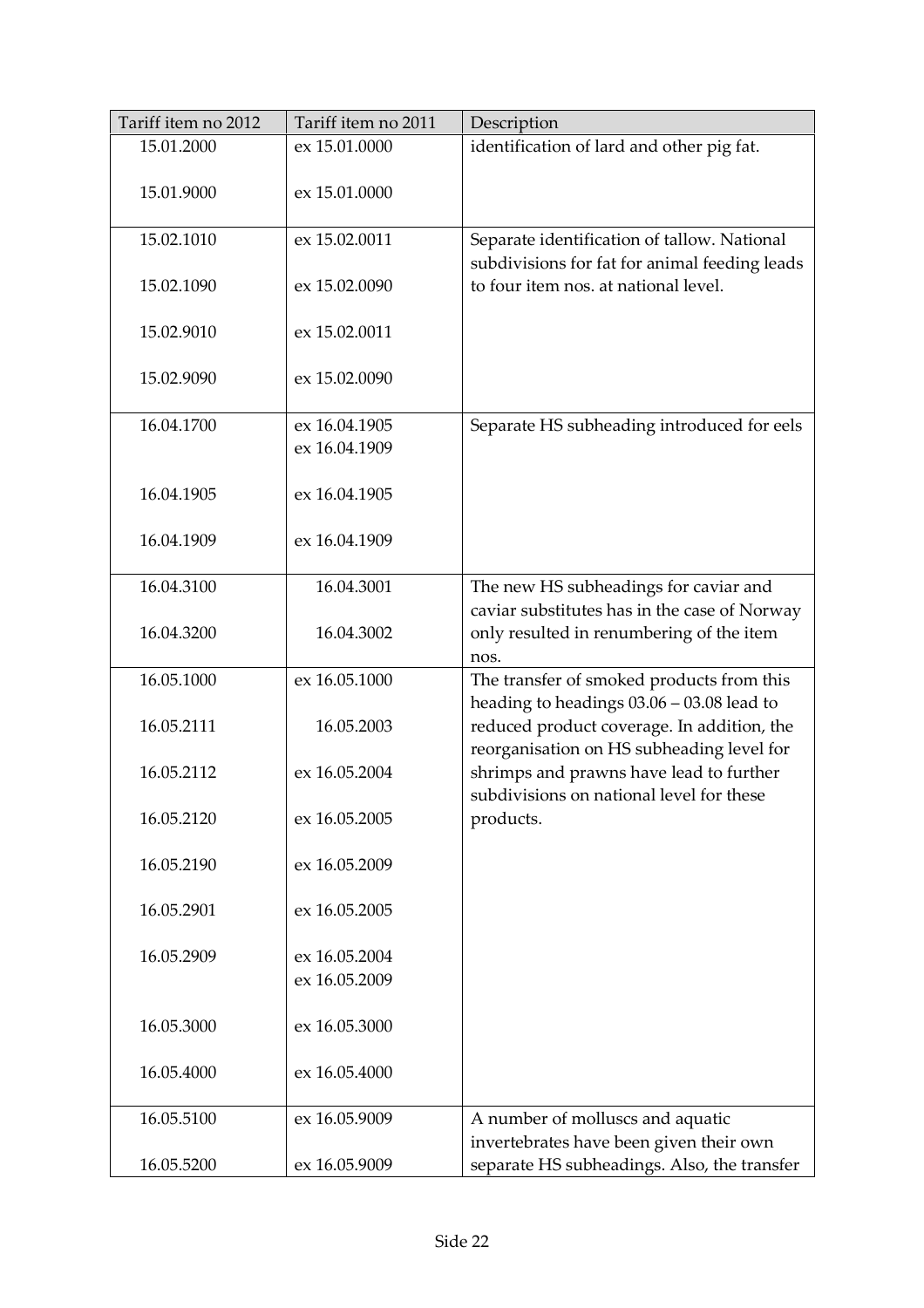| Tariff item no 2012 | Tariff item no 2011 | Description |
|---|---|---|
| 15.01.2000<br><br>15.01.9000 | ex 15.01.0000<br><br>ex 15.01.0000 | identification of lard and other pig fat. |
| 15.02.1010<br><br>15.02.1090<br><br>15.02.9010<br><br>15.02.9090 | ex 15.02.0011<br><br>ex 15.02.0090<br><br>ex 15.02.0011<br><br>ex 15.02.0090 | Separate identification of tallow. National subdivisions for fat for animal feeding leads to four item nos. at national level. |
| 16.04.1700<br><br>16.04.1905<br><br>16.04.1909 | ex 16.04.1905<br>ex 16.04.1909<br><br>ex 16.04.1905<br><br>ex 16.04.1909 | Separate HS subheading introduced for eels |
| 16.04.3100<br><br>16.04.3200 | 16.04.3001<br><br>16.04.3002 | The new HS subheadings for caviar and caviar substitutes has in the case of Norway only resulted in renumbering of the item nos. |
| 16.05.1000<br><br>16.05.2111<br><br>16.05.2112<br><br>16.05.2120<br><br>16.05.2190<br><br>16.05.2901<br><br>16.05.2909<br><br>16.05.3000<br><br>16.05.4000 | ex 16.05.1000<br><br>16.05.2003<br><br>ex 16.05.2004<br><br>ex 16.05.2005<br><br>ex 16.05.2009<br><br>ex 16.05.2005<br><br>ex 16.05.2004<br>ex 16.05.2009<br><br>ex 16.05.3000<br><br>ex 16.05.4000 | The transfer of smoked products from this heading to headings 03.06 – 03.08 lead to reduced product coverage. In addition, the reorganisation on HS subheading level for shrimps and prawns have lead to further subdivisions on national level for these products. |
| 16.05.5100<br><br>16.05.5200 | ex 16.05.9009<br><br>ex 16.05.9009 | A number of molluscs and aquatic invertebrates have been given their own separate HS subheadings. Also, the transfer |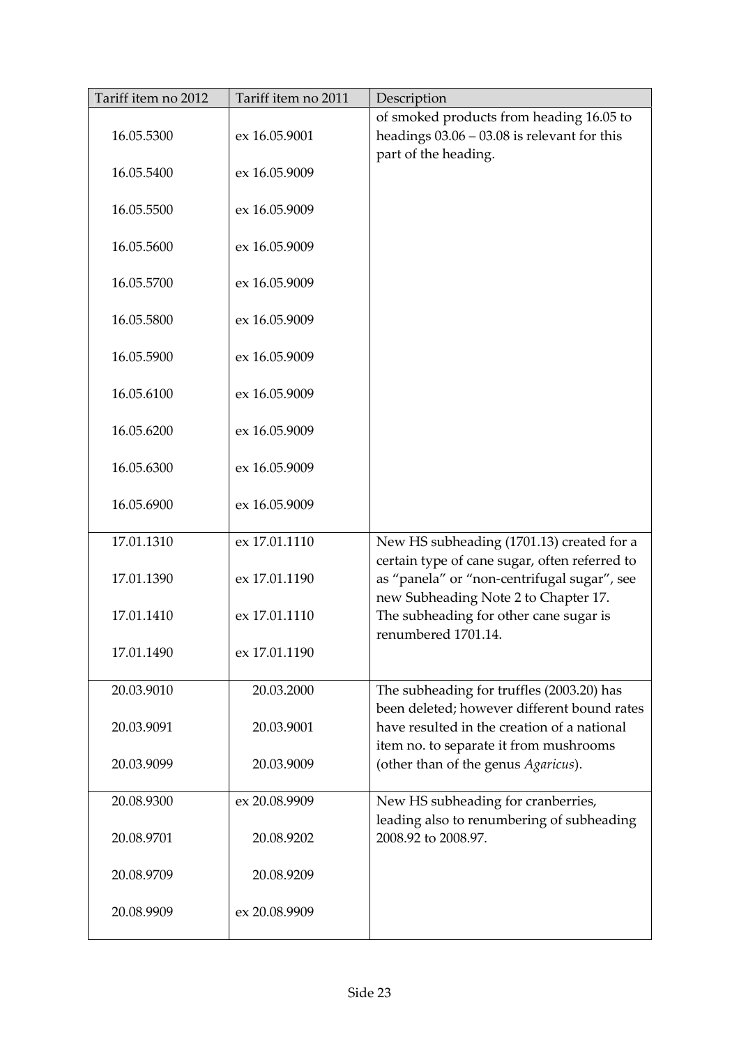| Tariff item no 2012 | Tariff item no 2011 | Description |
|---|---|---|
| 16.05.5300 | ex 16.05.9001 | of smoked products from heading 16.05 to headings 03.06 – 03.08 is relevant for this part of the heading. |
| 16.05.5400 | ex 16.05.9009 | |
| 16.05.5500 | ex 16.05.9009 | |
| 16.05.5600 | ex 16.05.9009 | |
| 16.05.5700 | ex 16.05.9009 | |
| 16.05.5800 | ex 16.05.9009 | |
| 16.05.5900 | ex 16.05.9009 | |
| 16.05.6100 | ex 16.05.9009 | |
| 16.05.6200 | ex 16.05.9009 | |
| 16.05.6300 | ex 16.05.9009 | |
| 16.05.6900 | ex 16.05.9009 | |
| 17.01.1310 | ex 17.01.1110 | New HS subheading (1701.13) created for a certain type of cane sugar, often referred to as "panela" or "non-centrifugal sugar", see new Subheading Note 2 to Chapter 17. The subheading for other cane sugar is renumbered 1701.14. |
| 17.01.1390 | ex 17.01.1190 | |
| 17.01.1410 | ex 17.01.1110 | |
| 17.01.1490 | ex 17.01.1190 | |
| 20.03.9010 | 20.03.2000 | The subheading for truffles (2003.20) has been deleted; however different bound rates have resulted in the creation of a national item no. to separate it from mushrooms (other than of the genus *Agaricus*). |
| 20.03.9091 | 20.03.9001 | |
| 20.03.9099 | 20.03.9009 | |
| 20.08.9300 | ex 20.08.9909 | New HS subheading for cranberries, leading also to renumbering of subheading 2008.92 to 2008.97. |
| 20.08.9701 | 20.08.9202 | |
| 20.08.9709 | 20.08.9209 | |
| 20.08.9909 | ex 20.08.9909 | |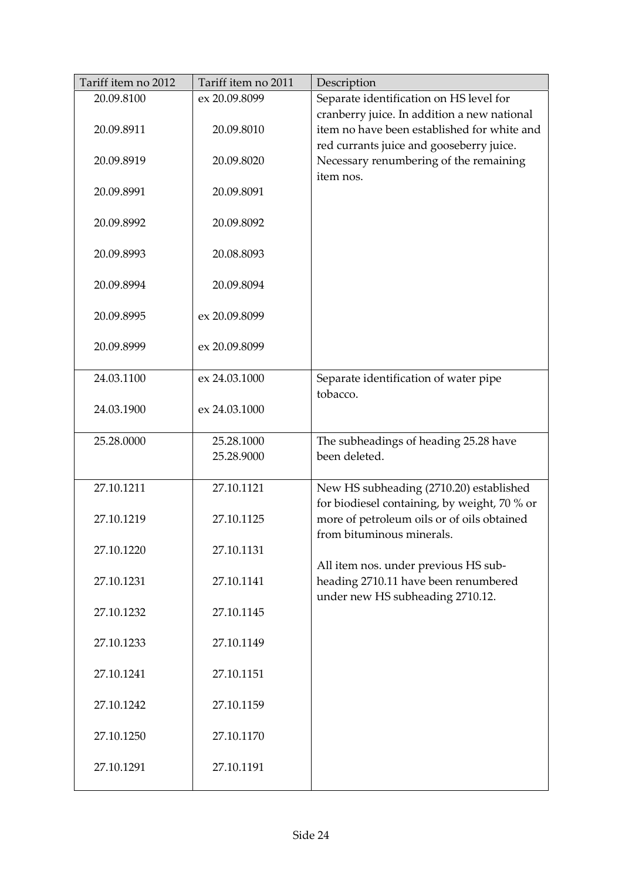| Tariff item no 2012 | Tariff item no 2011 | Description |
|---|---|---|
| 20.09.8100 | ex 20.09.8099 | Separate identification on HS level for cranberry juice. In addition a new national item no have been established for white and red currants juice and gooseberry juice. Necessary renumbering of the remaining item nos. |
| 20.09.8911 | 20.09.8010 | |
| 20.09.8919 | 20.09.8020 | |
| 20.09.8991 | 20.09.8091 | |
| 20.09.8992 | 20.09.8092 | |
| 20.09.8993 | 20.08.8093 | |
| 20.09.8994 | 20.09.8094 | |
| 20.09.8995 | ex 20.09.8099 | |
| 20.09.8999 | ex 20.09.8099 | |
| 24.03.1100 | ex 24.03.1000 | Separate identification of water pipe tobacco. |
| 24.03.1900 | ex 24.03.1000 | |
| 25.28.0000 | 25.28.1000<br>25.28.9000 | The subheadings of heading 25.28 have been deleted. |
| 27.10.1211 | 27.10.1121 | New HS subheading (2710.20) established for biodiesel containing, by weight, 70 % or more of petroleum oils or of oils obtained from bituminous minerals.<br><br>All item nos. under previous HS sub-heading 2710.11 have been renumbered under new HS subheading 2710.12. |
| 27.10.1219 | 27.10.1125 | |
| 27.10.1220 | 27.10.1131 | |
| 27.10.1231 | 27.10.1141 | |
| 27.10.1232 | 27.10.1145 | |
| 27.10.1233 | 27.10.1149 | |
| 27.10.1241 | 27.10.1151 | |
| 27.10.1242 | 27.10.1159 | |
| 27.10.1250 | 27.10.1170 | |
| 27.10.1291 | 27.10.1191 | |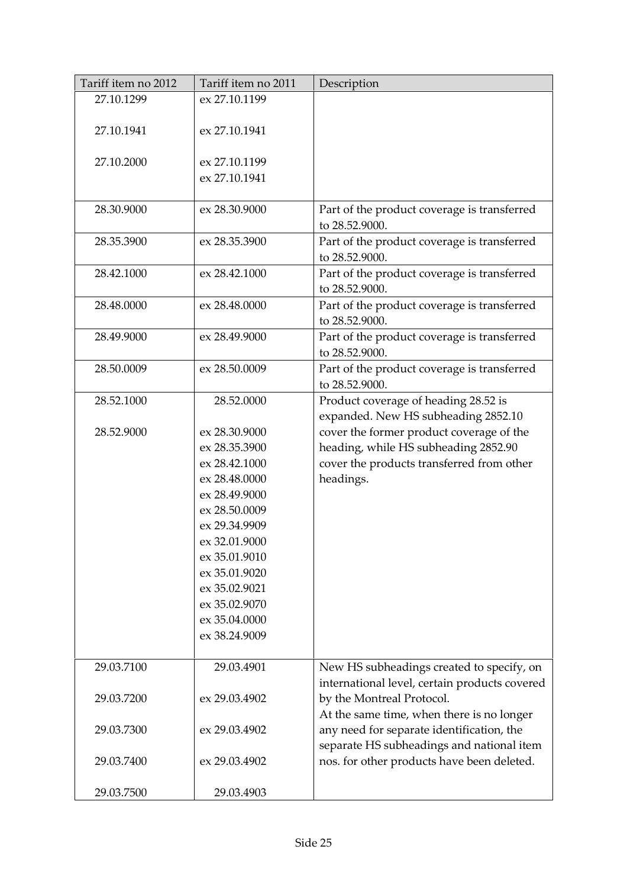| Tariff item no 2012 | Tariff item no 2011 | Description |
|---|---|---|
| 27.10.1299 | ex 27.10.1199 | |
| 27.10.1941 | ex 27.10.1941 | |
| 27.10.2000 | ex 27.10.1199<br>ex 27.10.1941 | |
| 28.30.9000 | ex 28.30.9000 | Part of the product coverage is transferred to 28.52.9000. |
| 28.35.3900 | ex 28.35.3900 | Part of the product coverage is transferred to 28.52.9000. |
| 28.42.1000 | ex 28.42.1000 | Part of the product coverage is transferred to 28.52.9000. |
| 28.48.0000 | ex 28.48.0000 | Part of the product coverage is transferred to 28.52.9000. |
| 28.49.9000 | ex 28.49.9000 | Part of the product coverage is transferred to 28.52.9000. |
| 28.50.0009 | ex 28.50.0009 | Part of the product coverage is transferred to 28.52.9000. |
| 28.52.1000<br><br>28.52.9000 | 28.52.0000<br><br>ex 28.30.9000<br>ex 28.35.3900<br>ex 28.42.1000<br>ex 28.48.0000<br>ex 28.49.9000<br>ex 28.50.0009<br>ex 29.34.9909<br>ex 32.01.9000<br>ex 35.01.9010<br>ex 35.01.9020<br>ex 35.02.9021<br>ex 35.02.9070<br>ex 35.04.0000<br>ex 38.24.9009 | Product coverage of heading 28.52 is expanded. New HS subheading 2852.10 cover the former product coverage of the heading, while HS subheading 2852.90 cover the products transferred from other headings. |
| 29.03.7100<br><br>29.03.7200<br><br>29.03.7300<br><br>29.03.7400<br><br>29.03.7500 | 29.03.4901<br><br>ex 29.03.4902<br><br>ex 29.03.4902<br><br>ex 29.03.4902<br><br>29.03.4903 | New HS subheadings created to specify, on international level, certain products covered by the Montreal Protocol.<br>At the same time, when there is no longer any need for separate identification, the separate HS subheadings and national item nos. for other products have been deleted. |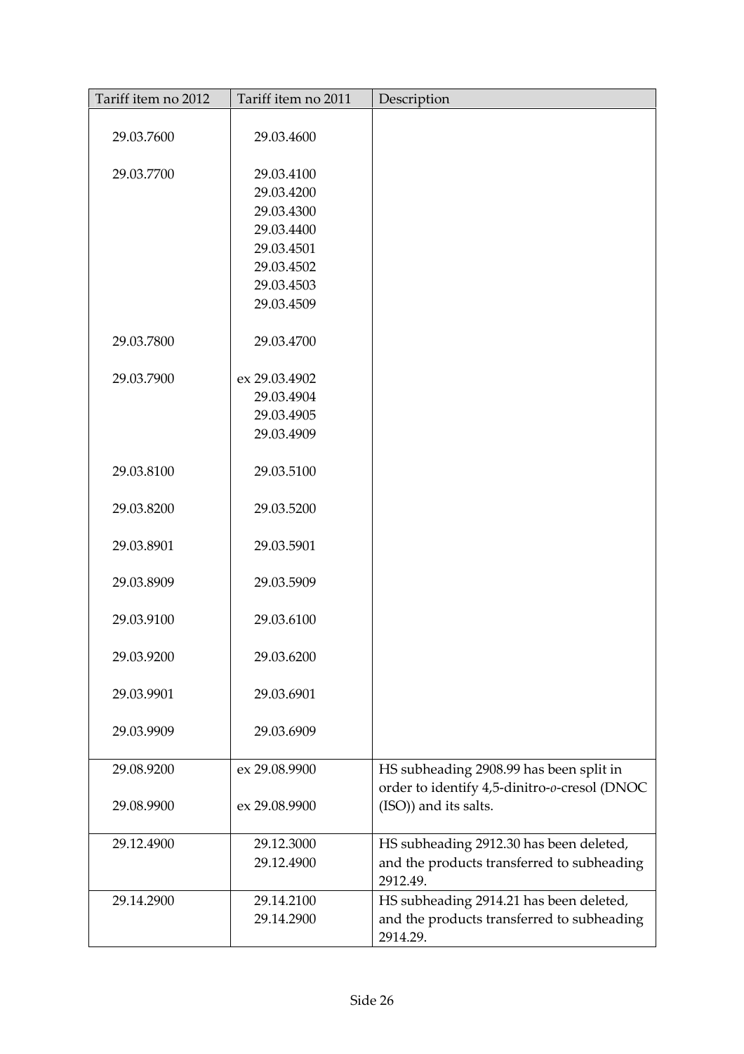| Tariff item no 2012 | Tariff item no 2011 | Description |
|---|---|---|
| 29.03.7600 | 29.03.4600 | |
| 29.03.7700 | 29.03.4100<br>29.03.4200<br>29.03.4300<br>29.03.4400<br>29.03.4501<br>29.03.4502<br>29.03.4503<br>29.03.4509 | |
| 29.03.7800 | 29.03.4700 | |
| 29.03.7900 | ex 29.03.4902<br>29.03.4904<br>29.03.4905<br>29.03.4909 | |
| 29.03.8100 | 29.03.5100 | |
| 29.03.8200 | 29.03.5200 | |
| 29.03.8901 | 29.03.5901 | |
| 29.03.8909 | 29.03.5909 | |
| 29.03.9100 | 29.03.6100 | |
| 29.03.9200 | 29.03.6200 | |
| 29.03.9901 | 29.03.6901 | |
| 29.03.9909 | 29.03.6909 | |
| 29.08.9200<br><br>29.08.9900 | ex 29.08.9900<br><br>ex 29.08.9900 | HS subheading 2908.99 has been split in order to identify 4,5-dinitro-*o*-cresol (DNOC (ISO)) and its salts. |
| 29.12.4900 | 29.12.3000<br>29.12.4900 | HS subheading 2912.30 has been deleted, and the products transferred to subheading 2912.49. |
| 29.14.2900 | 29.14.2100<br>29.14.2900 | HS subheading 2914.21 has been deleted, and the products transferred to subheading 2914.29. |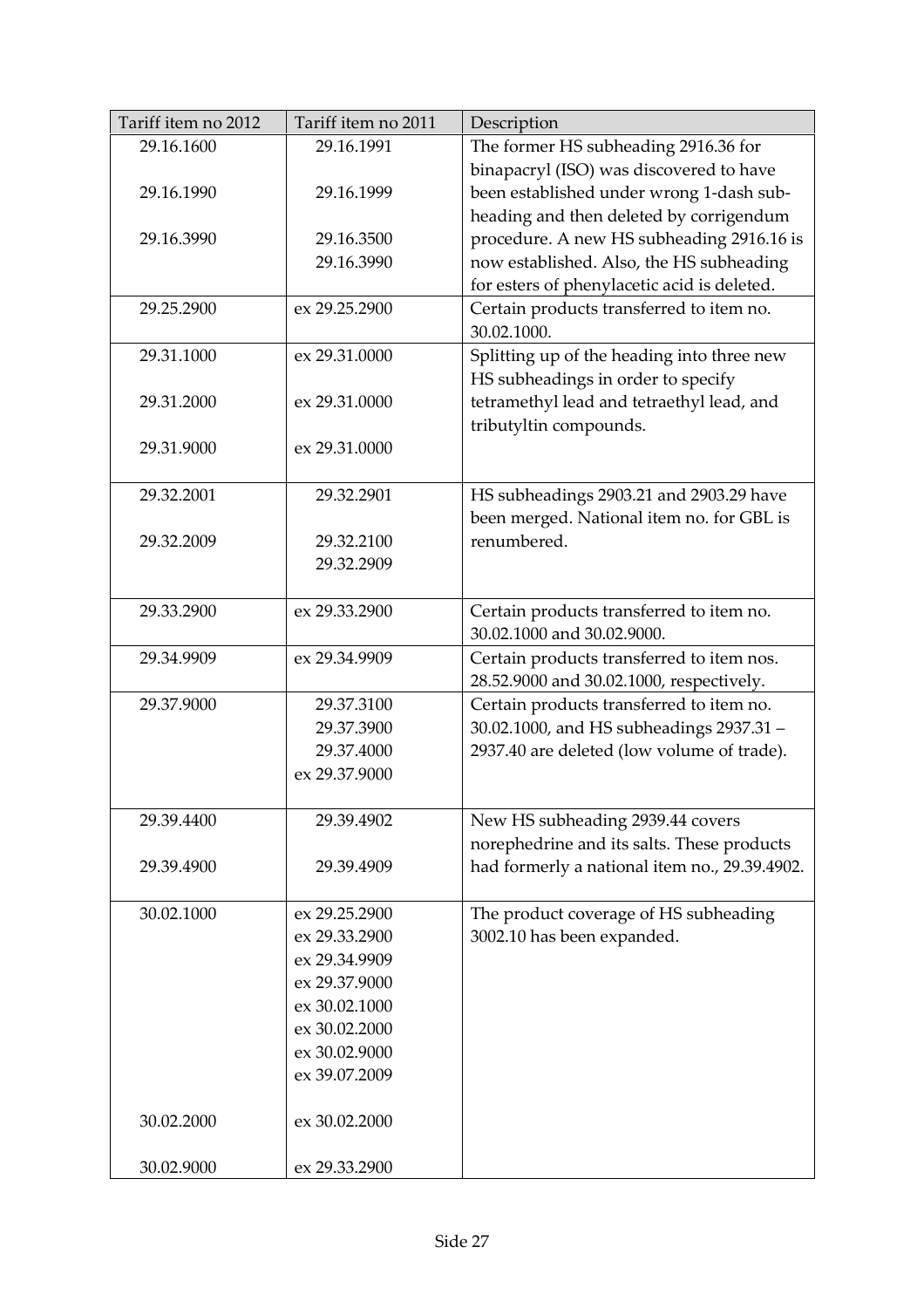| Tariff item no 2012 | Tariff item no 2011 | Description |
|---|---|---|
| 29.16.1600<br><br>29.16.1990<br><br>29.16.3990 | 29.16.1991<br><br>29.16.1999<br><br>29.16.3500<br>29.16.3990 | The former HS subheading 2916.36 for binapacryl (ISO) was discovered to have been established under wrong 1-dash sub-heading and then deleted by corrigendum procedure. A new HS subheading 2916.16 is now established. Also, the HS subheading for esters of phenylacetic acid is deleted. |
| 29.25.2900 | ex 29.25.2900 | Certain products transferred to item no. 30.02.1000. |
| 29.31.1000<br><br>29.31.2000<br><br>29.31.9000 | ex 29.31.0000<br><br>ex 29.31.0000<br><br>ex 29.31.0000 | Splitting up of the heading into three new HS subheadings in order to specify tetramethyl lead and tetraethyl lead, and tributyltin compounds. |
| 29.32.2001<br><br>29.32.2009 | 29.32.2901<br><br>29.32.2100<br>29.32.2909 | HS subheadings 2903.21 and 2903.29 have been merged. National item no. for GBL is renumbered. |
| 29.33.2900 | ex 29.33.2900 | Certain products transferred to item no. 30.02.1000 and 30.02.9000. |
| 29.34.9909 | ex 29.34.9909 | Certain products transferred to item nos. 28.52.9000 and 30.02.1000, respectively. |
| 29.37.9000 | 29.37.3100<br>29.37.3900<br>29.37.4000<br>ex 29.37.9000 | Certain products transferred to item no. 30.02.1000, and HS subheadings 2937.31 – 2937.40 are deleted (low volume of trade). |
| 29.39.4400<br><br>29.39.4900 | 29.39.4902<br><br>29.39.4909 | New HS subheading 2939.44 covers norephedrine and its salts. These products had formerly a national item no., 29.39.4902. |
| 30.02.1000<br><br><br><br><br><br><br><br><br>30.02.2000<br><br>30.02.9000 | ex 29.25.2900<br>ex 29.33.2900<br>ex 29.34.9909<br>ex 29.37.9000<br>ex 30.02.1000<br>ex 30.02.2000<br>ex 30.02.9000<br>ex 39.07.2009<br><br>ex 30.02.2000<br><br>ex 29.33.2900 | The product coverage of HS subheading 3002.10 has been expanded. |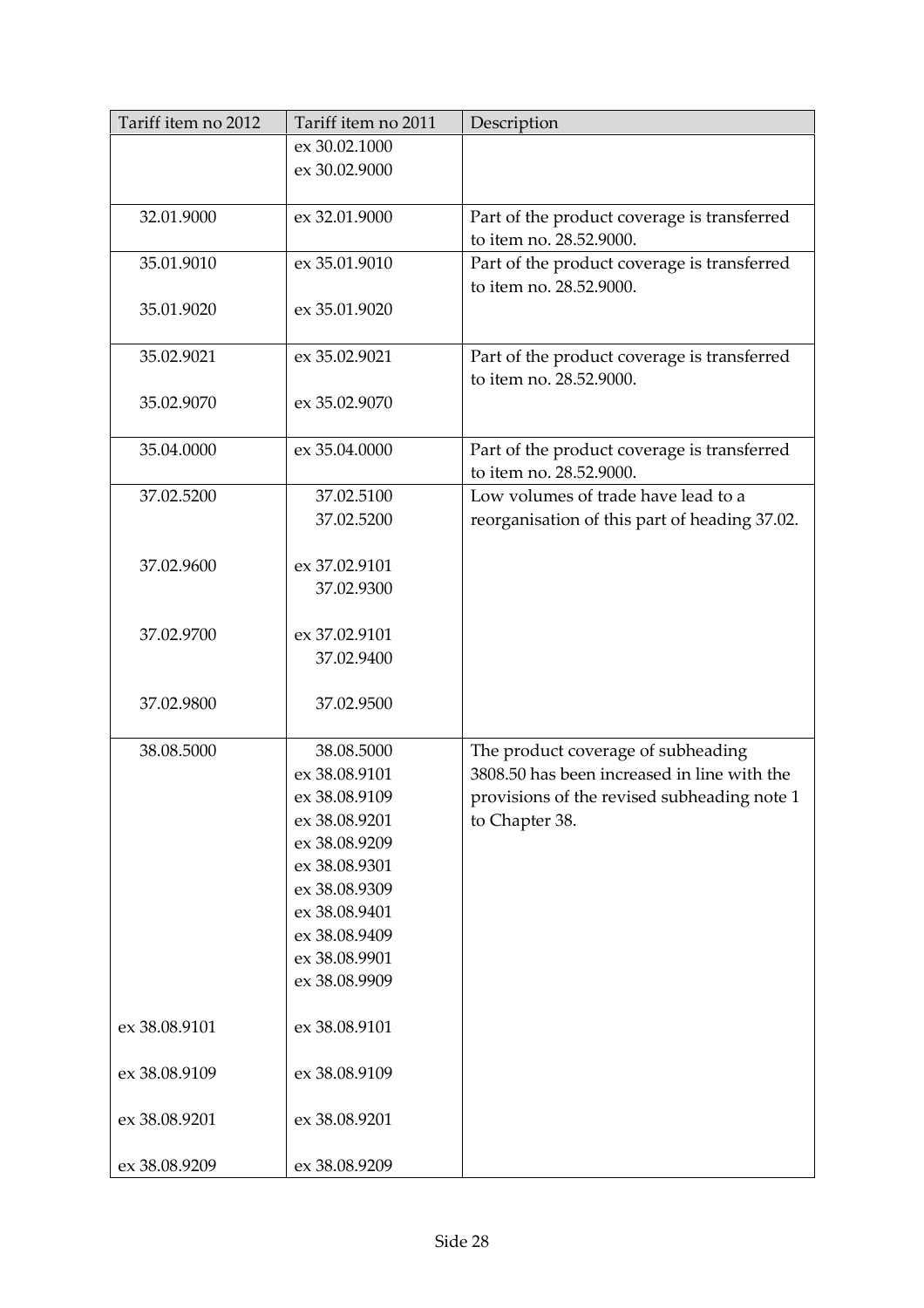| Tariff item no 2012 | Tariff item no 2011 | Description |
|---|---|---|
| | ex 30.02.1000<br>ex 30.02.9000 | |
| 32.01.9000 | ex 32.01.9000 | Part of the product coverage is transferred to item no. 28.52.9000. |
| 35.01.9010<br><br>35.01.9020 | ex 35.01.9010<br><br>ex 35.01.9020 | Part of the product coverage is transferred to item no. 28.52.9000. |
| 35.02.9021<br><br>35.02.9070 | ex 35.02.9021<br><br>ex 35.02.9070 | Part of the product coverage is transferred to item no. 28.52.9000. |
| 35.04.0000 | ex 35.04.0000 | Part of the product coverage is transferred to item no. 28.52.9000. |
| 37.02.5200<br><br><br>37.02.9600<br><br><br>37.02.9700<br><br><br>37.02.9800 | 37.02.5100<br>37.02.5200<br><br>ex 37.02.9101<br>37.02.9300<br><br>ex 37.02.9101<br>37.02.9400<br><br>37.02.9500 | Low volumes of trade have lead to a reorganisation of this part of heading 37.02. |
| 38.08.5000<br><br><br><br><br><br><br><br><br><br><br><br>ex 38.08.9101<br><br>ex 38.08.9109<br><br>ex 38.08.9201<br><br>ex 38.08.9209 | 38.08.5000<br>ex 38.08.9101<br>ex 38.08.9109<br>ex 38.08.9201<br>ex 38.08.9209<br>ex 38.08.9301<br>ex 38.08.9309<br>ex 38.08.9401<br>ex 38.08.9409<br>ex 38.08.9901<br>ex 38.08.9909<br><br>ex 38.08.9101<br><br>ex 38.08.9109<br><br>ex 38.08.9201<br><br>ex 38.08.9209 | The product coverage of subheading 3808.50 has been increased in line with the provisions of the revised subheading note 1 to Chapter 38. |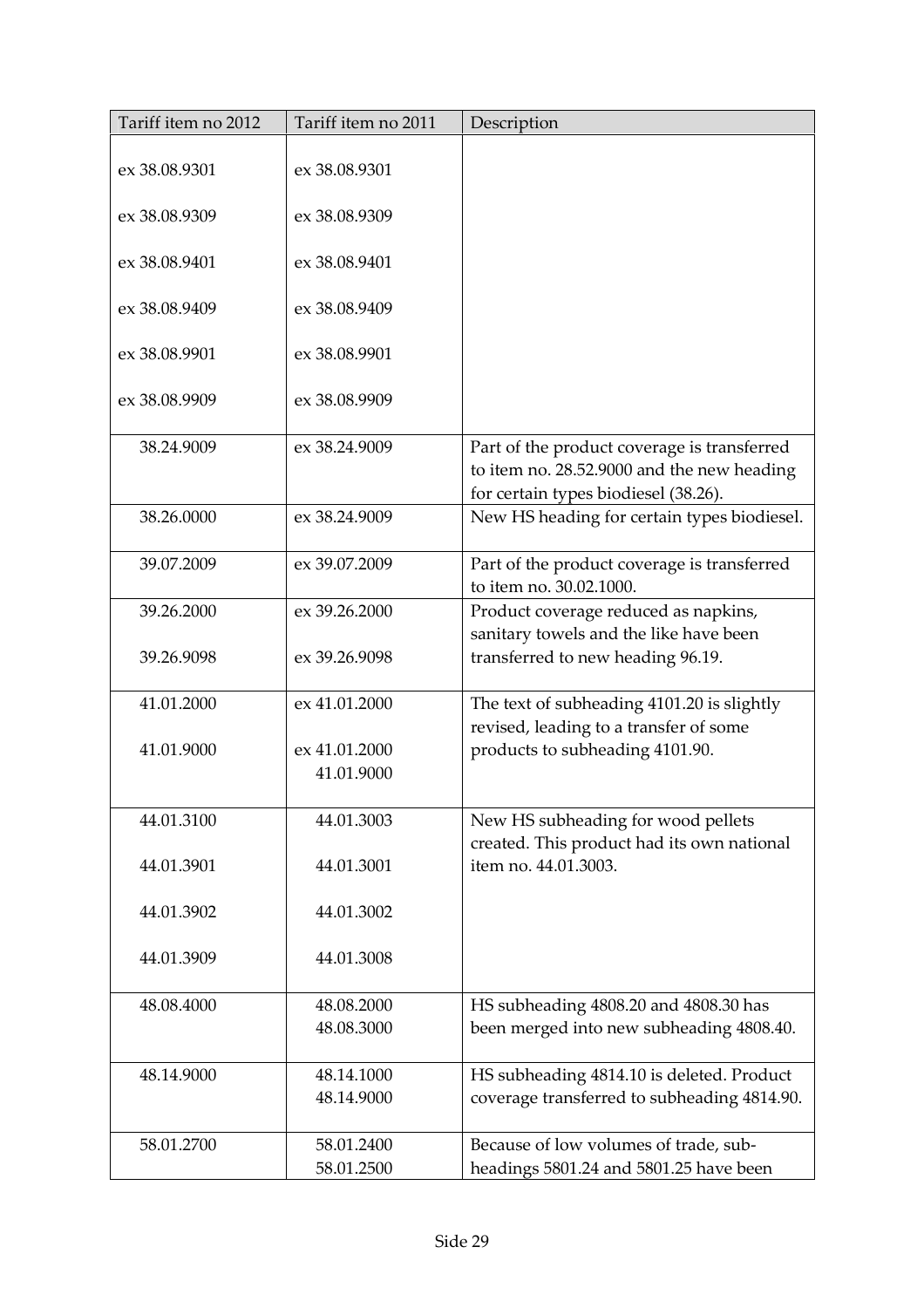| Tariff item no 2012 | Tariff item no 2011 | Description |
|---|---|---|
| ex 38.08.9301 | ex 38.08.9301 | |
| ex 38.08.9309 | ex 38.08.9309 | |
| ex 38.08.9401 | ex 38.08.9401 | |
| ex 38.08.9409 | ex 38.08.9409 | |
| ex 38.08.9901 | ex 38.08.9901 | |
| ex 38.08.9909 | ex 38.08.9909 | |
| 38.24.9009 | ex 38.24.9009 | Part of the product coverage is transferred to item no. 28.52.9000 and the new heading for certain types biodiesel (38.26). |
| 38.26.0000 | ex 38.24.9009 | New HS heading for certain types biodiesel. |
| 39.07.2009 | ex 39.07.2009 | Part of the product coverage is transferred to item no. 30.02.1000. |
| 39.26.2000<br>39.26.9098 | ex 39.26.2000<br>ex 39.26.9098 | Product coverage reduced as napkins, sanitary towels and the like have been transferred to new heading 96.19. |
| 41.01.2000<br>41.01.9000 | ex 41.01.2000<br>ex 41.01.2000<br>41.01.9000 | The text of subheading 4101.20 is slightly revised, leading to a transfer of some products to subheading 4101.90. |
| 44.01.3100<br>44.01.3901<br>44.01.3902<br>44.01.3909 | 44.01.3003<br>44.01.3001<br>44.01.3002<br>44.01.3008 | New HS subheading for wood pellets created. This product had its own national item no. 44.01.3003. |
| 48.08.4000 | 48.08.2000<br>48.08.3000 | HS subheading 4808.20 and 4808.30 has been merged into new subheading 4808.40. |
| 48.14.9000 | 48.14.1000<br>48.14.9000 | HS subheading 4814.10 is deleted. Product coverage transferred to subheading 4814.90. |
| 58.01.2700 | 58.01.2400<br>58.01.2500 | Because of low volumes of trade, sub-headings 5801.24 and 5801.25 have been |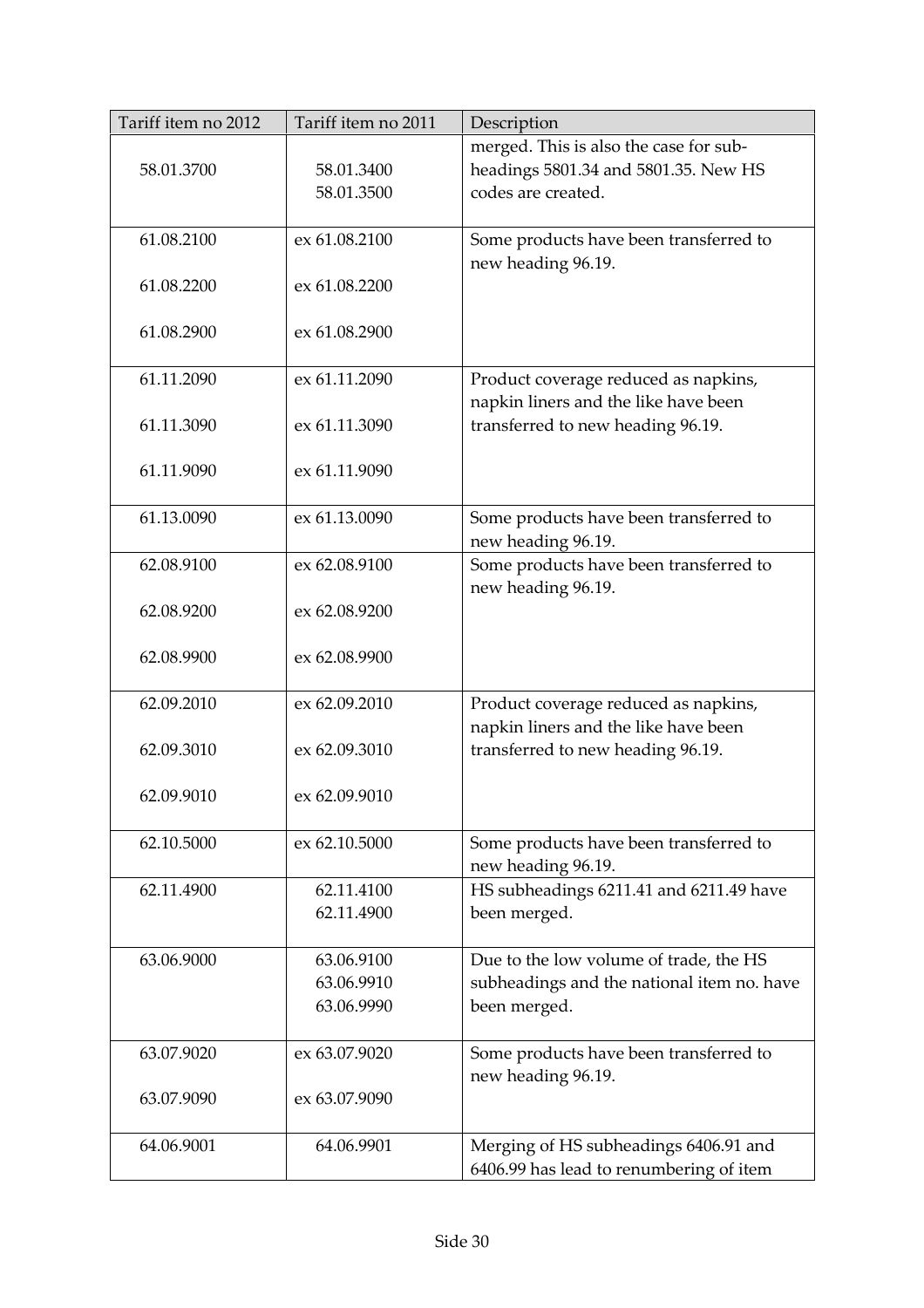| Tariff item no 2012 | Tariff item no 2011 | Description |
|---|---|---|
| 58.01.3700 | 58.01.3400<br>58.01.3500 | merged. This is also the case for sub-headings 5801.34 and 5801.35. New HS codes are created. |
| 61.08.2100<br><br>61.08.2200<br><br>61.08.2900 | ex 61.08.2100<br><br>ex 61.08.2200<br><br>ex 61.08.2900 | Some products have been transferred to new heading 96.19. |
| 61.11.2090<br><br>61.11.3090<br><br>61.11.9090 | ex 61.11.2090<br><br>ex 61.11.3090<br><br>ex 61.11.9090 | Product coverage reduced as napkins, napkin liners and the like have been transferred to new heading 96.19. |
| 61.13.0090 | ex 61.13.0090 | Some products have been transferred to new heading 96.19. |
| 62.08.9100<br><br>62.08.9200<br><br>62.08.9900 | ex 62.08.9100<br><br>ex 62.08.9200<br><br>ex 62.08.9900 | Some products have been transferred to new heading 96.19. |
| 62.09.2010<br><br>62.09.3010<br><br>62.09.9010 | ex 62.09.2010<br><br>ex 62.09.3010<br><br>ex 62.09.9010 | Product coverage reduced as napkins, napkin liners and the like have been transferred to new heading 96.19. |
| 62.10.5000 | ex 62.10.5000 | Some products have been transferred to new heading 96.19. |
| 62.11.4900 | 62.11.4100<br>62.11.4900 | HS subheadings 6211.41 and 6211.49 have been merged. |
| 63.06.9000 | 63.06.9100<br>63.06.9910<br>63.06.9990 | Due to the low volume of trade, the HS subheadings and the national item no. have been merged. |
| 63.07.9020<br><br>63.07.9090 | ex 63.07.9020<br><br>ex 63.07.9090 | Some products have been transferred to new heading 96.19. |
| 64.06.9001 | 64.06.9901 | Merging of HS subheadings 6406.91 and 6406.99 has lead to renumbering of item |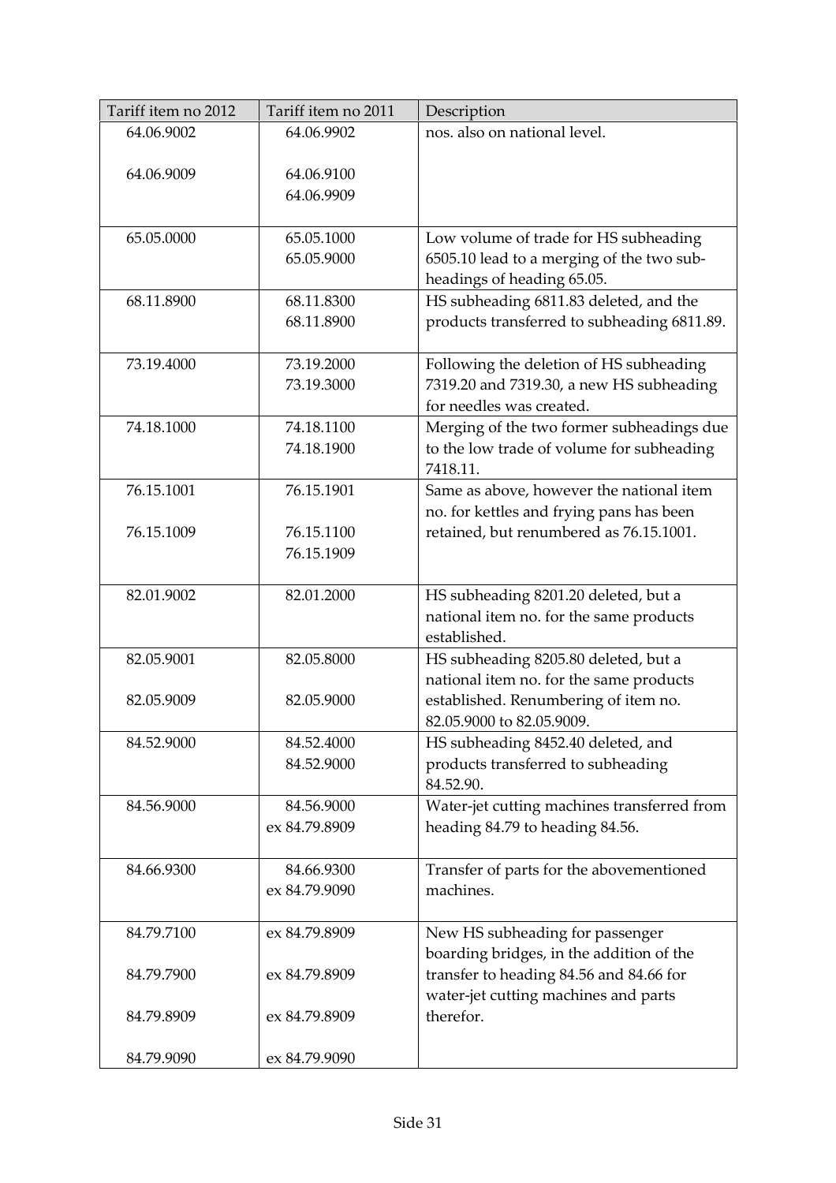| Tariff item no 2012 | Tariff item no 2011 | Description |
|---|---|---|
| 64.06.9002<br><br>64.06.9009 | 64.06.9902<br><br>64.06.9100<br>64.06.9909 | nos. also on national level. |
| 65.05.0000 | 65.05.1000<br>65.05.9000 | Low volume of trade for HS subheading 6505.10 lead to a merging of the two sub-headings of heading 65.05. |
| 68.11.8900 | 68.11.8300<br>68.11.8900 | HS subheading 6811.83 deleted, and the products transferred to subheading 6811.89. |
| 73.19.4000 | 73.19.2000<br>73.19.3000 | Following the deletion of HS subheading 7319.20 and 7319.30, a new HS subheading for needles was created. |
| 74.18.1000 | 74.18.1100<br>74.18.1900 | Merging of the two former subheadings due to the low trade of volume for subheading 7418.11. |
| 76.15.1001<br><br>76.15.1009 | 76.15.1901<br><br>76.15.1100<br>76.15.1909 | Same as above, however the national item no. for kettles and frying pans has been retained, but renumbered as 76.15.1001. |
| 82.01.9002 | 82.01.2000 | HS subheading 8201.20 deleted, but a national item no. for the same products established. |
| 82.05.9001<br><br>82.05.9009 | 82.05.8000<br><br>82.05.9000 | HS subheading 8205.80 deleted, but a national item no. for the same products established. Renumbering of item no. 82.05.9000 to 82.05.9009. |
| 84.52.9000 | 84.52.4000<br>84.52.9000 | HS subheading 8452.40 deleted, and products transferred to subheading 84.52.90. |
| 84.56.9000 | 84.56.9000<br>ex 84.79.8909 | Water-jet cutting machines transferred from heading 84.79 to heading 84.56. |
| 84.66.9300 | 84.66.9300<br>ex 84.79.9090 | Transfer of parts for the abovementioned machines. |
| 84.79.7100<br><br>84.79.7900<br><br>84.79.8909<br><br>84.79.9090 | ex 84.79.8909<br><br>ex 84.79.8909<br><br>ex 84.79.8909<br><br>ex 84.79.9090 | New HS subheading for passenger boarding bridges, in the addition of the transfer to heading 84.56 and 84.66 for water-jet cutting machines and parts therefor. |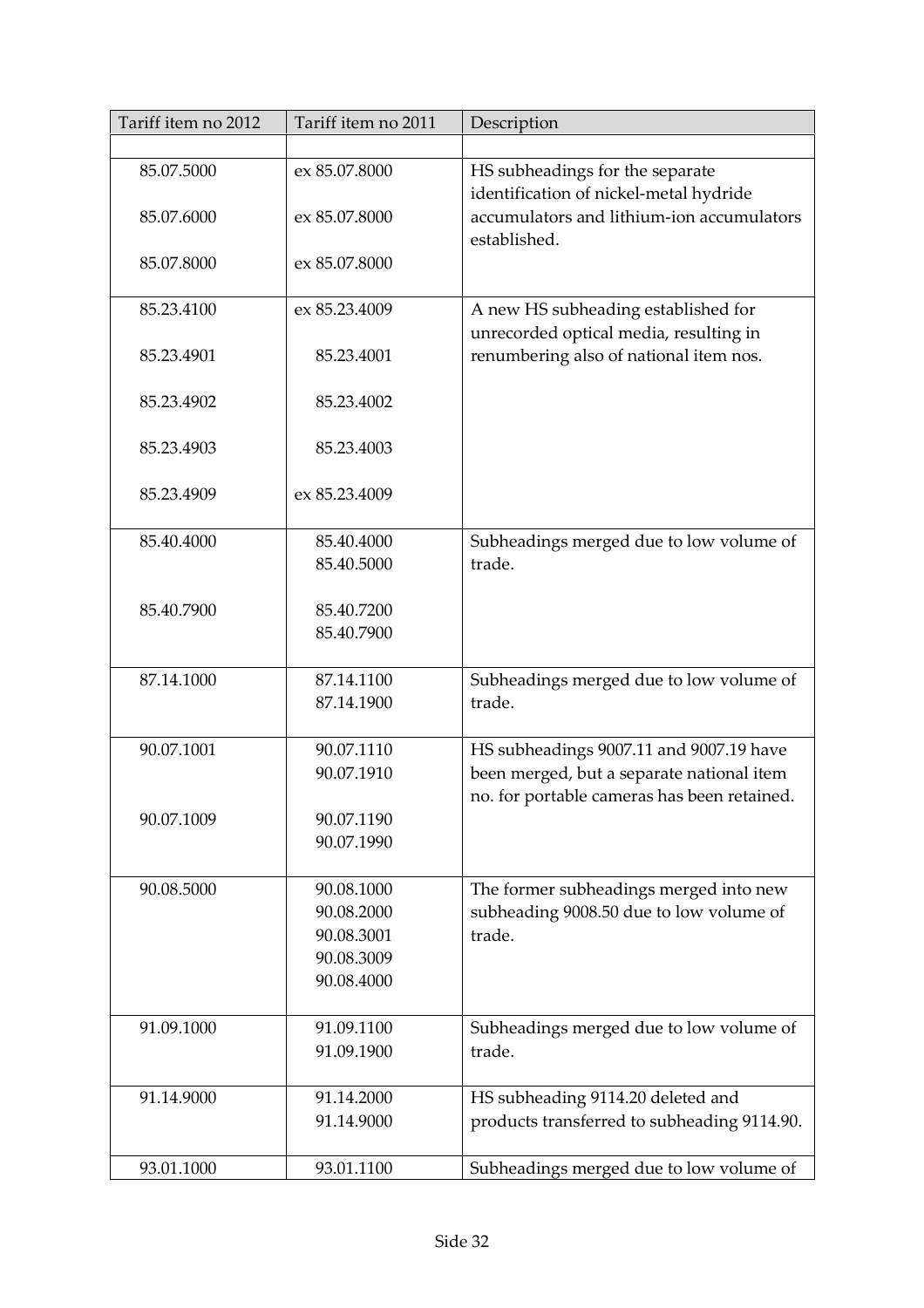| Tariff item no 2012 | Tariff item no 2011 | Description |
|---|---|---|
| | | |
| 85.07.5000<br>85.07.6000<br>85.07.8000 | ex 85.07.8000<br>ex 85.07.8000<br>ex 85.07.8000 | HS subheadings for the separate identification of nickel-metal hydride accumulators and lithium-ion accumulators established. |
| 85.23.4100<br>85.23.4901<br>85.23.4902<br>85.23.4903<br>85.23.4909 | ex 85.23.4009<br>85.23.4001<br>85.23.4002<br>85.23.4003<br>ex 85.23.4009 | A new HS subheading established for unrecorded optical media, resulting in renumbering also of national item nos. |
| 85.40.4000<br><br>85.40.7900 | 85.40.4000<br>85.40.5000<br>85.40.7200<br>85.40.7900 | Subheadings merged due to low volume of trade. |
| 87.14.1000 | 87.14.1100<br>87.14.1900 | Subheadings merged due to low volume of trade. |
| 90.07.1001<br><br>90.07.1009 | 90.07.1110<br>90.07.1910<br>90.07.1190<br>90.07.1990 | HS subheadings 9007.11 and 9007.19 have been merged, but a separate national item no. for portable cameras has been retained. |
| 90.08.5000 | 90.08.1000<br>90.08.2000<br>90.08.3001<br>90.08.3009<br>90.08.4000 | The former subheadings merged into new subheading 9008.50 due to low volume of trade. |
| 91.09.1000 | 91.09.1100<br>91.09.1900 | Subheadings merged due to low volume of trade. |
| 91.14.9000 | 91.14.2000<br>91.14.9000 | HS subheading 9114.20 deleted and products transferred to subheading 9114.90. |
| 93.01.1000 | 93.01.1100 | Subheadings merged due to low volume of |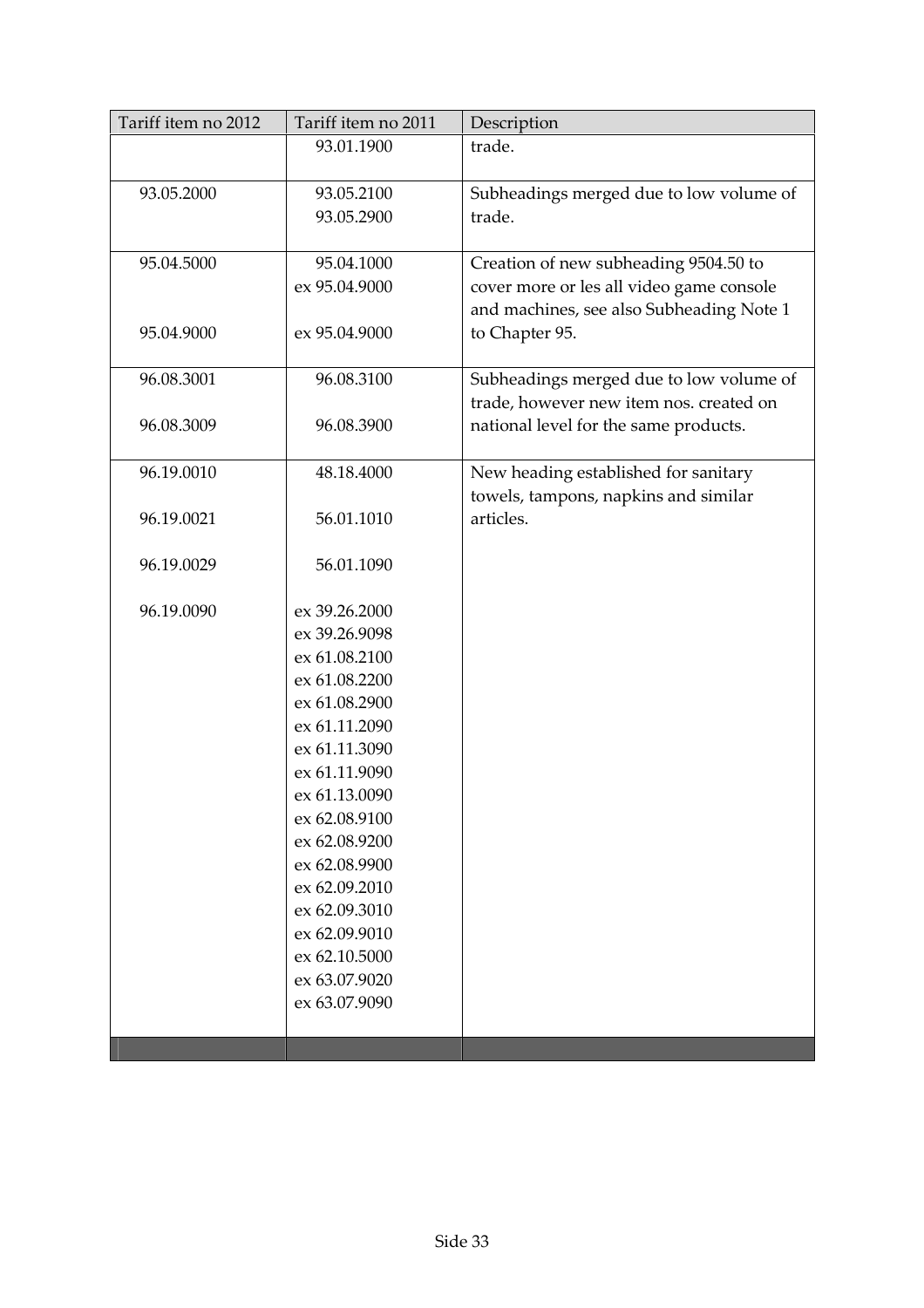| Tariff item no 2012 | Tariff item no 2011 | Description |
|---|---|---|
| | 93.01.1900 | trade. |
| 93.05.2000 | 93.05.2100<br>93.05.2900 | Subheadings merged due to low volume of trade. |
| 95.04.5000<br><br><br>95.04.9000 | 95.04.1000<br>ex 95.04.9000<br><br>ex 95.04.9000 | Creation of new subheading 9504.50 to cover more or les all video game console and machines, see also Subheading Note 1 to Chapter 95. |
| 96.08.3001<br><br>96.08.3009 | 96.08.3100<br><br>96.08.3900 | Subheadings merged due to low volume of trade, however new item nos. created on national level for the same products. |
| 96.19.0010<br><br>96.19.0021<br><br>96.19.0029<br><br>96.19.0090 | 48.18.4000<br><br>56.01.1010<br><br>56.01.1090<br><br>ex 39.26.2000<br>ex 39.26.9098<br>ex 61.08.2100<br>ex 61.08.2200<br>ex 61.08.2900<br>ex 61.11.2090<br>ex 61.11.3090<br>ex 61.11.9090<br>ex 61.13.0090<br>ex 62.08.9100<br>ex 62.08.9200<br>ex 62.08.9900<br>ex 62.09.2010<br>ex 62.09.3010<br>ex 62.09.9010<br>ex 62.10.5000<br>ex 63.07.9020<br>ex 63.07.9090 | New heading established for sanitary towels, tampons, napkins and similar articles. |
| | | |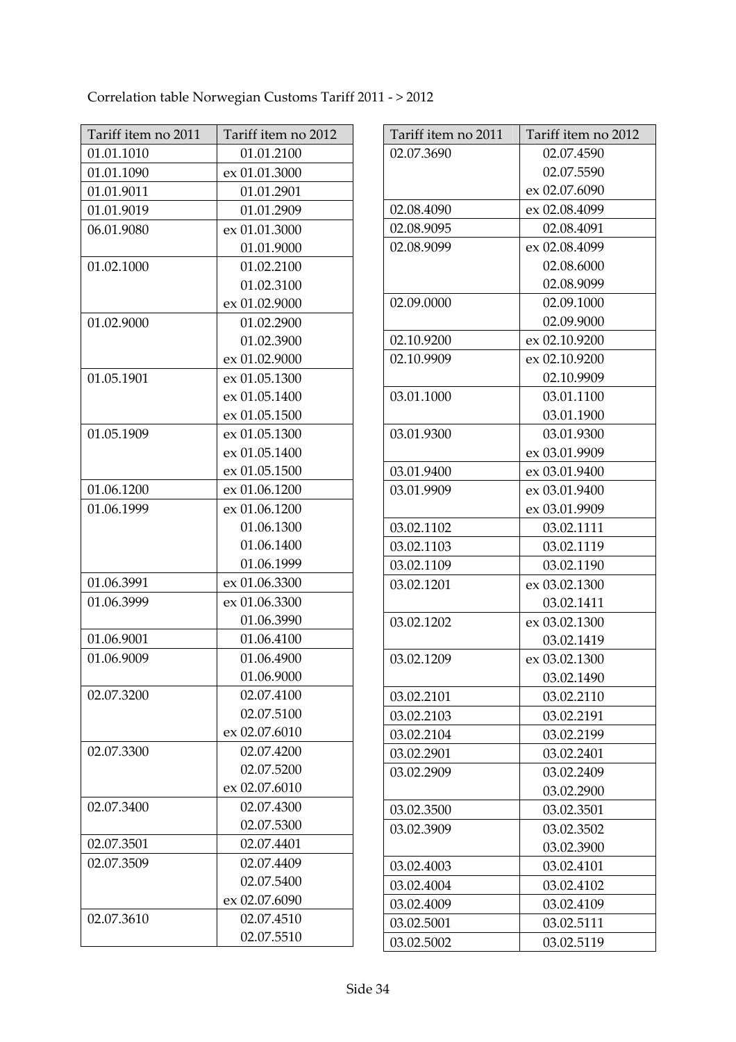Correlation table Norwegian Customs Tariff 2011 - > 2012

| Tariff item no 2011 | Tariff item no 2012 |
|---|---|
| 01.01.1010 | 01.01.2100 |
| 01.01.1090 | ex 01.01.3000 |
| 01.01.9011 | 01.01.2901 |
| 01.01.9019 | 01.01.2909 |
| 06.01.9080 | ex 01.01.3000 |
| | 01.01.9000 |
| 01.02.1000 | 01.02.2100 |
| | 01.02.3100 |
| | ex 01.02.9000 |
| 01.02.9000 | 01.02.2900 |
| | 01.02.3900 |
| | ex 01.02.9000 |
| 01.05.1901 | ex 01.05.1300 |
| | ex 01.05.1400 |
| | ex 01.05.1500 |
| 01.05.1909 | ex 01.05.1300 |
| | ex 01.05.1400 |
| | ex 01.05.1500 |
| 01.06.1200 | ex 01.06.1200 |
| 01.06.1999 | ex 01.06.1200 |
| | 01.06.1300 |
| | 01.06.1400 |
| | 01.06.1999 |
| 01.06.3991 | ex 01.06.3300 |
| 01.06.3999 | ex 01.06.3300 |
| | 01.06.3990 |
| 01.06.9001 | 01.06.4100 |
| 01.06.9009 | 01.06.4900 |
| | 01.06.9000 |
| 02.07.3200 | 02.07.4100 |
| | 02.07.5100 |
| | ex 02.07.6010 |
| 02.07.3300 | 02.07.4200 |
| | 02.07.5200 |
| | ex 02.07.6010 |
| 02.07.3400 | 02.07.4300 |
| | 02.07.5300 |
| 02.07.3501 | 02.07.4401 |
| 02.07.3509 | 02.07.4409 |
| | 02.07.5400 |
| | ex 02.07.6090 |
| 02.07.3610 | 02.07.4510 |
| | 02.07.5510 |
| 02.07.3690 | 02.07.4590 |
| | 02.07.5590 |
| | ex 02.07.6090 |
| 02.08.4090 | ex 02.08.4099 |
| 02.08.9095 | 02.08.4091 |
| 02.08.9099 | ex 02.08.4099 |
| | 02.08.6000 |
| | 02.08.9099 |
| 02.09.0000 | 02.09.1000 |
| | 02.09.9000 |
| 02.10.9200 | ex 02.10.9200 |
| 02.10.9909 | ex 02.10.9200 |
| | 02.10.9909 |
| 03.01.1000 | 03.01.1100 |
| | 03.01.1900 |
| 03.01.9300 | 03.01.9300 |
| | ex 03.01.9909 |
| 03.01.9400 | ex 03.01.9400 |
| 03.01.9909 | ex 03.01.9400 |
| | ex 03.01.9909 |
| 03.02.1102 | 03.02.1111 |
| 03.02.1103 | 03.02.1119 |
| 03.02.1109 | 03.02.1190 |
| 03.02.1201 | ex 03.02.1300 |
| | 03.02.1411 |
| 03.02.1202 | ex 03.02.1300 |
| | 03.02.1419 |
| 03.02.1209 | ex 03.02.1300 |
| | 03.02.1490 |
| 03.02.2101 | 03.02.2110 |
| 03.02.2103 | 03.02.2191 |
| 03.02.2104 | 03.02.2199 |
| 03.02.2901 | 03.02.2401 |
| 03.02.2909 | 03.02.2409 |
| | 03.02.2900 |
| 03.02.3500 | 03.02.3501 |
| 03.02.3909 | 03.02.3502 |
| | 03.02.3900 |
| 03.02.4003 | 03.02.4101 |
| 03.02.4004 | 03.02.4102 |
| 03.02.4009 | 03.02.4109 |
| 03.02.5001 | 03.02.5111 |
| 03.02.5002 | 03.02.5119 |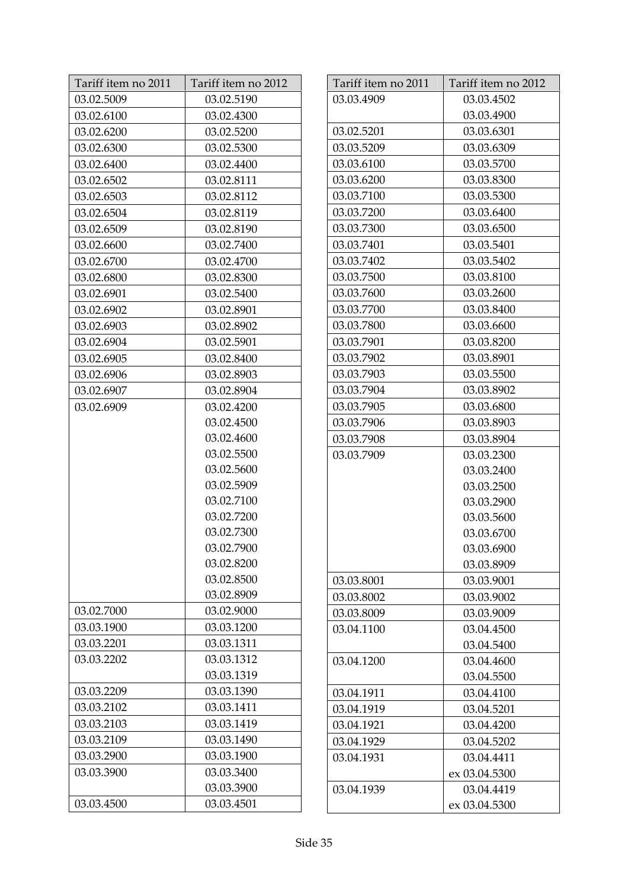| Tariff item no 2011 | Tariff item no 2012 |
| --- | --- |
| 03.02.5009 | 03.02.5190 |
| 03.02.6100 | 03.02.4300 |
| 03.02.6200 | 03.02.5200 |
| 03.02.6300 | 03.02.5300 |
| 03.02.6400 | 03.02.4400 |
| 03.02.6502 | 03.02.8111 |
| 03.02.6503 | 03.02.8112 |
| 03.02.6504 | 03.02.8119 |
| 03.02.6509 | 03.02.8190 |
| 03.02.6600 | 03.02.7400 |
| 03.02.6700 | 03.02.4700 |
| 03.02.6800 | 03.02.8300 |
| 03.02.6901 | 03.02.5400 |
| 03.02.6902 | 03.02.8901 |
| 03.02.6903 | 03.02.8902 |
| 03.02.6904 | 03.02.5901 |
| 03.02.6905 | 03.02.8400 |
| 03.02.6906 | 03.02.8903 |
| 03.02.6907 | 03.02.8904 |
| 03.02.6909 | 03.02.4200<br>03.02.4500<br>03.02.4600<br>03.02.5500<br>03.02.5600<br>03.02.5909<br>03.02.7100<br>03.02.7200<br>03.02.7300<br>03.02.7900<br>03.02.8200<br>03.02.8500<br>03.02.8909 |
| 03.02.7000 | 03.02.9000 |
| 03.03.1900 | 03.03.1200 |
| 03.03.2201 | 03.03.1311 |
| 03.03.2202 | 03.03.1312<br>03.03.1319 |
| 03.03.2209 | 03.03.1390 |
| 03.03.2102 | 03.03.1411 |
| 03.03.2103 | 03.03.1419 |
| 03.03.2109 | 03.03.1490 |
| 03.03.2900 | 03.03.1900 |
| 03.03.3900 | 03.03.3400<br>03.03.3900 |
| 03.03.4500 | 03.03.4501 |
| 03.03.4909 | 03.03.4502<br>03.03.4900 |
| 03.02.5201 | 03.03.6301 |
| 03.03.5209 | 03.03.6309 |
| 03.03.6100 | 03.03.5700 |
| 03.03.6200 | 03.03.8300 |
| 03.03.7100 | 03.03.5300 |
| 03.03.7200 | 03.03.6400 |
| 03.03.7300 | 03.03.6500 |
| 03.03.7401 | 03.03.5401 |
| 03.03.7402 | 03.03.5402 |
| 03.03.7500 | 03.03.8100 |
| 03.03.7600 | 03.03.2600 |
| 03.03.7700 | 03.03.8400 |
| 03.03.7800 | 03.03.6600 |
| 03.03.7901 | 03.03.8200 |
| 03.03.7902 | 03.03.8901 |
| 03.03.7903 | 03.03.5500 |
| 03.03.7904 | 03.03.8902 |
| 03.03.7905 | 03.03.6800 |
| 03.03.7906 | 03.03.8903 |
| 03.03.7908 | 03.03.8904 |
| 03.03.7909 | 03.03.2300<br>03.03.2400<br>03.03.2500<br>03.03.2900<br>03.03.5600<br>03.03.6700<br>03.03.6900<br>03.03.8909 |
| 03.03.8001 | 03.03.9001 |
| 03.03.8002 | 03.03.9002 |
| 03.03.8009 | 03.03.9009 |
| 03.04.1100 | 03.04.4500<br>03.04.5400 |
| 03.04.1200 | 03.04.4600<br>03.04.5500 |
| 03.04.1911 | 03.04.4100 |
| 03.04.1919 | 03.04.5201 |
| 03.04.1921 | 03.04.4200 |
| 03.04.1929 | 03.04.5202 |
| 03.04.1931 | 03.04.4411<br>ex 03.04.5300 |
| 03.04.1939 | 03.04.4419<br>ex 03.04.5300 |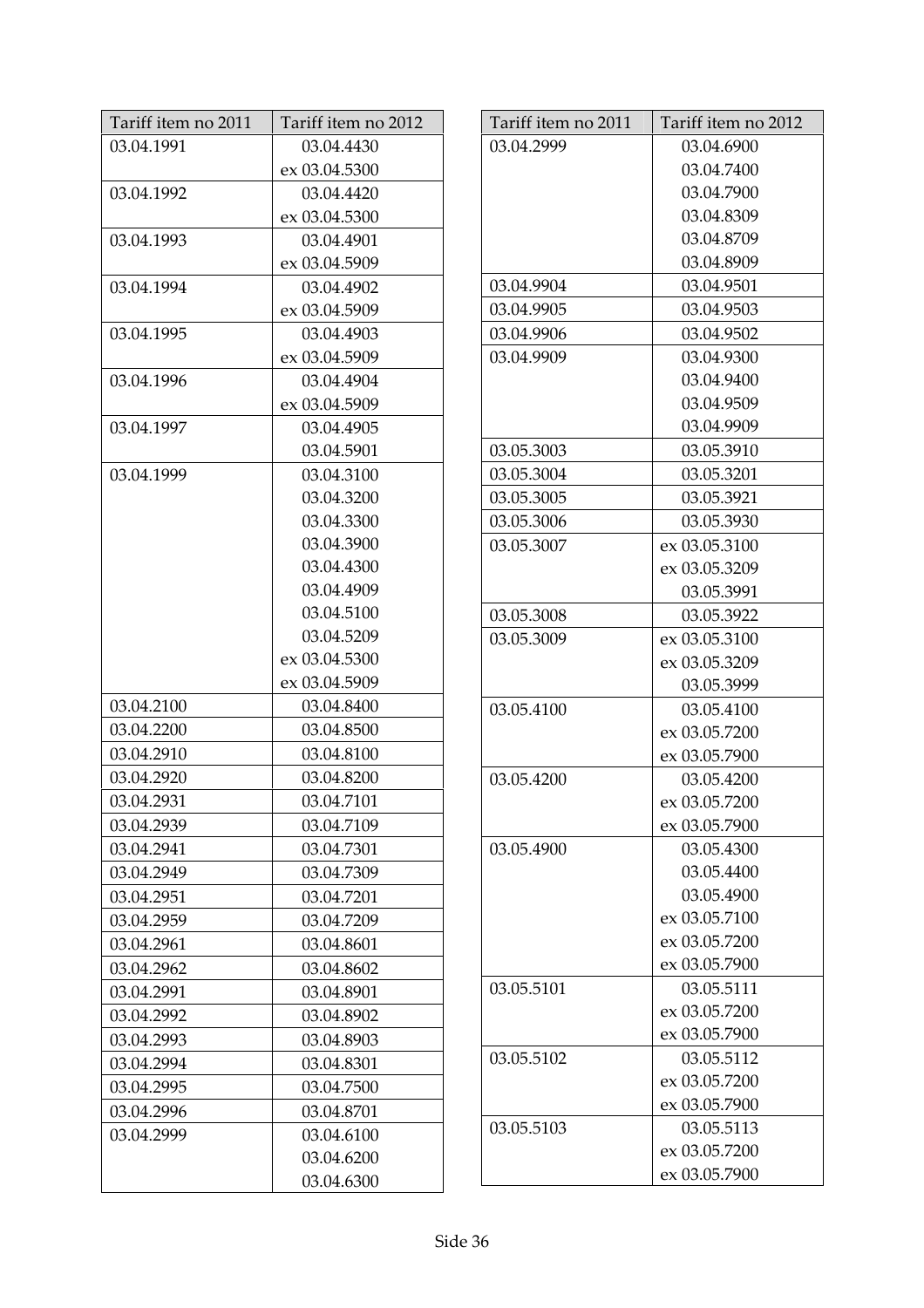| Tariff item no 2011 | Tariff item no 2012 |
|---|---|
| 03.04.1991 | 03.04.4430 |
| | ex 03.04.5300 |
| 03.04.1992 | 03.04.4420 |
| | ex 03.04.5300 |
| 03.04.1993 | 03.04.4901 |
| | ex 03.04.5909 |
| 03.04.1994 | 03.04.4902 |
| | ex 03.04.5909 |
| 03.04.1995 | 03.04.4903 |
| | ex 03.04.5909 |
| 03.04.1996 | 03.04.4904 |
| | ex 03.04.5909 |
| 03.04.1997 | 03.04.4905 |
| | 03.04.5901 |
| 03.04.1999 | 03.04.3100 |
| | 03.04.3200 |
| | 03.04.3300 |
| | 03.04.3900 |
| | 03.04.4300 |
| | 03.04.4909 |
| | 03.04.5100 |
| | 03.04.5209 |
| | ex 03.04.5300 |
| | ex 03.04.5909 |
| 03.04.2100 | 03.04.8400 |
| 03.04.2200 | 03.04.8500 |
| 03.04.2910 | 03.04.8100 |
| 03.04.2920 | 03.04.8200 |
| 03.04.2931 | 03.04.7101 |
| 03.04.2939 | 03.04.7109 |
| 03.04.2941 | 03.04.7301 |
| 03.04.2949 | 03.04.7309 |
| 03.04.2951 | 03.04.7201 |
| 03.04.2959 | 03.04.7209 |
| 03.04.2961 | 03.04.8601 |
| 03.04.2962 | 03.04.8602 |
| 03.04.2991 | 03.04.8901 |
| 03.04.2992 | 03.04.8902 |
| 03.04.2993 | 03.04.8903 |
| 03.04.2994 | 03.04.8301 |
| 03.04.2995 | 03.04.7500 |
| 03.04.2996 | 03.04.8701 |
| 03.04.2999 | 03.04.6100 |
| | 03.04.6200 |
| | 03.04.6300 |

| Tariff item no 2011 | Tariff item no 2012 |
|---|---|
| 03.04.2999 | 03.04.6900 |
| | 03.04.7400 |
| | 03.04.7900 |
| | 03.04.8309 |
| | 03.04.8709 |
| | 03.04.8909 |
| 03.04.9904 | 03.04.9501 |
| 03.04.9905 | 03.04.9503 |
| 03.04.9906 | 03.04.9502 |
| 03.04.9909 | 03.04.9300 |
| | 03.04.9400 |
| | 03.04.9509 |
| | 03.04.9909 |
| 03.05.3003 | 03.05.3910 |
| 03.05.3004 | 03.05.3201 |
| 03.05.3005 | 03.05.3921 |
| 03.05.3006 | 03.05.3930 |
| 03.05.3007 | ex 03.05.3100 |
| | ex 03.05.3209 |
| | 03.05.3991 |
| 03.05.3008 | 03.05.3922 |
| 03.05.3009 | ex 03.05.3100 |
| | ex 03.05.3209 |
| | 03.05.3999 |
| 03.05.4100 | 03.05.4100 |
| | ex 03.05.7200 |
| | ex 03.05.7900 |
| 03.05.4200 | 03.05.4200 |
| | ex 03.05.7200 |
| | ex 03.05.7900 |
| 03.05.4900 | 03.05.4300 |
| | 03.05.4400 |
| | 03.05.4900 |
| | ex 03.05.7100 |
| | ex 03.05.7200 |
| | ex 03.05.7900 |
| 03.05.5101 | 03.05.5111 |
| | ex 03.05.7200 |
| | ex 03.05.7900 |
| 03.05.5102 | 03.05.5112 |
| | ex 03.05.7200 |
| | ex 03.05.7900 |
| 03.05.5103 | 03.05.5113 |
| | ex 03.05.7200 |
| | ex 03.05.7900 |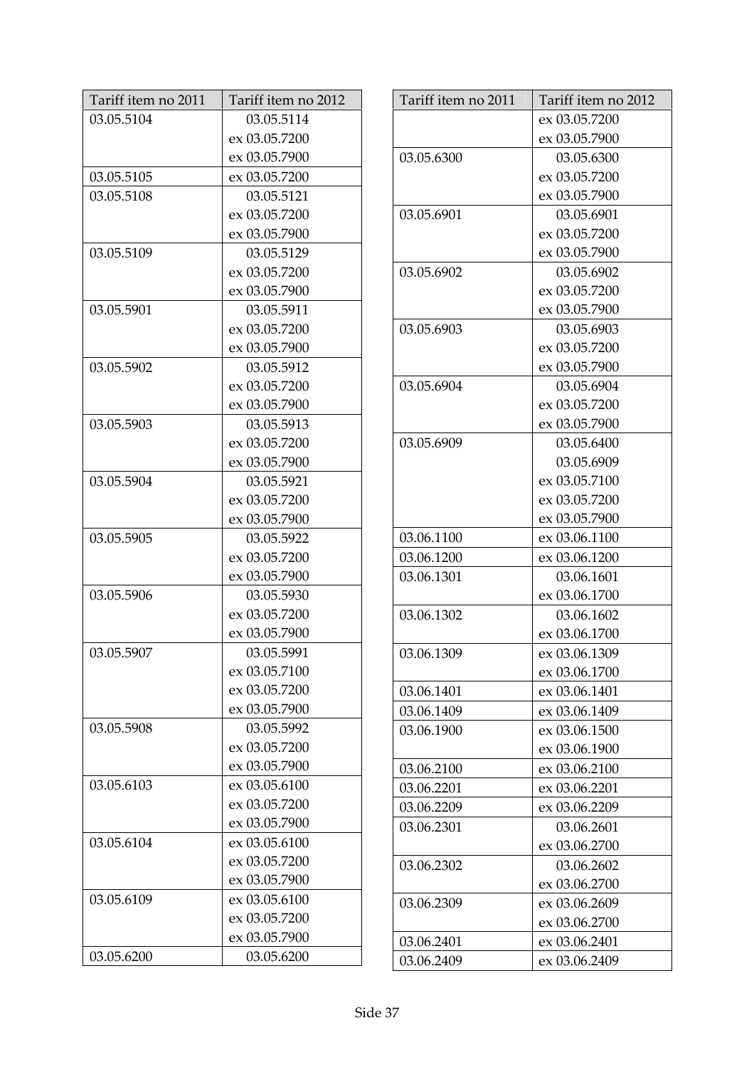| Tariff item no 2011 | Tariff item no 2012 |
|---|---|
| 03.05.5104 | 03.05.5114 |
| | ex 03.05.7200 |
| | ex 03.05.7900 |
| 03.05.5105 | ex 03.05.7200 |
| 03.05.5108 | 03.05.5121 |
| | ex 03.05.7200 |
| | ex 03.05.7900 |
| 03.05.5109 | 03.05.5129 |
| | ex 03.05.7200 |
| | ex 03.05.7900 |
| 03.05.5901 | 03.05.5911 |
| | ex 03.05.7200 |
| | ex 03.05.7900 |
| 03.05.5902 | 03.05.5912 |
| | ex 03.05.7200 |
| | ex 03.05.7900 |
| 03.05.5903 | 03.05.5913 |
| | ex 03.05.7200 |
| | ex 03.05.7900 |
| 03.05.5904 | 03.05.5921 |
| | ex 03.05.7200 |
| | ex 03.05.7900 |
| 03.05.5905 | 03.05.5922 |
| | ex 03.05.7200 |
| | ex 03.05.7900 |
| 03.05.5906 | 03.05.5930 |
| | ex 03.05.7200 |
| | ex 03.05.7900 |
| 03.05.5907 | 03.05.5991 |
| | ex 03.05.7100 |
| | ex 03.05.7200 |
| | ex 03.05.7900 |
| 03.05.5908 | 03.05.5992 |
| | ex 03.05.7200 |
| | ex 03.05.7900 |
| 03.05.6103 | ex 03.05.6100 |
| | ex 03.05.7200 |
| | ex 03.05.7900 |
| 03.05.6104 | ex 03.05.6100 |
| | ex 03.05.7200 |
| | ex 03.05.7900 |
| 03.05.6109 | ex 03.05.6100 |
| | ex 03.05.7200 |
| | ex 03.05.7900 |
| 03.05.6200 | 03.05.6200 |
| | ex 03.05.7200 |
| | ex 03.05.7900 |
| 03.05.6300 | 03.05.6300 |
| | ex 03.05.7200 |
| | ex 03.05.7900 |
| 03.05.6901 | 03.05.6901 |
| | ex 03.05.7200 |
| | ex 03.05.7900 |
| 03.05.6902 | 03.05.6902 |
| | ex 03.05.7200 |
| | ex 03.05.7900 |
| 03.05.6903 | 03.05.6903 |
| | ex 03.05.7200 |
| | ex 03.05.7900 |
| 03.05.6904 | 03.05.6904 |
| | ex 03.05.7200 |
| | ex 03.05.7900 |
| 03.05.6909 | 03.05.6400 |
| | 03.05.6909 |
| | ex 03.05.7100 |
| | ex 03.05.7200 |
| | ex 03.05.7900 |
| 03.06.1100 | ex 03.06.1100 |
| 03.06.1200 | ex 03.06.1200 |
| 03.06.1301 | 03.06.1601 |
| | ex 03.06.1700 |
| 03.06.1302 | 03.06.1602 |
| | ex 03.06.1700 |
| 03.06.1309 | ex 03.06.1309 |
| | ex 03.06.1700 |
| 03.06.1401 | ex 03.06.1401 |
| 03.06.1409 | ex 03.06.1409 |
| 03.06.1900 | ex 03.06.1500 |
| | ex 03.06.1900 |
| 03.06.2100 | ex 03.06.2100 |
| 03.06.2201 | ex 03.06.2201 |
| 03.06.2209 | ex 03.06.2209 |
| 03.06.2301 | 03.06.2601 |
| | ex 03.06.2700 |
| 03.06.2302 | 03.06.2602 |
| | ex 03.06.2700 |
| 03.06.2309 | ex 03.06.2609 |
| | ex 03.06.2700 |
| 03.06.2401 | ex 03.06.2401 |
| 03.06.2409 | ex 03.06.2409 |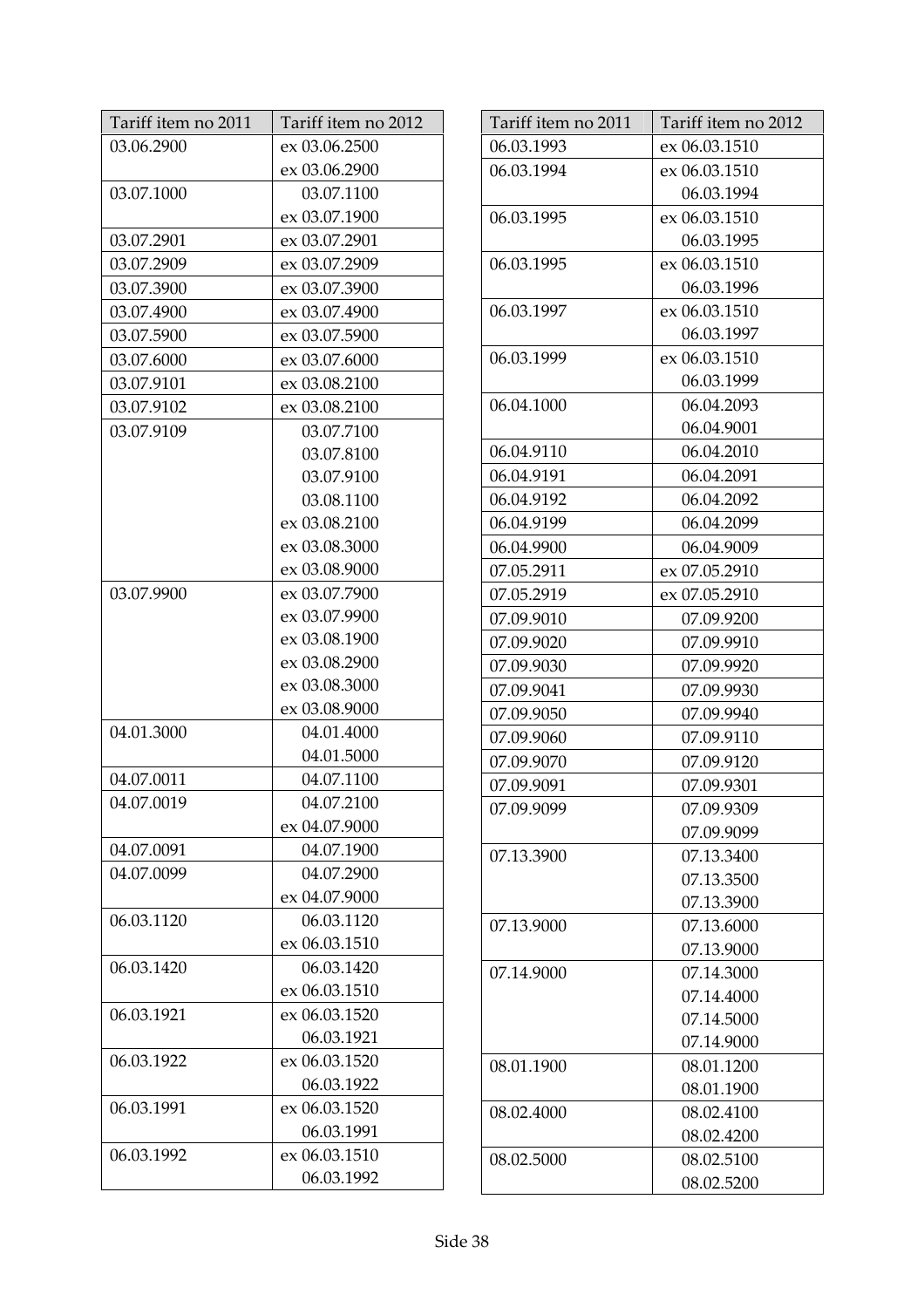| Tariff item no 2011 | Tariff item no 2012 |
|---|---|
| 03.06.2900 | ex 03.06.2500 |
| | ex 03.06.2900 |
| 03.07.1000 | 03.07.1100 |
| | ex 03.07.1900 |
| 03.07.2901 | ex 03.07.2901 |
| 03.07.2909 | ex 03.07.2909 |
| 03.07.3900 | ex 03.07.3900 |
| 03.07.4900 | ex 03.07.4900 |
| 03.07.5900 | ex 03.07.5900 |
| 03.07.6000 | ex 03.07.6000 |
| 03.07.9101 | ex 03.08.2100 |
| 03.07.9102 | ex 03.08.2100 |
| 03.07.9109 | 03.07.7100 |
| | 03.07.8100 |
| | 03.07.9100 |
| | 03.08.1100 |
| | ex 03.08.2100 |
| | ex 03.08.3000 |
| | ex 03.08.9000 |
| 03.07.9900 | ex 03.07.7900 |
| | ex 03.07.9900 |
| | ex 03.08.1900 |
| | ex 03.08.2900 |
| | ex 03.08.3000 |
| | ex 03.08.9000 |
| 04.01.3000 | 04.01.4000 |
| | 04.01.5000 |
| 04.07.0011 | 04.07.1100 |
| 04.07.0019 | 04.07.2100 |
| | ex 04.07.9000 |
| 04.07.0091 | 04.07.1900 |
| 04.07.0099 | 04.07.2900 |
| | ex 04.07.9000 |
| 06.03.1120 | 06.03.1120 |
| | ex 06.03.1510 |
| 06.03.1420 | 06.03.1420 |
| | ex 06.03.1510 |
| 06.03.1921 | ex 06.03.1520 |
| | 06.03.1921 |
| 06.03.1922 | ex 06.03.1520 |
| | 06.03.1922 |
| 06.03.1991 | ex 06.03.1520 |
| | 06.03.1991 |
| 06.03.1992 | ex 06.03.1510 |
| | 06.03.1992 |

| Tariff item no 2011 | Tariff item no 2012 |
|---|---|
| 06.03.1993 | ex 06.03.1510 |
| 06.03.1994 | ex 06.03.1510 |
| | 06.03.1994 |
| 06.03.1995 | ex 06.03.1510 |
| | 06.03.1995 |
| 06.03.1995 | ex 06.03.1510 |
| | 06.03.1996 |
| 06.03.1997 | ex 06.03.1510 |
| | 06.03.1997 |
| 06.03.1999 | ex 06.03.1510 |
| | 06.03.1999 |
| 06.04.1000 | 06.04.2093 |
| | 06.04.9001 |
| 06.04.9110 | 06.04.2010 |
| 06.04.9191 | 06.04.2091 |
| 06.04.9192 | 06.04.2092 |
| 06.04.9199 | 06.04.2099 |
| 06.04.9900 | 06.04.9009 |
| 07.05.2911 | ex 07.05.2910 |
| 07.05.2919 | ex 07.05.2910 |
| 07.09.9010 | 07.09.9200 |
| 07.09.9020 | 07.09.9910 |
| 07.09.9030 | 07.09.9920 |
| 07.09.9041 | 07.09.9930 |
| 07.09.9050 | 07.09.9940 |
| 07.09.9060 | 07.09.9110 |
| 07.09.9070 | 07.09.9120 |
| 07.09.9091 | 07.09.9301 |
| 07.09.9099 | 07.09.9309 |
| | 07.09.9099 |
| 07.13.3900 | 07.13.3400 |
| | 07.13.3500 |
| | 07.13.3900 |
| 07.13.9000 | 07.13.6000 |
| | 07.13.9000 |
| 07.14.9000 | 07.14.3000 |
| | 07.14.4000 |
| | 07.14.5000 |
| | 07.14.9000 |
| 08.01.1900 | 08.01.1200 |
| | 08.01.1900 |
| 08.02.4000 | 08.02.4100 |
| | 08.02.4200 |
| 08.02.5000 | 08.02.5100 |
| | 08.02.5200 |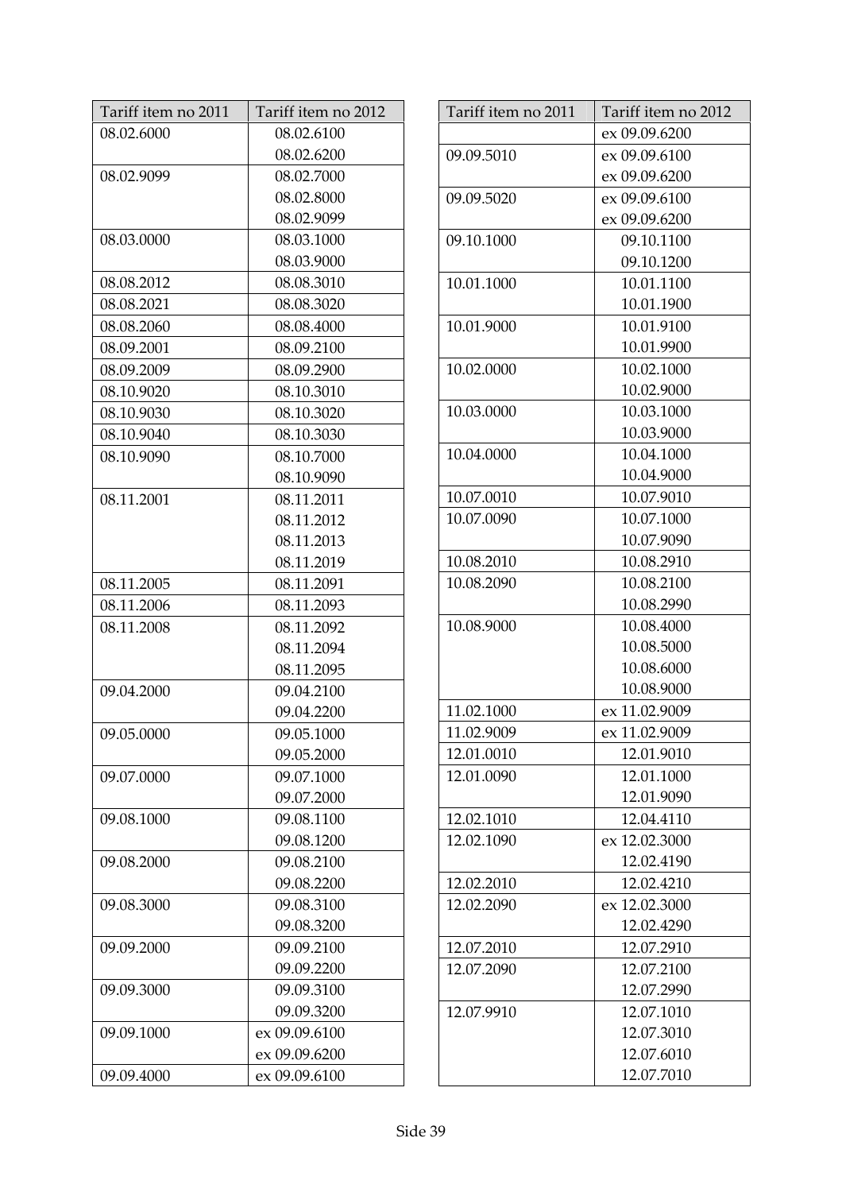| Tariff item no 2011 | Tariff item no 2012 |
|---|---|
| 08.02.6000 | 08.02.6100 |
| | 08.02.6200 |
| 08.02.9099 | 08.02.7000 |
| | 08.02.8000 |
| | 08.02.9099 |
| 08.03.0000 | 08.03.1000 |
| | 08.03.9000 |
| 08.08.2012 | 08.08.3010 |
| 08.08.2021 | 08.08.3020 |
| 08.08.2060 | 08.08.4000 |
| 08.09.2001 | 08.09.2100 |
| 08.09.2009 | 08.09.2900 |
| 08.10.9020 | 08.10.3010 |
| 08.10.9030 | 08.10.3020 |
| 08.10.9040 | 08.10.3030 |
| 08.10.9090 | 08.10.7000 |
| | 08.10.9090 |
| 08.11.2001 | 08.11.2011 |
| | 08.11.2012 |
| | 08.11.2013 |
| | 08.11.2019 |
| 08.11.2005 | 08.11.2091 |
| 08.11.2006 | 08.11.2093 |
| 08.11.2008 | 08.11.2092 |
| | 08.11.2094 |
| | 08.11.2095 |
| 09.04.2000 | 09.04.2100 |
| | 09.04.2200 |
| 09.05.0000 | 09.05.1000 |
| | 09.05.2000 |
| 09.07.0000 | 09.07.1000 |
| | 09.07.2000 |
| 09.08.1000 | 09.08.1100 |
| | 09.08.1200 |
| 09.08.2000 | 09.08.2100 |
| | 09.08.2200 |
| 09.08.3000 | 09.08.3100 |
| | 09.08.3200 |
| 09.09.2000 | 09.09.2100 |
| | 09.09.2200 |
| 09.09.3000 | 09.09.3100 |
| | 09.09.3200 |
| 09.09.1000 | ex 09.09.6100 |
| | ex 09.09.6200 |
| 09.09.4000 | ex 09.09.6100 |
| | ex 09.09.6200 |
| 09.09.5010 | ex 09.09.6100 |
| | ex 09.09.6200 |
| 09.09.5020 | ex 09.09.6100 |
| | ex 09.09.6200 |
| 09.10.1000 | 09.10.1100 |
| | 09.10.1200 |
| 10.01.1000 | 10.01.1100 |
| | 10.01.1900 |
| 10.01.9000 | 10.01.9100 |
| | 10.01.9900 |
| 10.02.0000 | 10.02.1000 |
| | 10.02.9000 |
| 10.03.0000 | 10.03.1000 |
| | 10.03.9000 |
| 10.04.0000 | 10.04.1000 |
| | 10.04.9000 |
| 10.07.0010 | 10.07.9010 |
| 10.07.0090 | 10.07.1000 |
| | 10.07.9090 |
| 10.08.2010 | 10.08.2910 |
| 10.08.2090 | 10.08.2100 |
| | 10.08.2990 |
| 10.08.9000 | 10.08.4000 |
| | 10.08.5000 |
| | 10.08.6000 |
| | 10.08.9000 |
| 11.02.1000 | ex 11.02.9009 |
| 11.02.9009 | ex 11.02.9009 |
| 12.01.0010 | 12.01.9010 |
| 12.01.0090 | 12.01.1000 |
| | 12.01.9090 |
| 12.02.1010 | 12.04.4110 |
| 12.02.1090 | ex 12.02.3000 |
| | 12.02.4190 |
| 12.02.2010 | 12.02.4210 |
| 12.02.2090 | ex 12.02.3000 |
| | 12.02.4290 |
| 12.07.2010 | 12.07.2910 |
| 12.07.2090 | 12.07.2100 |
| | 12.07.2990 |
| 12.07.9910 | 12.07.1010 |
| | 12.07.3010 |
| | 12.07.6010 |
| | 12.07.7010 |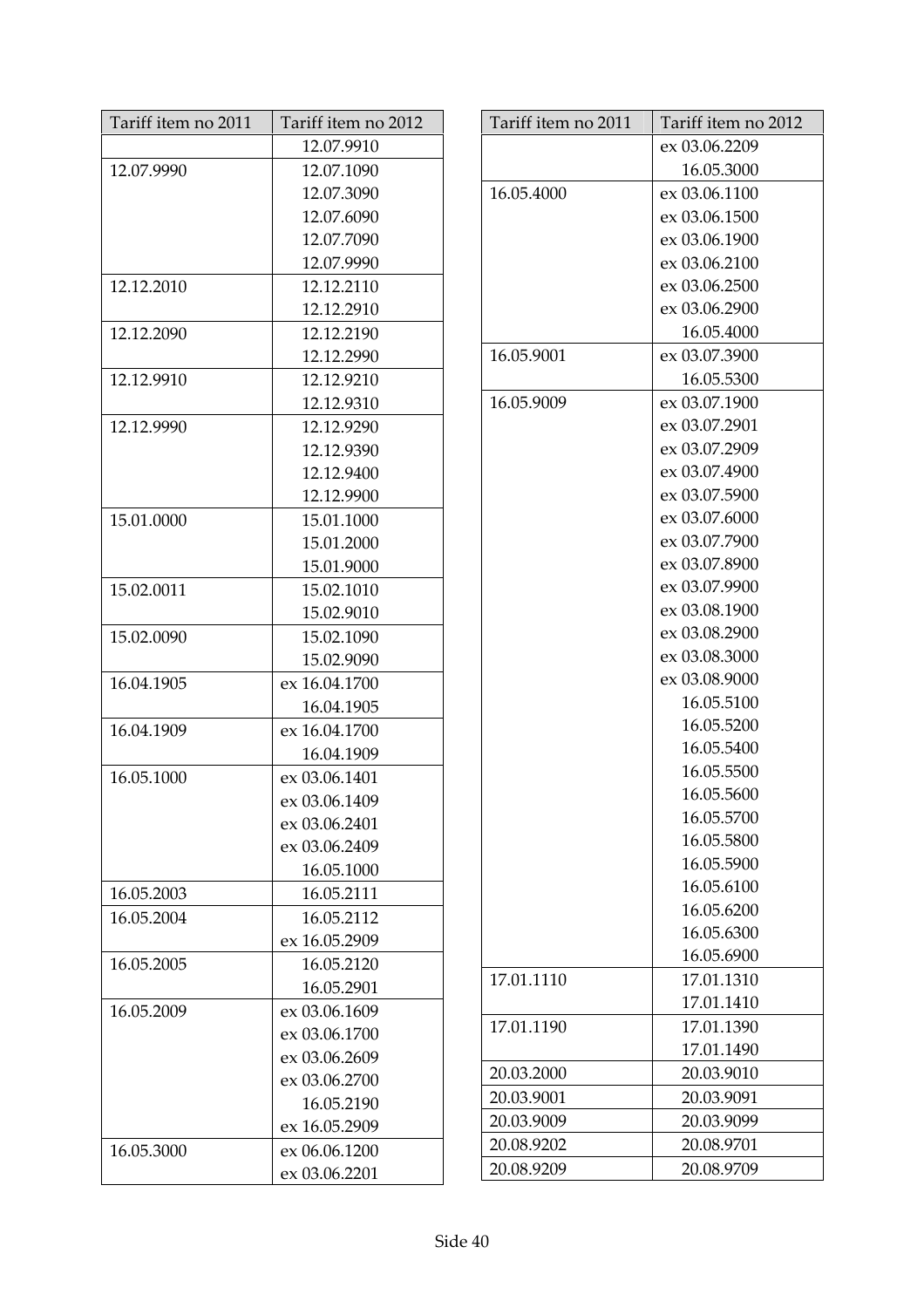| Tariff item no 2011 | Tariff item no 2012 |
|---|---|
| | 12.07.9910 |
| 12.07.9990 | 12.07.1090 |
| | 12.07.3090 |
| | 12.07.6090 |
| | 12.07.7090 |
| | 12.07.9990 |
| 12.12.2010 | 12.12.2110 |
| | 12.12.2910 |
| 12.12.2090 | 12.12.2190 |
| | 12.12.2990 |
| 12.12.9910 | 12.12.9210 |
| | 12.12.9310 |
| 12.12.9990 | 12.12.9290 |
| | 12.12.9390 |
| | 12.12.9400 |
| | 12.12.9900 |
| 15.01.0000 | 15.01.1000 |
| | 15.01.2000 |
| | 15.01.9000 |
| 15.02.0011 | 15.02.1010 |
| | 15.02.9010 |
| 15.02.0090 | 15.02.1090 |
| | 15.02.9090 |
| 16.04.1905 | ex 16.04.1700 |
| | 16.04.1905 |
| 16.04.1909 | ex 16.04.1700 |
| | 16.04.1909 |
| 16.05.1000 | ex 03.06.1401 |
| | ex 03.06.1409 |
| | ex 03.06.2401 |
| | ex 03.06.2409 |
| | 16.05.1000 |
| 16.05.2003 | 16.05.2111 |
| 16.05.2004 | 16.05.2112 |
| | ex 16.05.2909 |
| 16.05.2005 | 16.05.2120 |
| | 16.05.2901 |
| 16.05.2009 | ex 03.06.1609 |
| | ex 03.06.1700 |
| | ex 03.06.2609 |
| | ex 03.06.2700 |
| | 16.05.2190 |
| | ex 16.05.2909 |
| 16.05.3000 | ex 06.06.1200 |
| | ex 03.06.2201 |
| | ex 03.06.2209 |
| | 16.05.3000 |
| 16.05.4000 | ex 03.06.1100 |
| | ex 03.06.1500 |
| | ex 03.06.1900 |
| | ex 03.06.2100 |
| | ex 03.06.2500 |
| | ex 03.06.2900 |
| | 16.05.4000 |
| 16.05.9001 | ex 03.07.3900 |
| | 16.05.5300 |
| 16.05.9009 | ex 03.07.1900 |
| | ex 03.07.2901 |
| | ex 03.07.2909 |
| | ex 03.07.4900 |
| | ex 03.07.5900 |
| | ex 03.07.6000 |
| | ex 03.07.7900 |
| | ex 03.07.8900 |
| | ex 03.07.9900 |
| | ex 03.08.1900 |
| | ex 03.08.2900 |
| | ex 03.08.3000 |
| | ex 03.08.9000 |
| | 16.05.5100 |
| | 16.05.5200 |
| | 16.05.5400 |
| | 16.05.5500 |
| | 16.05.5600 |
| | 16.05.5700 |
| | 16.05.5800 |
| | 16.05.5900 |
| | 16.05.6100 |
| | 16.05.6200 |
| | 16.05.6300 |
| | 16.05.6900 |
| 17.01.1110 | 17.01.1310 |
| | 17.01.1410 |
| 17.01.1190 | 17.01.1390 |
| | 17.01.1490 |
| 20.03.2000 | 20.03.9010 |
| 20.03.9001 | 20.03.9091 |
| 20.03.9009 | 20.03.9099 |
| 20.08.9202 | 20.08.9701 |
| 20.08.9209 | 20.08.9709 |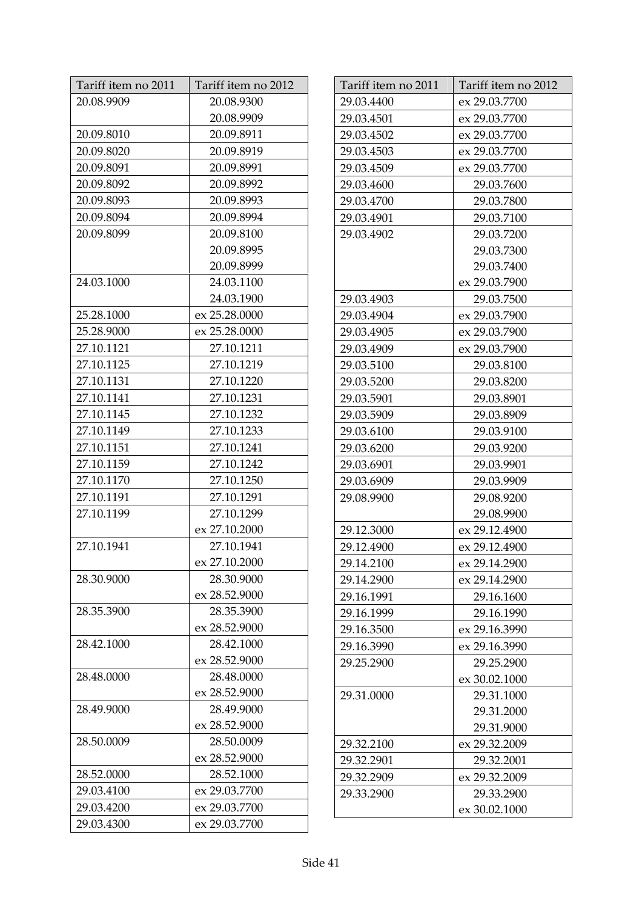| Tariff item no 2011 | Tariff item no 2012 |
|---|---|
| 20.08.9909 | 20.08.9300 |
| | 20.08.9909 |
| 20.09.8010 | 20.09.8911 |
| 20.09.8020 | 20.09.8919 |
| 20.09.8091 | 20.09.8991 |
| 20.09.8092 | 20.09.8992 |
| 20.09.8093 | 20.09.8993 |
| 20.09.8094 | 20.09.8994 |
| 20.09.8099 | 20.09.8100 |
| | 20.09.8995 |
| | 20.09.8999 |
| 24.03.1000 | 24.03.1100 |
| | 24.03.1900 |
| 25.28.1000 | ex 25.28.0000 |
| 25.28.9000 | ex 25.28.0000 |
| 27.10.1121 | 27.10.1211 |
| 27.10.1125 | 27.10.1219 |
| 27.10.1131 | 27.10.1220 |
| 27.10.1141 | 27.10.1231 |
| 27.10.1145 | 27.10.1232 |
| 27.10.1149 | 27.10.1233 |
| 27.10.1151 | 27.10.1241 |
| 27.10.1159 | 27.10.1242 |
| 27.10.1170 | 27.10.1250 |
| 27.10.1191 | 27.10.1291 |
| 27.10.1199 | 27.10.1299 |
| | ex 27.10.2000 |
| 27.10.1941 | 27.10.1941 |
| | ex 27.10.2000 |
| 28.30.9000 | 28.30.9000 |
| | ex 28.52.9000 |
| 28.35.3900 | 28.35.3900 |
| | ex 28.52.9000 |
| 28.42.1000 | 28.42.1000 |
| | ex 28.52.9000 |
| 28.48.0000 | 28.48.0000 |
| | ex 28.52.9000 |
| 28.49.9000 | 28.49.9000 |
| | ex 28.52.9000 |
| 28.50.0009 | 28.50.0009 |
| | ex 28.52.9000 |
| 28.52.0000 | 28.52.1000 |
| 29.03.4100 | ex 29.03.7700 |
| 29.03.4200 | ex 29.03.7700 |
| 29.03.4300 | ex 29.03.7700 |

| Tariff item no 2011 | Tariff item no 2012 |
|---|---|
| 29.03.4400 | ex 29.03.7700 |
| 29.03.4501 | ex 29.03.7700 |
| 29.03.4502 | ex 29.03.7700 |
| 29.03.4503 | ex 29.03.7700 |
| 29.03.4509 | ex 29.03.7700 |
| 29.03.4600 | 29.03.7600 |
| 29.03.4700 | 29.03.7800 |
| 29.03.4901 | 29.03.7100 |
| 29.03.4902 | 29.03.7200 |
| | 29.03.7300 |
| | 29.03.7400 |
| | ex 29.03.7900 |
| 29.03.4903 | 29.03.7500 |
| 29.03.4904 | ex 29.03.7900 |
| 29.03.4905 | ex 29.03.7900 |
| 29.03.4909 | ex 29.03.7900 |
| 29.03.5100 | 29.03.8100 |
| 29.03.5200 | 29.03.8200 |
| 29.03.5901 | 29.03.8901 |
| 29.03.5909 | 29.03.8909 |
| 29.03.6100 | 29.03.9100 |
| 29.03.6200 | 29.03.9200 |
| 29.03.6901 | 29.03.9901 |
| 29.03.6909 | 29.03.9909 |
| 29.08.9900 | 29.08.9200 |
| | 29.08.9900 |
| 29.12.3000 | ex 29.12.4900 |
| 29.12.4900 | ex 29.12.4900 |
| 29.14.2100 | ex 29.14.2900 |
| 29.14.2900 | ex 29.14.2900 |
| 29.16.1991 | 29.16.1600 |
| 29.16.1999 | 29.16.1990 |
| 29.16.3500 | ex 29.16.3990 |
| 29.16.3990 | ex 29.16.3990 |
| 29.25.2900 | 29.25.2900 |
| | ex 30.02.1000 |
| 29.31.0000 | 29.31.1000 |
| | 29.31.2000 |
| | 29.31.9000 |
| 29.32.2100 | ex 29.32.2009 |
| 29.32.2901 | 29.32.2001 |
| 29.32.2909 | ex 29.32.2009 |
| 29.33.2900 | 29.33.2900 |
| | ex 30.02.1000 |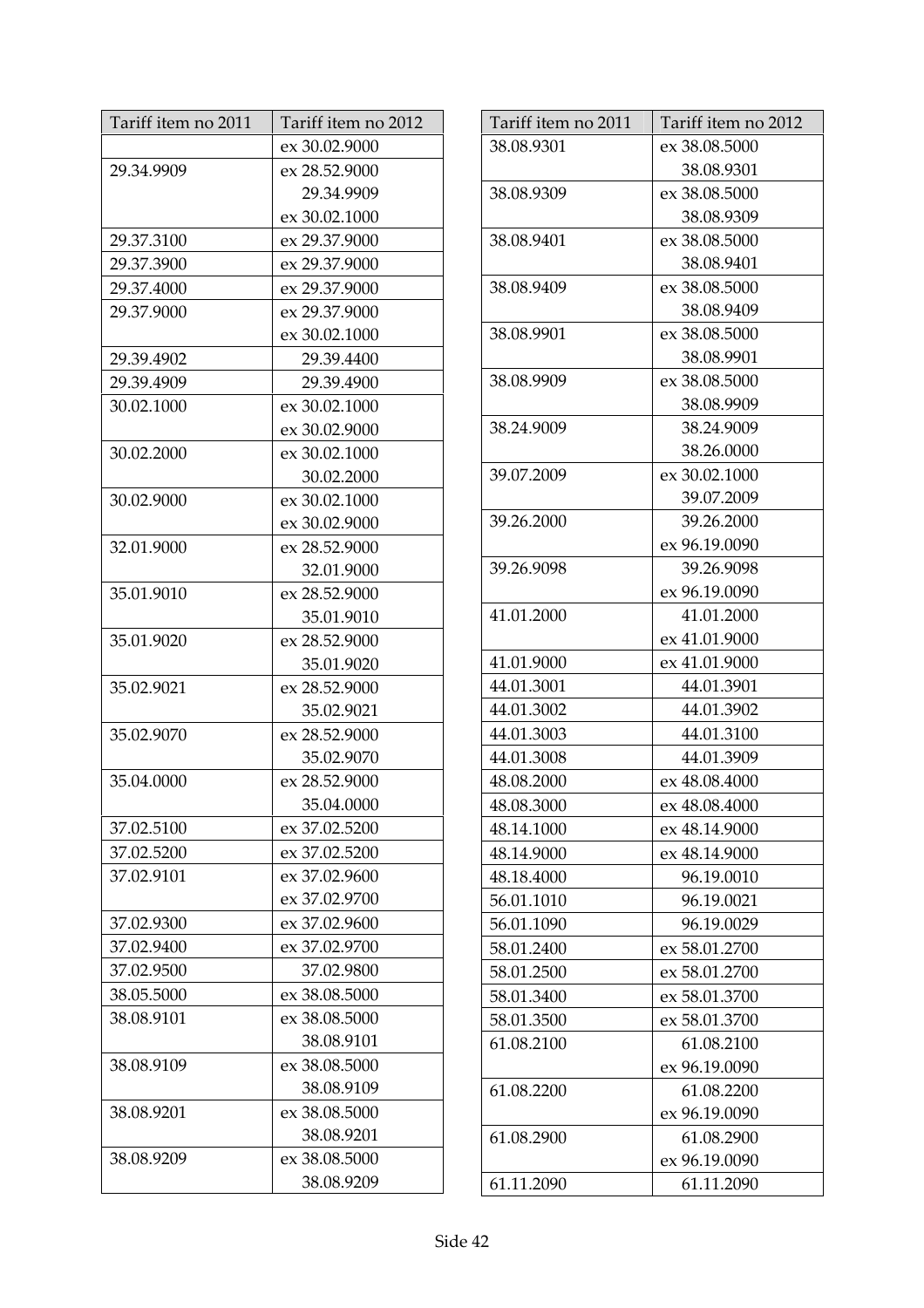| Tariff item no 2011 | Tariff item no 2012 |
|---|---|
| | ex 30.02.9000 |
| 29.34.9909 | ex 28.52.9000<br>29.34.9909<br>ex 30.02.1000 |
| 29.37.3100 | ex 29.37.9000 |
| 29.37.3900 | ex 29.37.9000 |
| 29.37.4000 | ex 29.37.9000 |
| 29.37.9000 | ex 29.37.9000<br>ex 30.02.1000 |
| 29.39.4902 | 29.39.4400 |
| 29.39.4909 | 29.39.4900 |
| 30.02.1000 | ex 30.02.1000<br>ex 30.02.9000 |
| 30.02.2000 | ex 30.02.1000<br>30.02.2000 |
| 30.02.9000 | ex 30.02.1000<br>ex 30.02.9000 |
| 32.01.9000 | ex 28.52.9000<br>32.01.9000 |
| 35.01.9010 | ex 28.52.9000<br>35.01.9010 |
| 35.01.9020 | ex 28.52.9000<br>35.01.9020 |
| 35.02.9021 | ex 28.52.9000<br>35.02.9021 |
| 35.02.9070 | ex 28.52.9000<br>35.02.9070 |
| 35.04.0000 | ex 28.52.9000<br>35.04.0000 |
| 37.02.5100 | ex 37.02.5200 |
| 37.02.5200 | ex 37.02.5200 |
| 37.02.9101 | ex 37.02.9600<br>ex 37.02.9700 |
| 37.02.9300 | ex 37.02.9600 |
| 37.02.9400 | ex 37.02.9700 |
| 37.02.9500 | 37.02.9800 |
| 38.05.5000 | ex 38.08.5000 |
| 38.08.9101 | ex 38.08.5000<br>38.08.9101 |
| 38.08.9109 | ex 38.08.5000<br>38.08.9109 |
| 38.08.9201 | ex 38.08.5000<br>38.08.9201 |
| 38.08.9209 | ex 38.08.5000<br>38.08.9209 |
| 38.08.9301 | ex 38.08.5000<br>38.08.9301 |
| 38.08.9309 | ex 38.08.5000<br>38.08.9309 |
| 38.08.9401 | ex 38.08.5000<br>38.08.9401 |
| 38.08.9409 | ex 38.08.5000<br>38.08.9409 |
| 38.08.9901 | ex 38.08.5000<br>38.08.9901 |
| 38.08.9909 | ex 38.08.5000<br>38.08.9909 |
| 38.24.9009 | 38.24.9009<br>38.26.0000 |
| 39.07.2009 | ex 30.02.1000<br>39.07.2009 |
| 39.26.2000 | 39.26.2000<br>ex 96.19.0090 |
| 39.26.9098 | 39.26.9098<br>ex 96.19.0090 |
| 41.01.2000 | 41.01.2000<br>ex 41.01.9000 |
| 41.01.9000 | ex 41.01.9000 |
| 44.01.3001 | 44.01.3901 |
| 44.01.3002 | 44.01.3902 |
| 44.01.3003 | 44.01.3100 |
| 44.01.3008 | 44.01.3909 |
| 48.08.2000 | ex 48.08.4000 |
| 48.08.3000 | ex 48.08.4000 |
| 48.14.1000 | ex 48.14.9000 |
| 48.14.9000 | ex 48.14.9000 |
| 48.18.4000 | 96.19.0010 |
| 56.01.1010 | 96.19.0021 |
| 56.01.1090 | 96.19.0029 |
| 58.01.2400 | ex 58.01.2700 |
| 58.01.2500 | ex 58.01.2700 |
| 58.01.3400 | ex 58.01.3700 |
| 58.01.3500 | ex 58.01.3700 |
| 61.08.2100 | 61.08.2100<br>ex 96.19.0090 |
| 61.08.2200 | 61.08.2200<br>ex 96.19.0090 |
| 61.08.2900 | 61.08.2900<br>ex 96.19.0090 |
| 61.11.2090 | 61.11.2090 |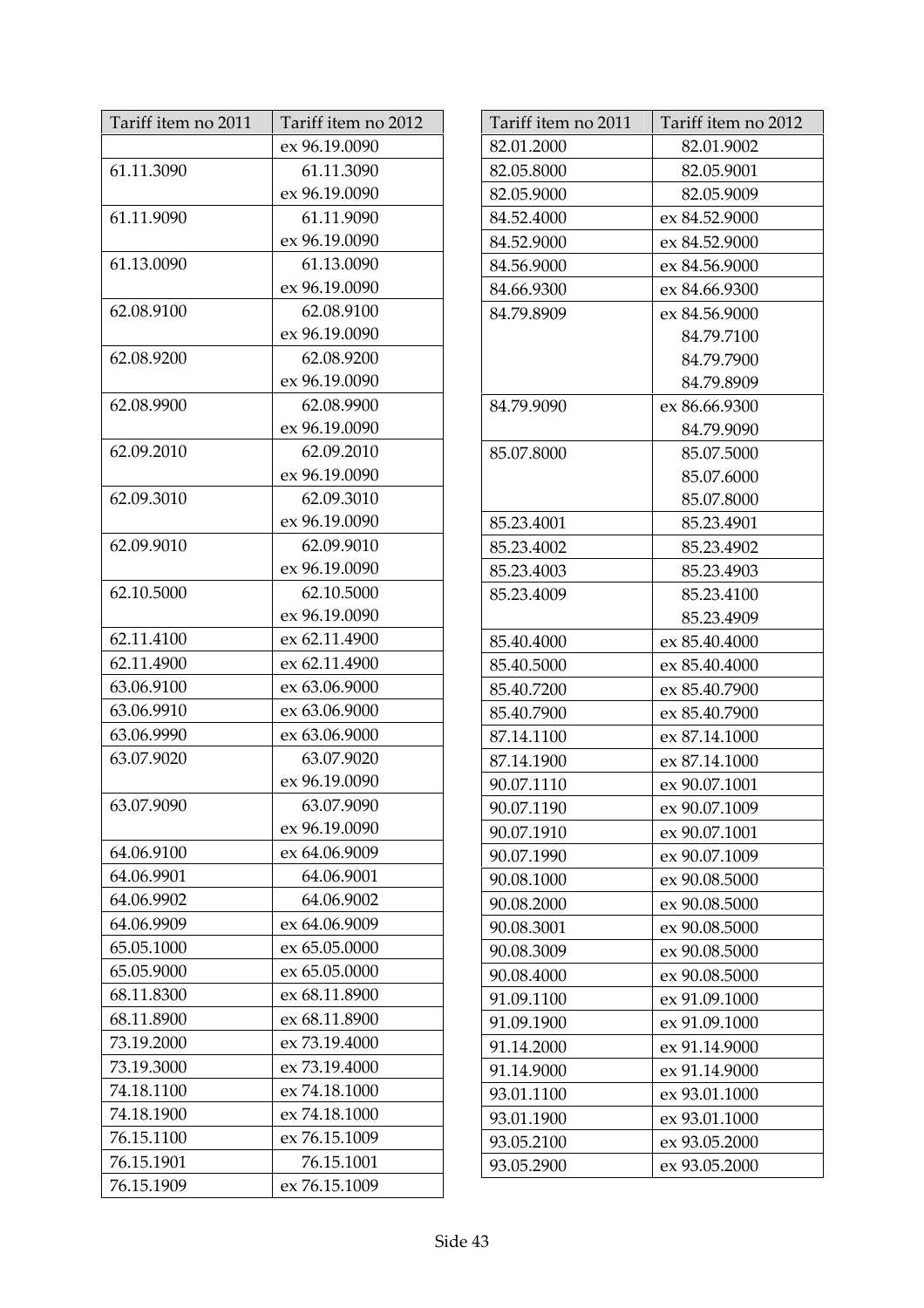| Tariff item no 2011 | Tariff item no 2012 |
|---|---|
| | ex 96.19.0090 |
| 61.11.3090 | 61.11.3090<br>ex 96.19.0090 |
| 61.11.9090 | 61.11.9090<br>ex 96.19.0090 |
| 61.13.0090 | 61.13.0090<br>ex 96.19.0090 |
| 62.08.9100 | 62.08.9100<br>ex 96.19.0090 |
| 62.08.9200 | 62.08.9200<br>ex 96.19.0090 |
| 62.08.9900 | 62.08.9900<br>ex 96.19.0090 |
| 62.09.2010 | 62.09.2010<br>ex 96.19.0090 |
| 62.09.3010 | 62.09.3010<br>ex 96.19.0090 |
| 62.09.9010 | 62.09.9010<br>ex 96.19.0090 |
| 62.10.5000 | 62.10.5000<br>ex 96.19.0090 |
| 62.11.4100 | ex 62.11.4900 |
| 62.11.4900 | ex 62.11.4900 |
| 63.06.9100 | ex 63.06.9000 |
| 63.06.9910 | ex 63.06.9000 |
| 63.06.9990 | ex 63.06.9000 |
| 63.07.9020 | 63.07.9020<br>ex 96.19.0090 |
| 63.07.9090 | 63.07.9090<br>ex 96.19.0090 |
| 64.06.9100 | ex 64.06.9009 |
| 64.06.9901 | 64.06.9001 |
| 64.06.9902 | 64.06.9002 |
| 64.06.9909 | ex 64.06.9009 |
| 65.05.1000 | ex 65.05.0000 |
| 65.05.9000 | ex 65.05.0000 |
| 68.11.8300 | ex 68.11.8900 |
| 68.11.8900 | ex 68.11.8900 |
| 73.19.2000 | ex 73.19.4000 |
| 73.19.3000 | ex 73.19.4000 |
| 74.18.1100 | ex 74.18.1000 |
| 74.18.1900 | ex 74.18.1000 |
| 76.15.1100 | ex 76.15.1009 |
| 76.15.1901 | 76.15.1001 |
| 76.15.1909 | ex 76.15.1009 |

| Tariff item no 2011 | Tariff item no 2012 |
|---|---|
| 82.01.2000 | 82.01.9002 |
| 82.05.8000 | 82.05.9001 |
| 82.05.9000 | 82.05.9009 |
| 84.52.4000 | ex 84.52.9000 |
| 84.52.9000 | ex 84.52.9000 |
| 84.56.9000 | ex 84.56.9000 |
| 84.66.9300 | ex 84.66.9300 |
| 84.79.8909 | ex 84.56.9000<br>84.79.7100<br>84.79.7900<br>84.79.8909 |
| 84.79.9090 | ex 86.66.9300<br>84.79.9090 |
| 85.07.8000 | 85.07.5000<br>85.07.6000<br>85.07.8000 |
| 85.23.4001 | 85.23.4901 |
| 85.23.4002 | 85.23.4902 |
| 85.23.4003 | 85.23.4903 |
| 85.23.4009 | 85.23.4100<br>85.23.4909 |
| 85.40.4000 | ex 85.40.4000 |
| 85.40.5000 | ex 85.40.4000 |
| 85.40.7200 | ex 85.40.7900 |
| 85.40.7900 | ex 85.40.7900 |
| 87.14.1100 | ex 87.14.1000 |
| 87.14.1900 | ex 87.14.1000 |
| 90.07.1110 | ex 90.07.1001 |
| 90.07.1190 | ex 90.07.1009 |
| 90.07.1910 | ex 90.07.1001 |
| 90.07.1990 | ex 90.07.1009 |
| 90.08.1000 | ex 90.08.5000 |
| 90.08.2000 | ex 90.08.5000 |
| 90.08.3001 | ex 90.08.5000 |
| 90.08.3009 | ex 90.08.5000 |
| 90.08.4000 | ex 90.08.5000 |
| 91.09.1100 | ex 91.09.1000 |
| 91.09.1900 | ex 91.09.1000 |
| 91.14.2000 | ex 91.14.9000 |
| 91.14.9000 | ex 91.14.9000 |
| 93.01.1100 | ex 93.01.1000 |
| 93.01.1900 | ex 93.01.1000 |
| 93.05.2100 | ex 93.05.2000 |
| 93.05.2900 | ex 93.05.2000 |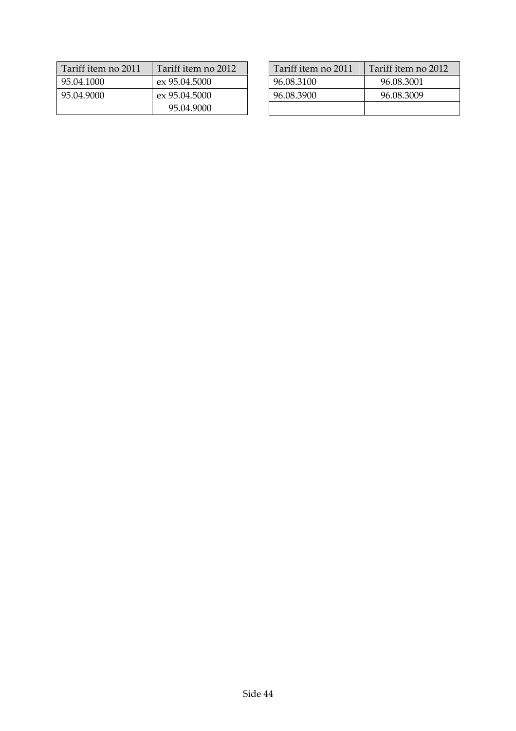| Tariff item no 2011 | Tariff item no 2012 |
|---|---|
| 95.04.1000 | ex 95.04.5000 |
| 95.04.9000 | ex 95.04.5000<br>95.04.9000 |

| Tariff item no 2011 | Tariff item no 2012 |
|---|---|
| 96.08.3100 | 96.08.3001 |
| 96.08.3900 | 96.08.3009 |
| | |